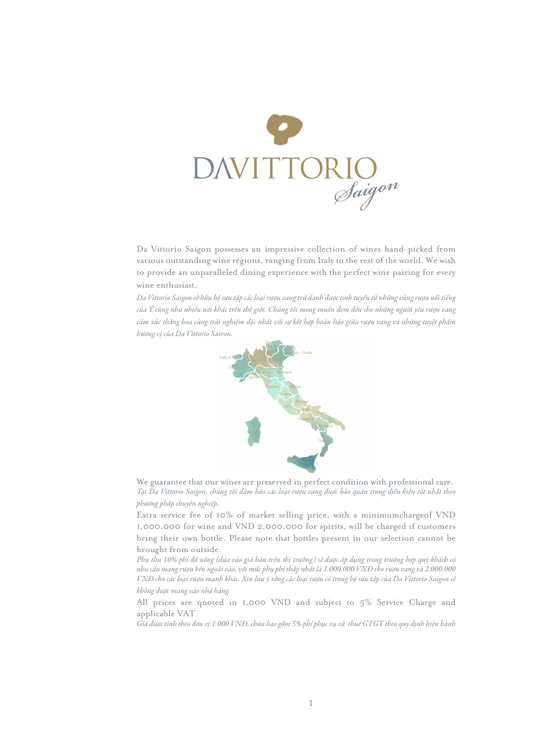# DAVITTORIO Saigon

Da Vittorio Saigon possesses an impressive collection of wines hand-picked from various outstanding wine regions, ranging from Italy to the rest of the world. We wish to provide an unparalleled dining experience with the perfect wine pairing for every wine enthusiast.

*Da Vittorio Saigon sở hữu bộ sưu tập các loại rượu vang trứ danh được tinh tuyển từ những vùng rượu nổi tiếng của Ý cũng như nhiều nơi khác trên thế giới. Chúng tôi mong muốn đem đến cho những người yêu rượu vang cảm xúc thăng hoa cùng trải nghiệm độc nhất với sự kết hợp hoàn hảo giữa rượu vang và những tuyệt phẩm hương vị của Da Vittorio Saigon.*

We guarantee that our wines are preserved in perfect condition with professional care.

*Tại Da Vittorio Saigon, chúng tôi đảm bảo các loại rượu vang được bảo quản trong điều kiện tốt nhất theo phương pháp chuyên nghiệp.*

Extra service fee of 10% of market selling price, with a minimumchargeof VND 1,000,000 for wine and VND 2,000,000 for spirits, will be charged if customers bring their own bottle. Please note that bottles present in our selection cannot be brought from outside.

*Phụ thu 10% phí đồ uống (dựa vào giá bán trên thị trường) sẽ được áp dụng trong trường hợp quý khách có nhu cầu mang rượu bên ngoài vào, với mức phụ phí thấp nhất là 1.000.000 VNĐ cho rượu vang và 2.000.000 VNĐ cho các loại rượu mạnh khác. Xin lưu ý rằng các loại rượu có trong bộ sưu tập của Da Vittorio Saigon sẽ không được mang vào nhà hàng.*

All prices are quoted in 1,000 VND and subject to 5% Service Charge and applicable VAT

*Giá được tính theo đơn vị 1.000 VNĐ, chưa bao gồm 5% phí phục vụ và thuế GTGT theo quy định hiện hành*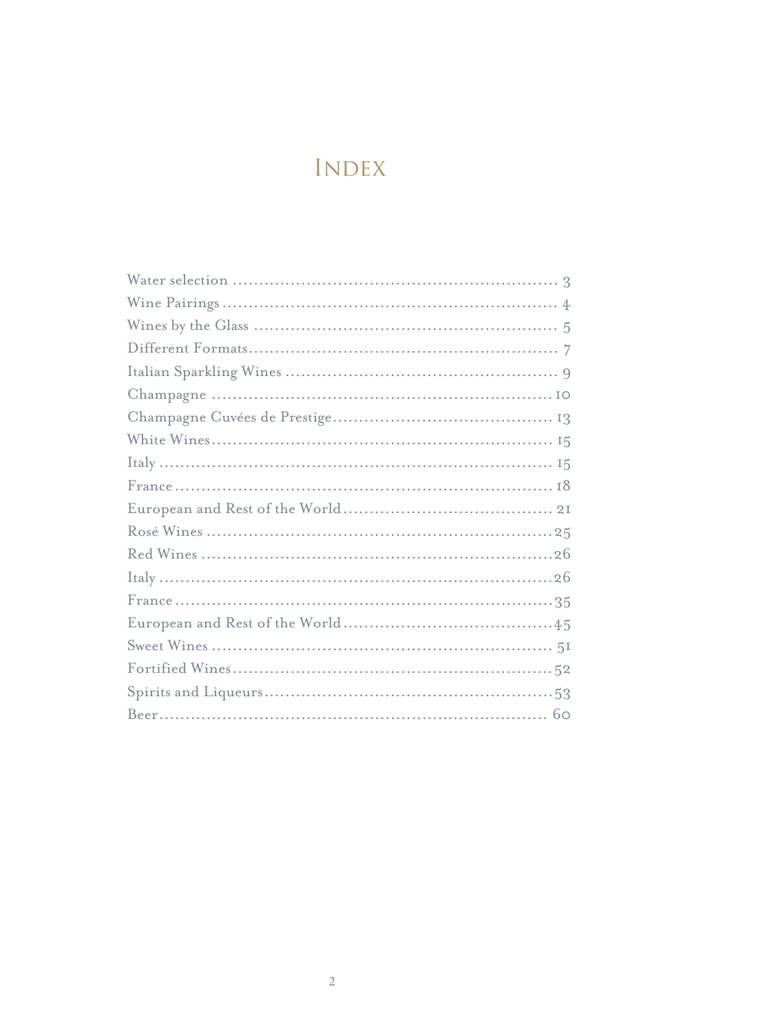# Index

Water selection ............................................................ 3
Wine Pairings ............................................................... 4
Wines by the Glass ........................................................ 5
Different Formats .......................................................... 7
Italian Sparkling Wines .................................................. 9
Champagne ................................................................... 10
Champagne Cuvées de Prestige ..................................... 13
White Wines ................................................................. 15
Italy ............................................................................. 15
France .......................................................................... 18
European and Rest of the World .................................... 21
Rosé Wines .................................................................. 25
Red Wines .................................................................... 26
Italy ............................................................................. 26
France .......................................................................... 35
European and Rest of the World .................................... 45
Sweet Wines ................................................................. 51
Fortified Wines ............................................................. 52
Spirits and Liqueurs ...................................................... 53
Beer ............................................................................. 60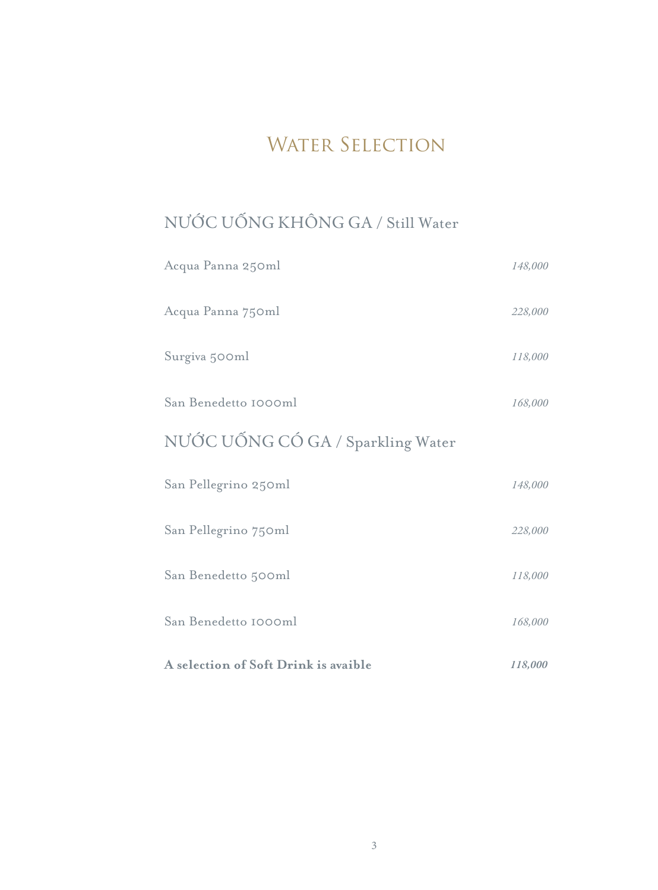# Water Selection

## NƯỚC UỐNG KHÔNG GA / Still Water

| Item | Price |
|---|---|
| Acqua Panna 250ml | *148,000* |
| Acqua Panna 750ml | *228,000* |
| Surgiva 500ml | *118,000* |
| San Benedetto 1000ml | *168,000* |

## NƯỚC UỐNG CÓ GA / Sparkling Water

| Item | Price |
|---|---|
| San Pellegrino 250ml | *148,000* |
| San Pellegrino 750ml | *228,000* |
| San Benedetto 500ml | *118,000* |
| San Benedetto 1000ml | *168,000* |
| **A selection of Soft Drink is avaible** | ***118,000*** |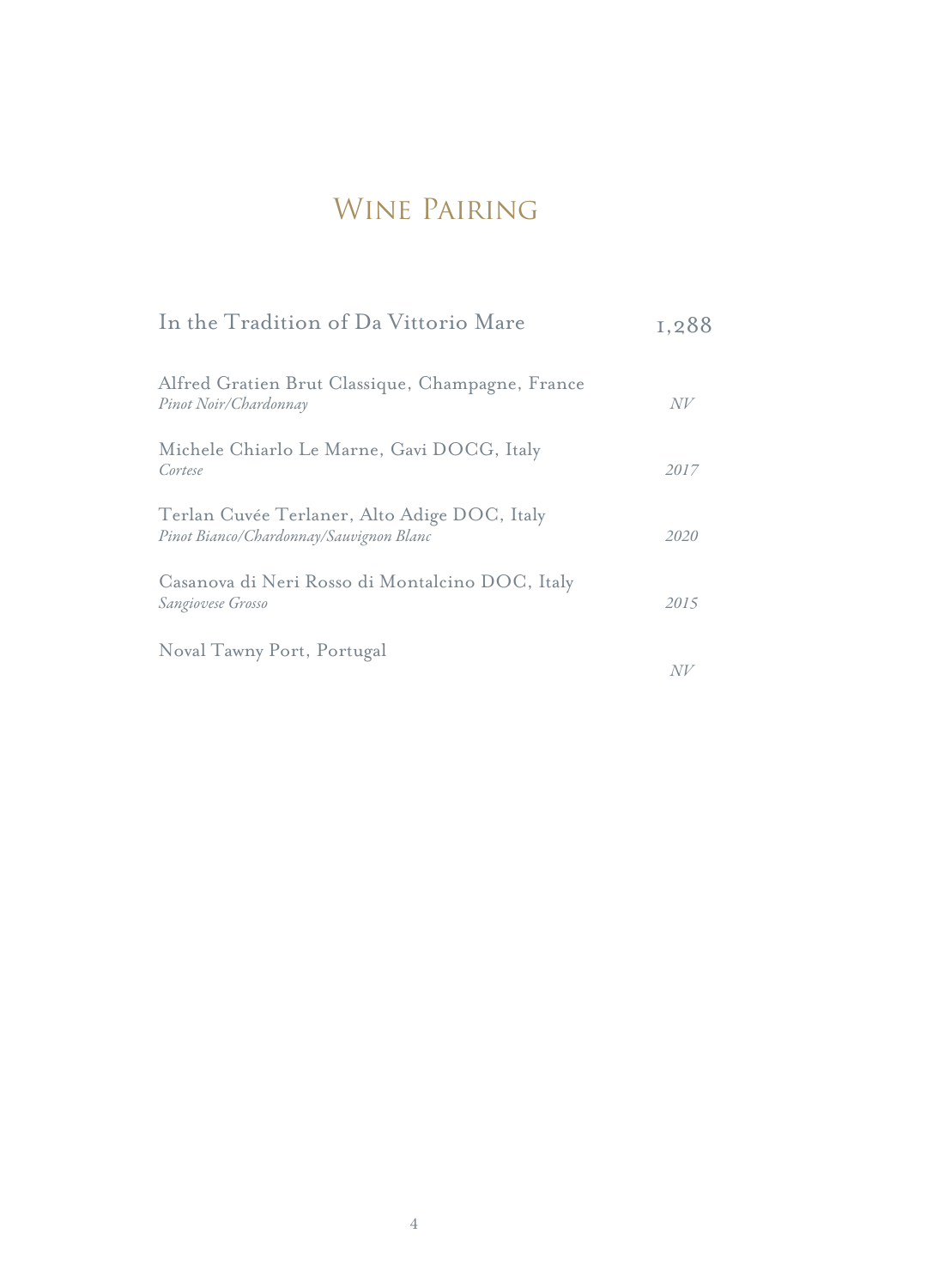# Wine Pairing

**In the Tradition of Da Vittorio Mare** — 1,288

Alfred Gratien Brut Classique, Champagne, France
*Pinot Noir/Chardonnay* — *NV*

Michele Chiarlo Le Marne, Gavi DOCG, Italy
*Cortese* — *2017*

Terlan Cuvée Terlaner, Alto Adige DOC, Italy
*Pinot Bianco/Chardonnay/Sauvignon Blanc* — *2020*

Casanova di Neri Rosso di Montalcino DOC, Italy
*Sangiovese Grosso* — *2015*

Noval Tawny Port, Portugal — *NV*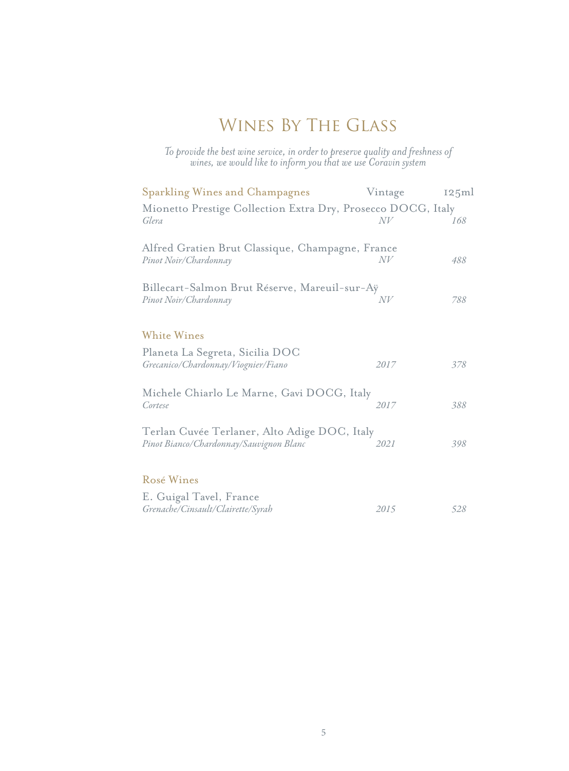# Wines By The Glass

*To provide the best wine service, in order to preserve quality and freshness of wines, we would like to inform you that we use Coravin system*

| Sparkling Wines and Champagnes | Vintage | 125ml |
| --- | --- | --- |
| Mionetto Prestige Collection Extra Dry, Prosecco DOCG, Italy<br>*Glera* | *NV* | *168* |
| Alfred Gratien Brut Classique, Champagne, France<br>*Pinot Noir/Chardonnay* | *NV* | *488* |
| Billecart-Salmon Brut Réserve, Mareuil-sur-Aÿ<br>*Pinot Noir/Chardonnay* | *NV* | *788* |
| **White Wines** | | |
| Planeta La Segreta, Sicilia DOC<br>*Grecanico/Chardonnay/Viognier/Fiano* | *2017* | *378* |
| Michele Chiarlo Le Marne, Gavi DOCG, Italy<br>*Cortese* | *2017* | *388* |
| Terlan Cuvée Terlaner, Alto Adige DOC, Italy<br>*Pinot Bianco/Chardonnay/Sauvignon Blanc* | *2021* | *398* |
| **Rosé Wines** | | |
| E. Guigal Tavel, France<br>*Grenache/Cinsault/Clairette/Syrah* | *2015* | *528* |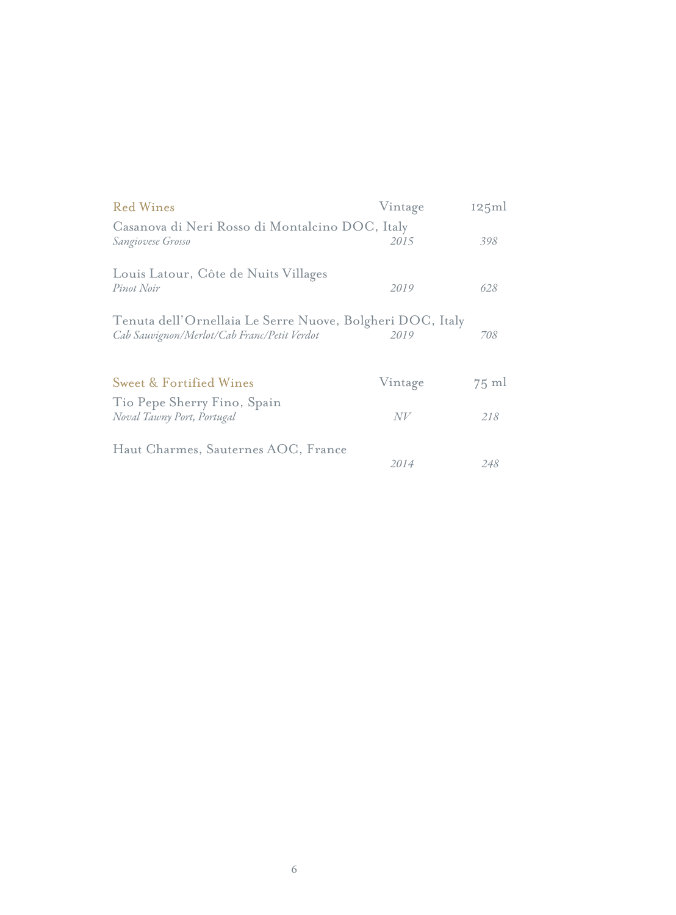| Red Wines | Vintage | 125ml |
|---|---|---|
| Casanova di Neri Rosso di Montalcino DOC, Italy<br>*Sangiovese Grosso* | *2015* | *398* |
| Louis Latour, Côte de Nuits Villages<br>*Pinot Noir* | *2019* | *628* |
| Tenuta dell'Ornellaia Le Serre Nuove, Bolgheri DOC, Italy<br>*Cab Sauvignon/Merlot/Cab Franc/Petit Verdot* | *2019* | *708* |

| Sweet & Fortified Wines | Vintage | 75 ml |
|---|---|---|
| Tio Pepe Sherry Fino, Spain<br>*Noval Tawny Port, Portugal* | *NV* | *218* |
| Haut Charmes, Sauternes AOC, France | *2014* | *248* |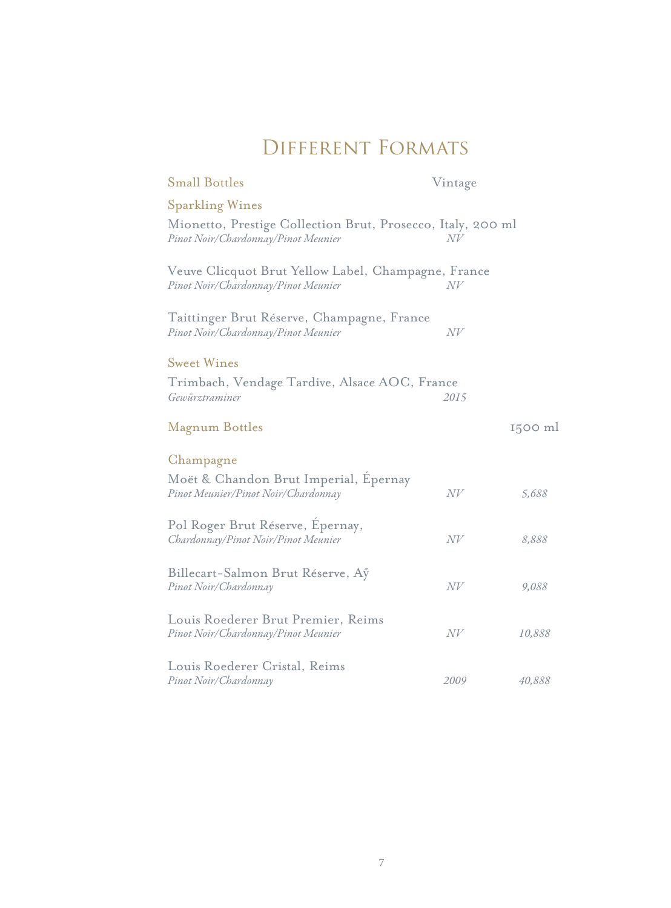# Different Formats

## Small Bottles

| | Vintage |
|---|---|

### Sparkling Wines

Mionetto, Prestige Collection Brut, Prosecco, Italy, 200 ml
*Pinot Noir/Chardonnay/Pinot Meunier* — *NV*

Veuve Clicquot Brut Yellow Label, Champagne, France
*Pinot Noir/Chardonnay/Pinot Meunier* — *NV*

Taittinger Brut Réserve, Champagne, France
*Pinot Noir/Chardonnay/Pinot Meunier* — *NV*

### Sweet Wines

Trimbach, Vendage Tardive, Alsace AOC, France
*Gewürztraminer* — *2015*

## Magnum Bottles

| | | 1500 ml |
|---|---|---|

### Champagne

| Wine | Vintage | 1500 ml |
|---|---|---|
| Moët & Chandon Brut Imperial, Épernay<br>*Pinot Meunier/Pinot Noir/Chardonnay* | *NV* | *5,688* |
| Pol Roger Brut Réserve, Épernay,<br>*Chardonnay/Pinot Noir/Pinot Meunier* | *NV* | *8,888* |
| Billecart-Salmon Brut Réserve, Aÿ<br>*Pinot Noir/Chardonnay* | *NV* | *9,088* |
| Louis Roederer Brut Premier, Reims<br>*Pinot Noir/Chardonnay/Pinot Meunier* | *NV* | *10,888* |
| Louis Roederer Cristal, Reims<br>*Pinot Noir/Chardonnay* | *2009* | *40,888* |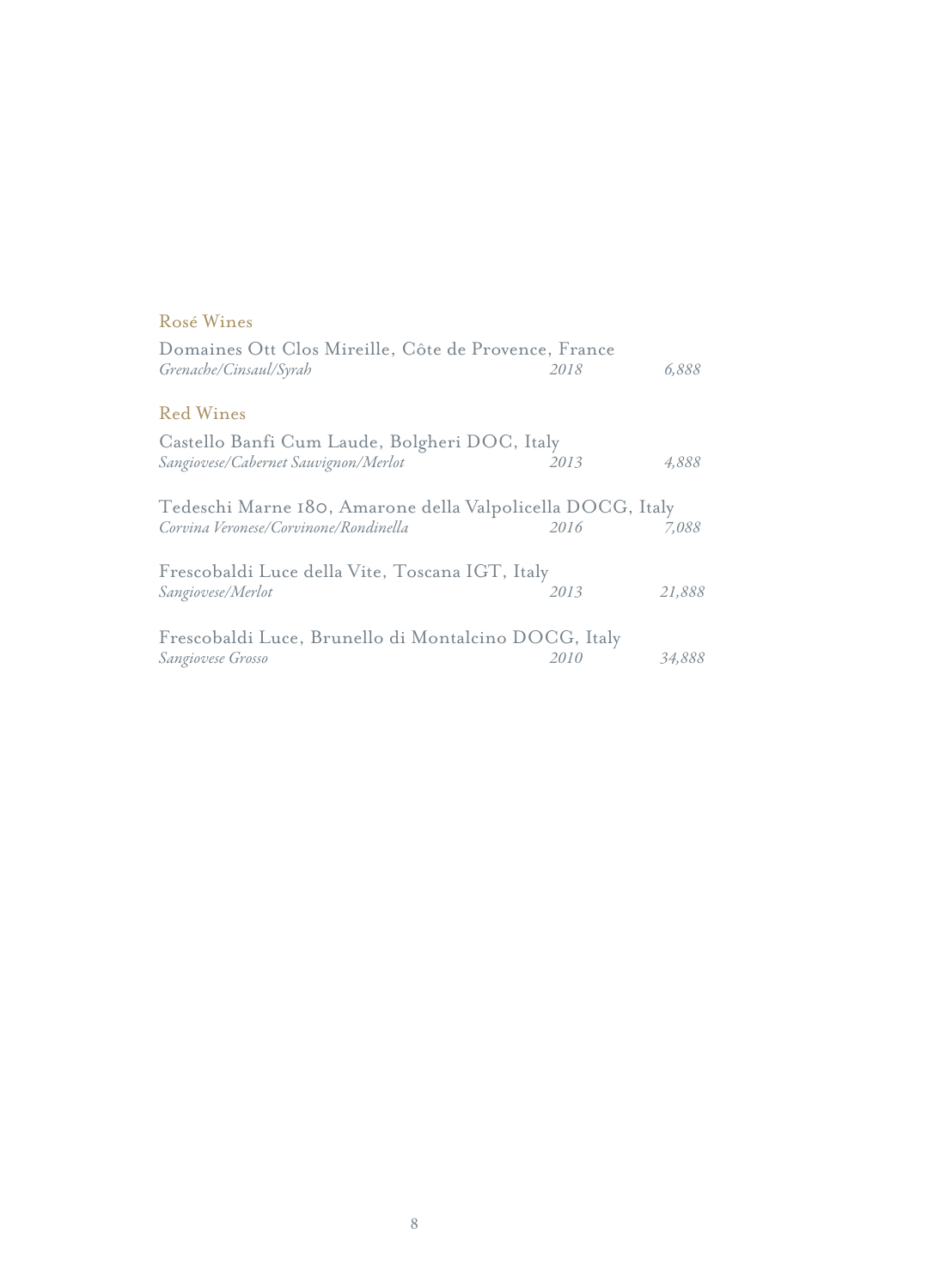## Rosé Wines

Domaines Ott Clos Mireille, Côte de Provence, France
*Grenache/Cinsaul/Syrah* *2018* *6,888*

## Red Wines

Castello Banfi Cum Laude, Bolgheri DOC, Italy
*Sangiovese/Cabernet Sauvignon/Merlot* *2013* *4,888*

Tedeschi Marne 180, Amarone della Valpolicella DOCG, Italy
*Corvina Veronese/Corvinone/Rondinella* *2016* *7,088*

Frescobaldi Luce della Vite, Toscana IGT, Italy
*Sangiovese/Merlot* *2013* *21,888*

Frescobaldi Luce, Brunello di Montalcino DOCG, Italy
*Sangiovese Grosso* *2010* *34,888*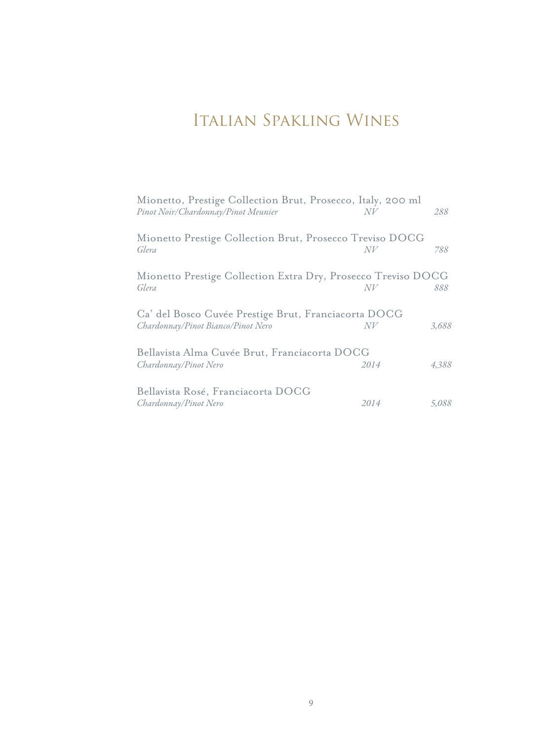# Italian Spakling Wines

Mionetto, Prestige Collection Brut, Prosecco, Italy, 200 ml
*Pinot Noir/Chardonnay/Pinot Meunier* — *NV* — *288*

Mionetto Prestige Collection Brut, Prosecco Treviso DOCG
*Glera* — *NV* — *788*

Mionetto Prestige Collection Extra Dry, Prosecco Treviso DOCG
*Glera* — *NV* — *888*

Ca' del Bosco Cuvée Prestige Brut, Franciacorta DOCG
*Chardonnay/Pinot Bianco/Pinot Nero* — *NV* — *3,688*

Bellavista Alma Cuvée Brut, Franciacorta DOCG
*Chardonnay/Pinot Nero* — *2014* — *4,388*

Bellavista Rosé, Franciacorta DOCG
*Chardonnay/Pinot Nero* — *2014* — *5,088*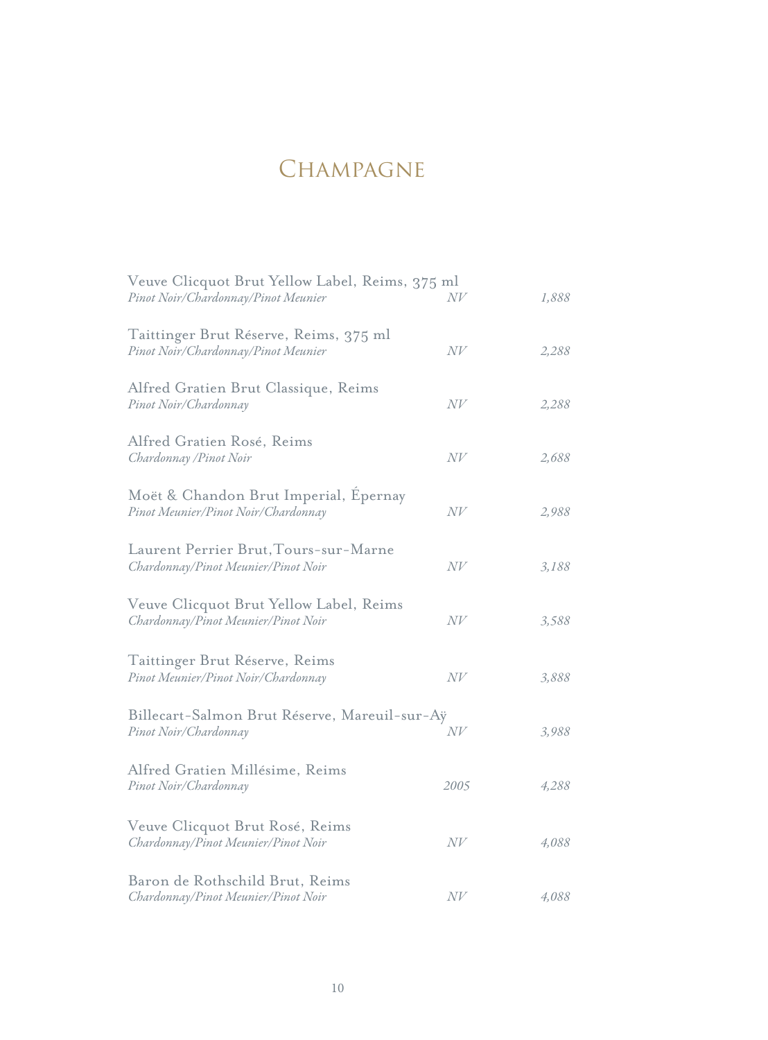# Champagne

Veuve Clicquot Brut Yellow Label, Reims, 375 ml
*Pinot Noir/Chardonnay/Pinot Meunier* *NV* *1,888*

Taittinger Brut Réserve, Reims, 375 ml
*Pinot Noir/Chardonnay/Pinot Meunier* *NV* *2,288*

Alfred Gratien Brut Classique, Reims
*Pinot Noir/Chardonnay* *NV* *2,288*

Alfred Gratien Rosé, Reims
*Chardonnay /Pinot Noir* *NV* *2,688*

Moët & Chandon Brut Imperial, Épernay
*Pinot Meunier/Pinot Noir/Chardonnay* *NV* *2,988*

Laurent Perrier Brut,Tours-sur-Marne
*Chardonnay/Pinot Meunier/Pinot Noir* *NV* *3,188*

Veuve Clicquot Brut Yellow Label, Reims
*Chardonnay/Pinot Meunier/Pinot Noir* *NV* *3,588*

Taittinger Brut Réserve, Reims
*Pinot Meunier/Pinot Noir/Chardonnay* *NV* *3,888*

Billecart-Salmon Brut Réserve, Mareuil-sur-Aÿ
*Pinot Noir/Chardonnay* *NV* *3,988*

Alfred Gratien Millésime, Reims
*Pinot Noir/Chardonnay* *2005* *4,288*

Veuve Clicquot Brut Rosé, Reims
*Chardonnay/Pinot Meunier/Pinot Noir* *NV* *4,088*

Baron de Rothschild Brut, Reims
*Chardonnay/Pinot Meunier/Pinot Noir* *NV* *4,088*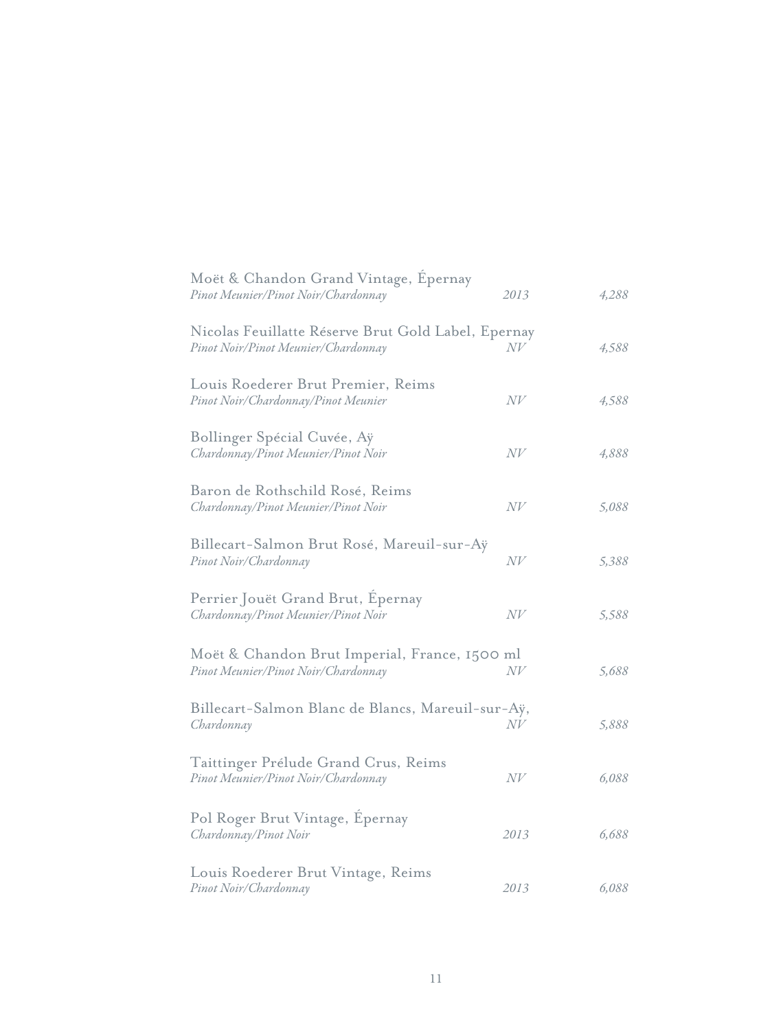Moët & Chandon Grand Vintage, Épernay
*Pinot Meunier/Pinot Noir/Chardonnay* *2013* *4,288*

Nicolas Feuillatte Réserve Brut Gold Label, Epernay
*Pinot Noir/Pinot Meunier/Chardonnay* *NV* *4,588*

Louis Roederer Brut Premier, Reims
*Pinot Noir/Chardonnay/Pinot Meunier* *NV* *4,588*

Bollinger Spécial Cuvée, Aÿ
*Chardonnay/Pinot Meunier/Pinot Noir* *NV* *4,888*

Baron de Rothschild Rosé, Reims
*Chardonnay/Pinot Meunier/Pinot Noir* *NV* *5,088*

Billecart-Salmon Brut Rosé, Mareuil-sur-Aÿ
*Pinot Noir/Chardonnay* *NV* *5,388*

Perrier Jouët Grand Brut, Épernay
*Chardonnay/Pinot Meunier/Pinot Noir* *NV* *5,588*

Moët & Chandon Brut Imperial, France, 1500 ml
*Pinot Meunier/Pinot Noir/Chardonnay* *NV* *5,688*

Billecart-Salmon Blanc de Blancs, Mareuil-sur-Aÿ,
*Chardonnay* *NV* *5,888*

Taittinger Prélude Grand Crus, Reims
*Pinot Meunier/Pinot Noir/Chardonnay* *NV* *6,088*

Pol Roger Brut Vintage, Épernay
*Chardonnay/Pinot Noir* *2013* *6,688*

Louis Roederer Brut Vintage, Reims
*Pinot Noir/Chardonnay* *2013* *6,088*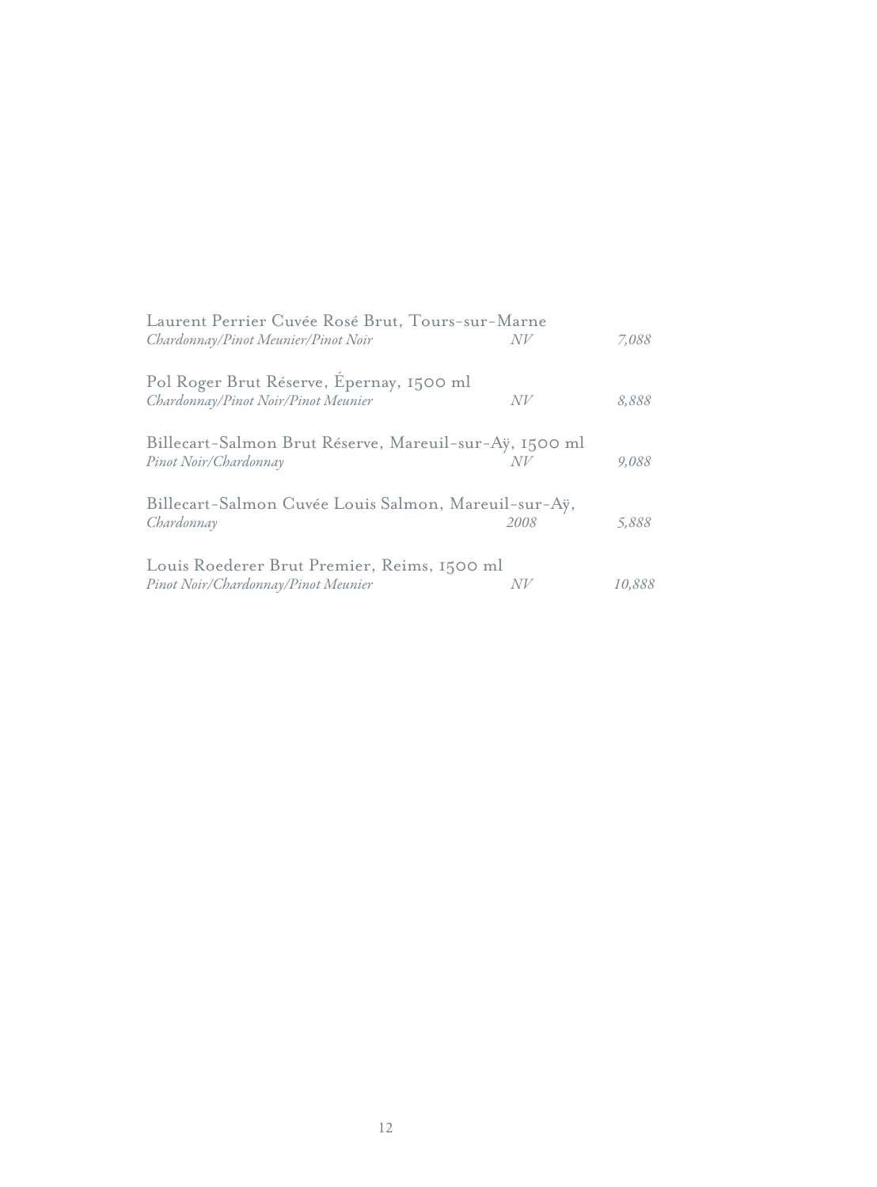Laurent Perrier Cuvée Rosé Brut, Tours-sur-Marne
*Chardonnay/Pinot Meunier/Pinot Noir* — *NV* — *7,088*

Pol Roger Brut Réserve, Épernay, 1500 ml
*Chardonnay/Pinot Noir/Pinot Meunier* — *NV* — *8,888*

Billecart-Salmon Brut Réserve, Mareuil-sur-Aÿ, 1500 ml
*Pinot Noir/Chardonnay* — *NV* — *9,088*

Billecart-Salmon Cuvée Louis Salmon, Mareuil-sur-Aÿ,
*Chardonnay* — *2008* — *5,888*

Louis Roederer Brut Premier, Reims, 1500 ml
*Pinot Noir/Chardonnay/Pinot Meunier* — *NV* — *10,888*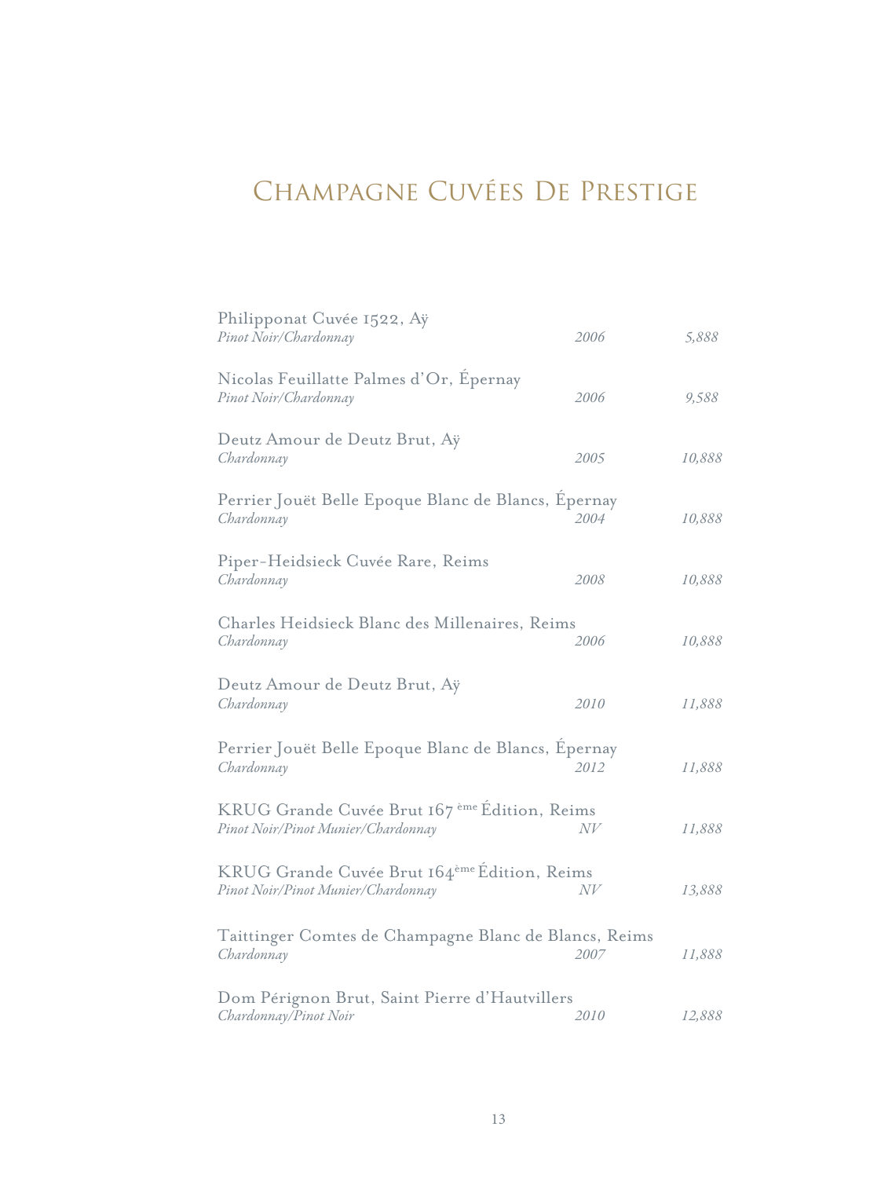# Champagne Cuvées De Prestige

| Wine | Vintage | Price |
|---|---|---|
| Philipponat Cuvée 1522, Aÿ<br>*Pinot Noir/Chardonnay* | *2006* | *5,888* |
| Nicolas Feuillatte Palmes d'Or, Épernay<br>*Pinot Noir/Chardonnay* | *2006* | *9,588* |
| Deutz Amour de Deutz Brut, Aÿ<br>*Chardonnay* | *2005* | *10,888* |
| Perrier Jouët Belle Epoque Blanc de Blancs, Épernay<br>*Chardonnay* | *2004* | *10,888* |
| Piper-Heidsieck Cuvée Rare, Reims<br>*Chardonnay* | *2008* | *10,888* |
| Charles Heidsieck Blanc des Millenaires, Reims<br>*Chardonnay* | *2006* | *10,888* |
| Deutz Amour de Deutz Brut, Aÿ<br>*Chardonnay* | *2010* | *11,888* |
| Perrier Jouët Belle Epoque Blanc de Blancs, Épernay<br>*Chardonnay* | *2012* | *11,888* |
| KRUG Grande Cuvée Brut 167 ème Édition, Reims<br>*Pinot Noir/Pinot Munier/Chardonnay* | *NV* | *11,888* |
| KRUG Grande Cuvée Brut 164ème Édition, Reims<br>*Pinot Noir/Pinot Munier/Chardonnay* | *NV* | *13,888* |
| Taittinger Comtes de Champagne Blanc de Blancs, Reims<br>*Chardonnay* | *2007* | *11,888* |
| Dom Pérignon Brut, Saint Pierre d'Hautvillers<br>*Chardonnay/Pinot Noir* | *2010* | *12,888* |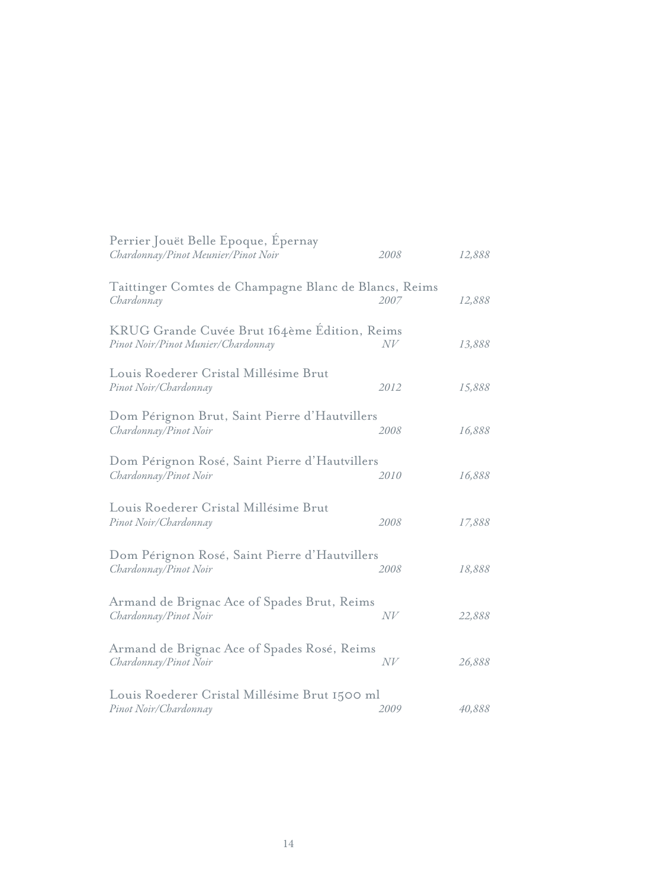Perrier Jouët Belle Epoque, Épernay
*Chardonnay/Pinot Meunier/Pinot Noir* — *2008* — *12,888*

Taittinger Comtes de Champagne Blanc de Blancs, Reims
*Chardonnay* — *2007* — *12,888*

KRUG Grande Cuvée Brut 164ème Édition, Reims
*Pinot Noir/Pinot Munier/Chardonnay* — *NV* — *13,888*

Louis Roederer Cristal Millésime Brut
*Pinot Noir/Chardonnay* — *2012* — *15,888*

Dom Pérignon Brut, Saint Pierre d'Hautvillers
*Chardonnay/Pinot Noir* — *2008* — *16,888*

Dom Pérignon Rosé, Saint Pierre d'Hautvillers
*Chardonnay/Pinot Noir* — *2010* — *16,888*

Louis Roederer Cristal Millésime Brut
*Pinot Noir/Chardonnay* — *2008* — *17,888*

Dom Pérignon Rosé, Saint Pierre d'Hautvillers
*Chardonnay/Pinot Noir* — *2008* — *18,888*

Armand de Brignac Ace of Spades Brut, Reims
*Chardonnay/Pinot Noir* — *NV* — *22,888*

Armand de Brignac Ace of Spades Rosé, Reims
*Chardonnay/Pinot Noir* — *NV* — *26,888*

Louis Roederer Cristal Millésime Brut 1500 ml
*Pinot Noir/Chardonnay* — *2009* — *40,888*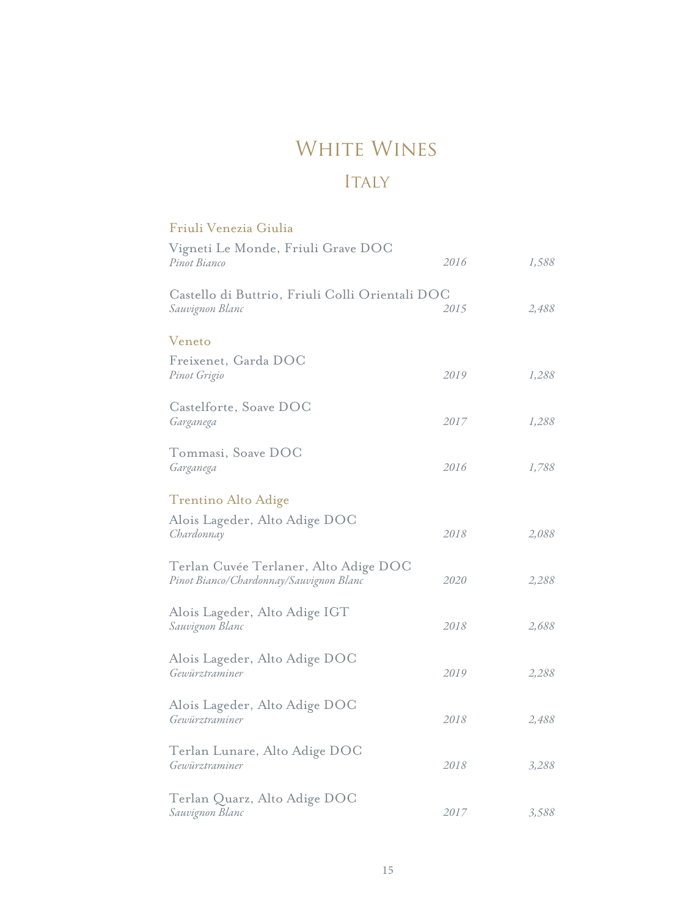# White Wines

## Italy

### Friuli Venezia Giulia

Vigneti Le Monde, Friuli Grave DOC
*Pinot Bianco* — *2016* — *1,588*

Castello di Buttrio, Friuli Colli Orientali DOC
*Sauvignon Blanc* — *2015* — *2,488*

### Veneto

Freixenet, Garda DOC
*Pinot Grigio* — *2019* — *1,288*

Castelforte, Soave DOC
*Garganega* — *2017* — *1,288*

Tommasi, Soave DOC
*Garganega* — *2016* — *1,788*

### Trentino Alto Adige

Alois Lageder, Alto Adige DOC
*Chardonnay* — *2018* — *2,088*

Terlan Cuvée Terlaner, Alto Adige DOC
*Pinot Bianco/Chardonnay/Sauvignon Blanc* — *2020* — *2,288*

Alois Lageder, Alto Adige IGT
*Sauvignon Blanc* — *2018* — *2,688*

Alois Lageder, Alto Adige DOC
*Gewürztraminer* — *2019* — *2,288*

Alois Lageder, Alto Adige DOC
*Gewürztraminer* — *2018* — *2,488*

Terlan Lunare, Alto Adige DOC
*Gewürztraminer* — *2018* — *3,288*

Terlan Quarz, Alto Adige DOC
*Sauvignon Blanc* — *2017* — *3,588*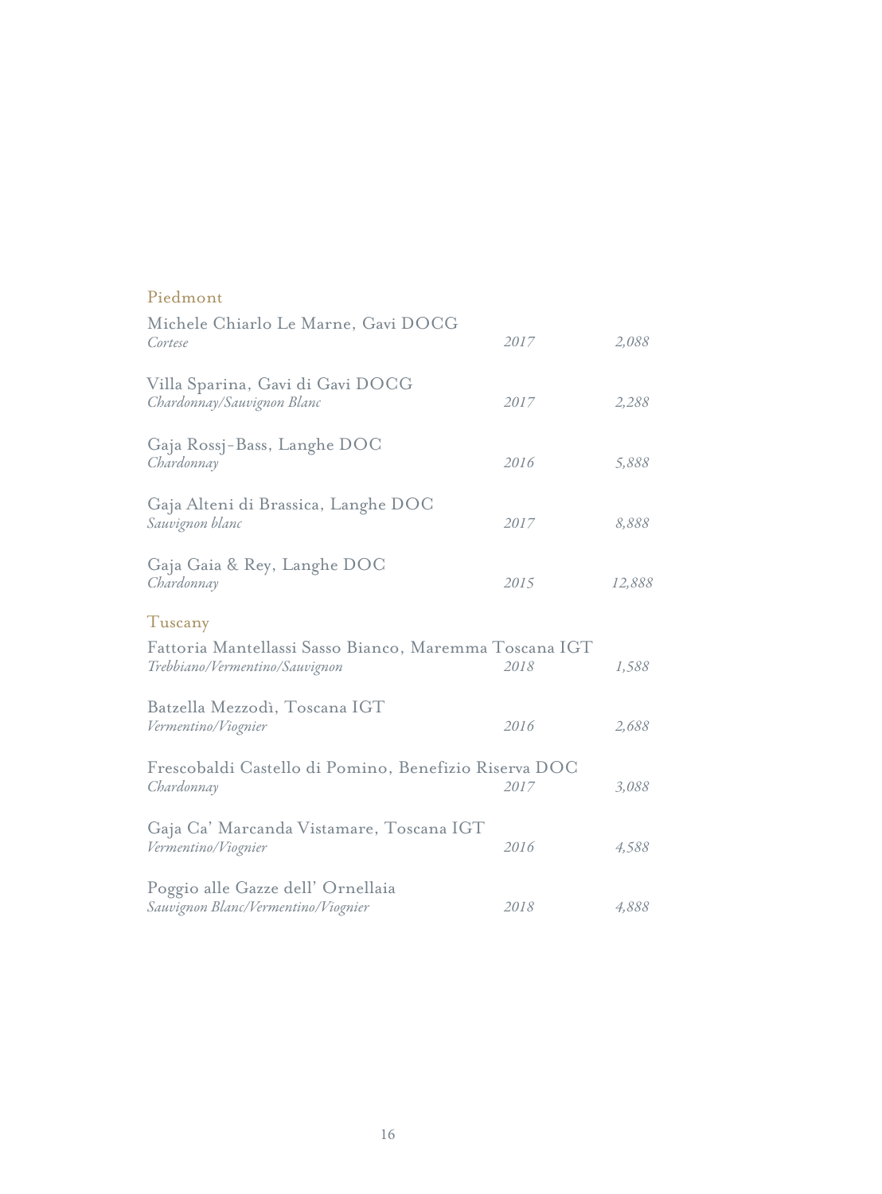## Piedmont

Michele Chiarlo Le Marne, Gavi DOCG
*Cortese* *2017* *2,088*

Villa Sparina, Gavi di Gavi DOCG
*Chardonnay/Sauvignon Blanc* *2017* *2,288*

Gaja Rossj-Bass, Langhe DOC
*Chardonnay* *2016* *5,888*

Gaja Alteni di Brassica, Langhe DOC
*Sauvignon blanc* *2017* *8,888*

Gaja Gaia & Rey, Langhe DOC
*Chardonnay* *2015* *12,888*

## Tuscany

Fattoria Mantellassi Sasso Bianco, Maremma Toscana IGT
*Trebbiano/Vermentino/Sauvignon* *2018* *1,588*

Batzella Mezzodì, Toscana IGT
*Vermentino/Viognier* *2016* *2,688*

Frescobaldi Castello di Pomino, Benefizio Riserva DOC
*Chardonnay* *2017* *3,088*

Gaja Ca' Marcanda Vistamare, Toscana IGT
*Vermentino/Viognier* *2016* *4,588*

Poggio alle Gazze dell' Ornellaia
*Sauvignon Blanc/Vermentino/Viognier* *2018* *4,888*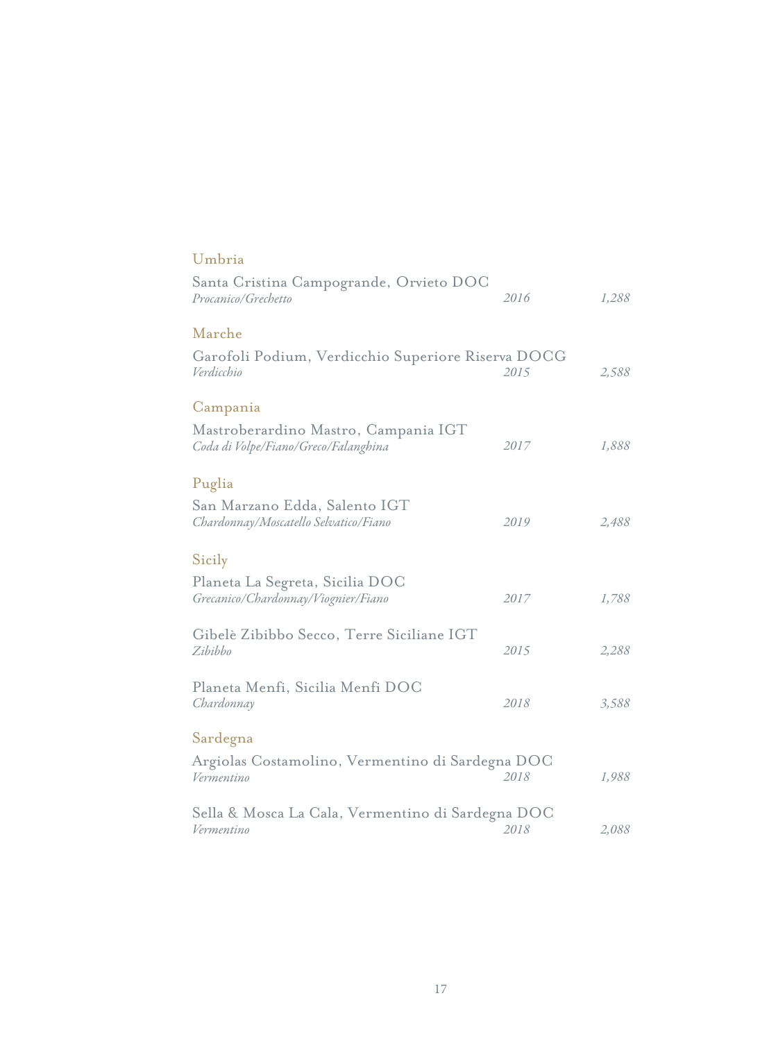## Umbria

Santa Cristina Campogrande, Orvieto DOC
*Procanico/Grechetto* *2016* *1,288*

## Marche

Garofoli Podium, Verdicchio Superiore Riserva DOCG
*Verdicchio* *2015* *2,588*

## Campania

Mastroberardino Mastro, Campania IGT
*Coda di Volpe/Fiano/Greco/Falanghina* *2017* *1,888*

## Puglia

San Marzano Edda, Salento IGT
*Chardonnay/Moscatello Selvatico/Fiano* *2019* *2,488*

## Sicily

Planeta La Segreta, Sicilia DOC
*Grecanico/Chardonnay/Viognier/Fiano* *2017* *1,788*

Gibelè Zibibbo Secco, Terre Siciliane IGT
*Zibibbo* *2015* *2,288*

Planeta Menfi, Sicilia Menfi DOC
*Chardonnay* *2018* *3,588*

## Sardegna

Argiolas Costamolino, Vermentino di Sardegna DOC
*Vermentino* *2018* *1,988*

Sella & Mosca La Cala, Vermentino di Sardegna DOC
*Vermentino* *2018* *2,088*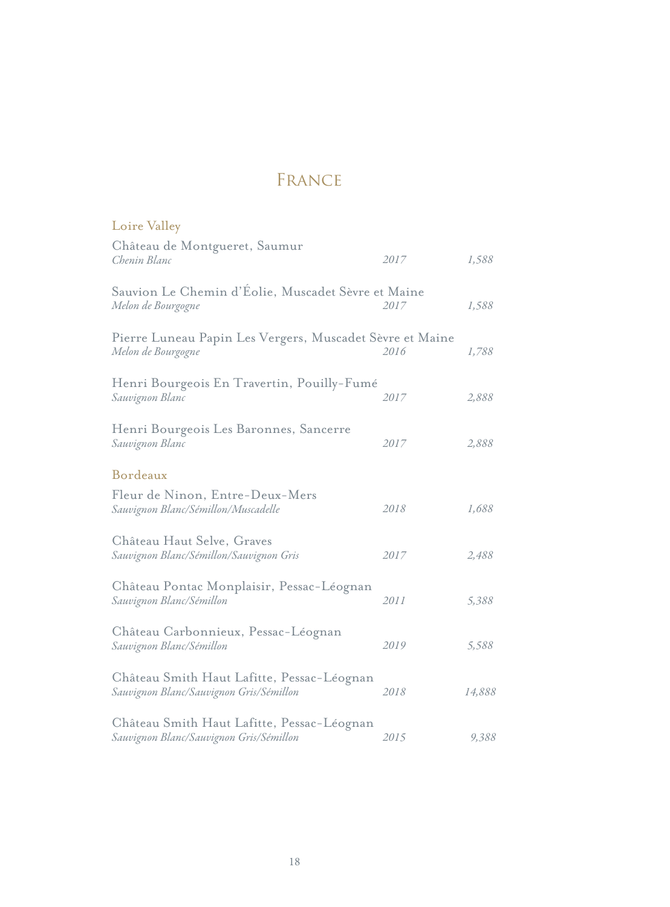# France

## Loire Valley

Château de Montgueret, Saumur
*Chenin Blanc* *2017* *1,588*

Sauvion Le Chemin d'Éolie, Muscadet Sèvre et Maine
*Melon de Bourgogne* *2017* *1,588*

Pierre Luneau Papin Les Vergers, Muscadet Sèvre et Maine
*Melon de Bourgogne* *2016* *1,788*

Henri Bourgeois En Travertin, Pouilly-Fumé
*Sauvignon Blanc* *2017* *2,888*

Henri Bourgeois Les Baronnes, Sancerre
*Sauvignon Blanc* *2017* *2,888*

## Bordeaux

Fleur de Ninon, Entre-Deux-Mers
*Sauvignon Blanc/Sémillon/Muscadelle* *2018* *1,688*

Château Haut Selve, Graves
*Sauvignon Blanc/Sémillon/Sauvignon Gris* *2017* *2,488*

Château Pontac Monplaisir, Pessac-Léognan
*Sauvignon Blanc/Sémillon* *2011* *5,388*

Château Carbonnieux, Pessac-Léognan
*Sauvignon Blanc/Sémillon* *2019* *5,588*

Château Smith Haut Lafitte, Pessac-Léognan
*Sauvignon Blanc/Sauvignon Gris/Sémillon* *2018* *14,888*

Château Smith Haut Lafitte, Pessac-Léognan
*Sauvignon Blanc/Sauvignon Gris/Sémillon* *2015* *9,388*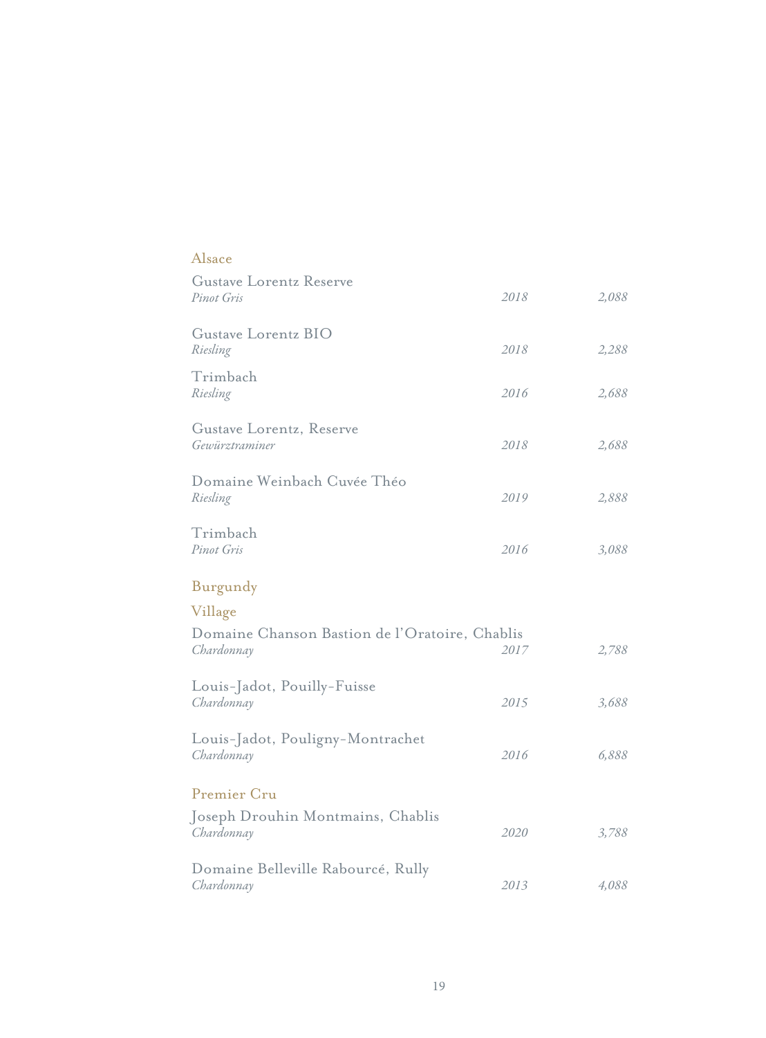## Alsace

Gustave Lorentz Reserve
*Pinot Gris* — *2018* — *2,088*

Gustave Lorentz BIO
*Riesling* — *2018* — *2,288*

Trimbach
*Riesling* — *2016* — *2,688*

Gustave Lorentz, Reserve
*Gewürztraminer* — *2018* — *2,688*

Domaine Weinbach Cuvée Théo
*Riesling* — *2019* — *2,888*

Trimbach
*Pinot Gris* — *2016* — *3,088*

## Burgundy

### Village

Domaine Chanson Bastion de l'Oratoire, Chablis
*Chardonnay* — *2017* — *2,788*

Louis-Jadot, Pouilly-Fuisse
*Chardonnay* — *2015* — *3,688*

Louis-Jadot, Pouligny-Montrachet
*Chardonnay* — *2016* — *6,888*

### Premier Cru

Joseph Drouhin Montmains, Chablis
*Chardonnay* — *2020* — *3,788*

Domaine Belleville Rabourcé, Rully
*Chardonnay* — *2013* — *4,088*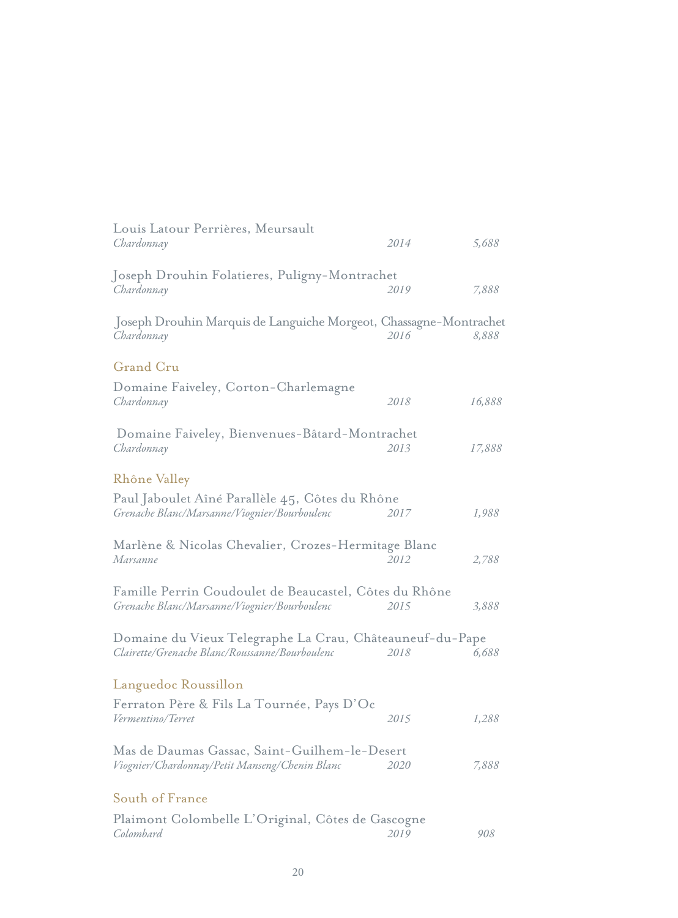Louis Latour Perrières, Meursault
*Chardonnay* *2014* *5,688*

Joseph Drouhin Folatieres, Puligny-Montrachet
*Chardonnay* *2019* *7,888*

Joseph Drouhin Marquis de Languiche Morgeot, Chassagne-Montrachet
*Chardonnay* *2016* *8,888*

## Grand Cru

Domaine Faiveley, Corton-Charlemagne
*Chardonnay* *2018* *16,888*

Domaine Faiveley, Bienvenues-Bâtard-Montrachet
*Chardonnay* *2013* *17,888*

## Rhône Valley

Paul Jaboulet Aîné Parallèle 45, Côtes du Rhône
*Grenache Blanc/Marsanne/Viognier/Bourboulenc* *2017* *1,988*

Marlène & Nicolas Chevalier, Crozes-Hermitage Blanc
*Marsanne* *2012* *2,788*

Famille Perrin Coudoulet de Beaucastel, Côtes du Rhône
*Grenache Blanc/Marsanne/Viognier/Bourboulenc* *2015* *3,888*

Domaine du Vieux Telegraphe La Crau, Châteauneuf-du-Pape
*Clairette/Grenache Blanc/Roussanne/Bourboulenc* *2018* *6,688*

## Languedoc Roussillon

Ferraton Père & Fils La Tournée, Pays D'Oc
*Vermentino/Terret* *2015* *1,288*

Mas de Daumas Gassac, Saint-Guilhem-le-Desert
*Viognier/Chardonnay/Petit Manseng/Chenin Blanc* *2020* *7,888*

## South of France

Plaimont Colombelle L'Original, Côtes de Gascogne
*Colombard* *2019* *908*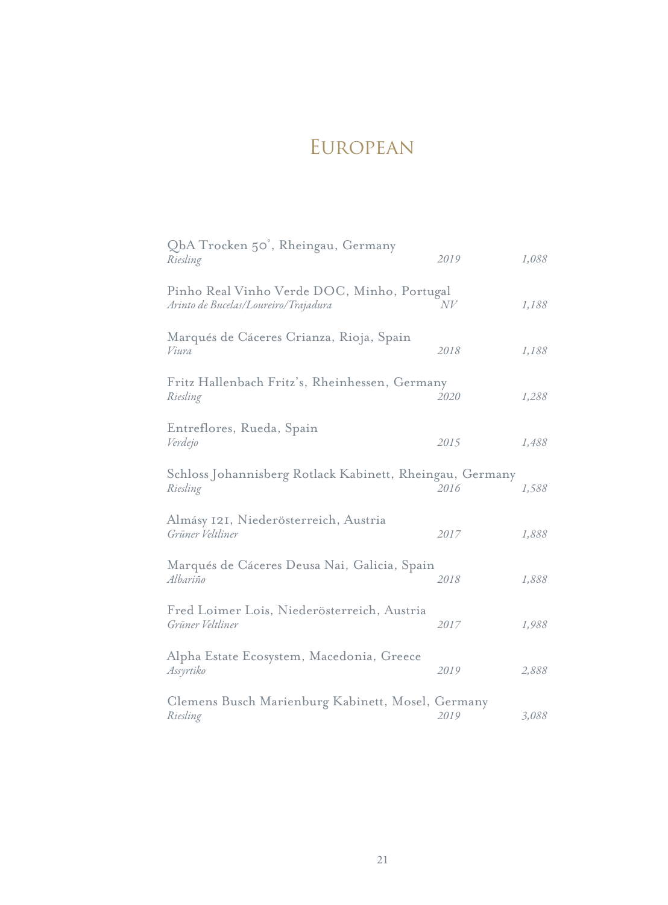# European

| Wine | Vintage | Price |
|---|---|---|
| QbA Trocken 50°, Rheingau, Germany<br>*Riesling* | *2019* | *1,088* |
| Pinho Real Vinho Verde DOC, Minho, Portugal<br>*Arinto de Bucelas/Loureiro/Trajadura* | *NV* | *1,188* |
| Marqués de Cáceres Crianza, Rioja, Spain<br>*Viura* | *2018* | *1,188* |
| Fritz Hallenbach Fritz's, Rheinhessen, Germany<br>*Riesling* | *2020* | *1,288* |
| Entreflores, Rueda, Spain<br>*Verdejo* | *2015* | *1,488* |
| Schloss Johannisberg Rotlack Kabinett, Rheingau, Germany<br>*Riesling* | *2016* | *1,588* |
| Almásy 121, Niederösterreich, Austria<br>*Grüner Veltliner* | *2017* | *1,888* |
| Marqués de Cáceres Deusa Nai, Galicia, Spain<br>*Albariño* | *2018* | *1,888* |
| Fred Loimer Lois, Niederösterreich, Austria<br>*Grüner Veltliner* | *2017* | *1,988* |
| Alpha Estate Ecosystem, Macedonia, Greece<br>*Assyrtiko* | *2019* | *2,888* |
| Clemens Busch Marienburg Kabinett, Mosel, Germany<br>*Riesling* | *2019* | *3,088* |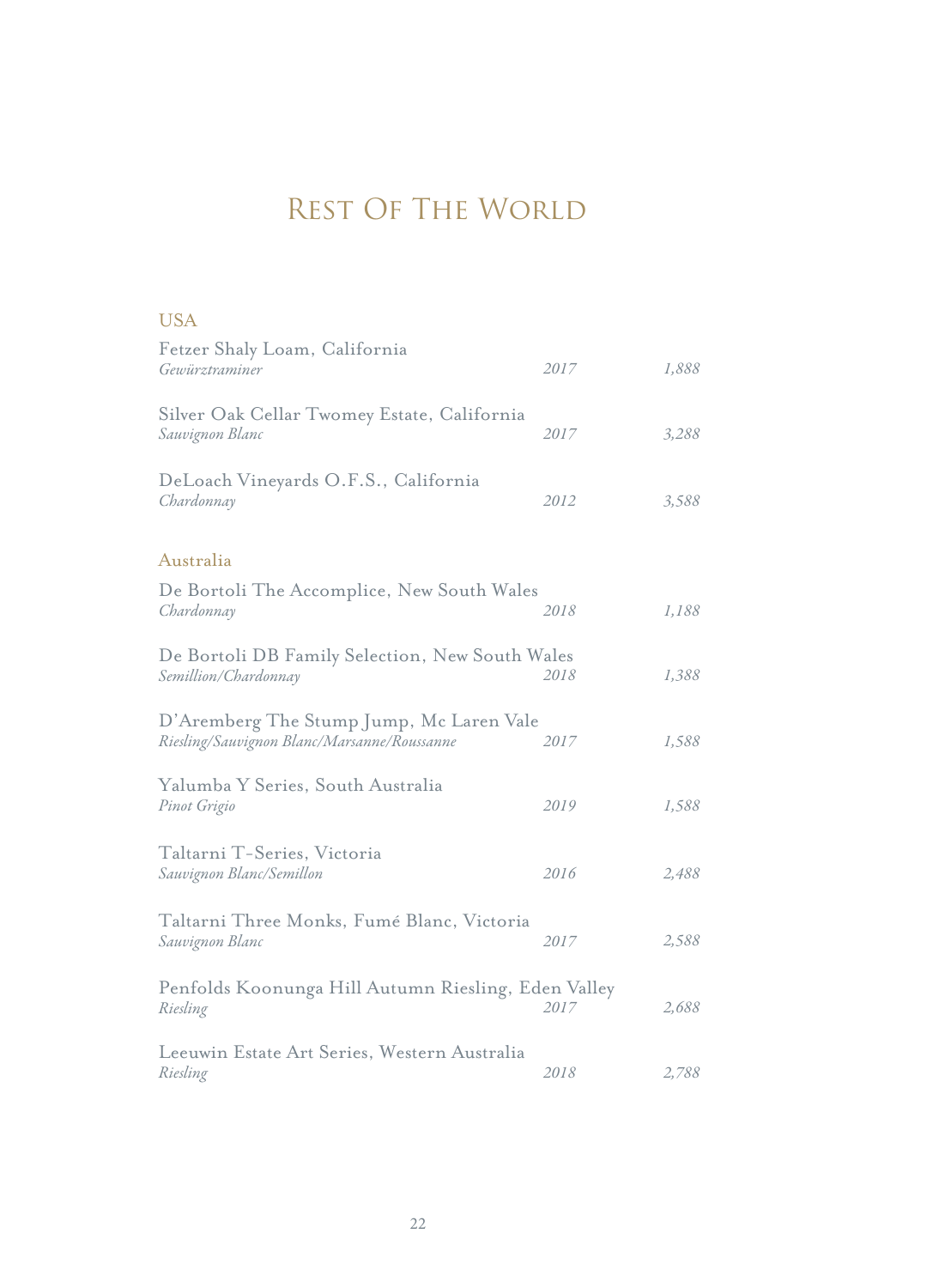# Rest Of The World

## USA

| Wine | Vintage | Price |
|---|---|---|
| Fetzer Shaly Loam, California<br>*Gewürztraminer* | *2017* | *1,888* |
| Silver Oak Cellar Twomey Estate, California<br>*Sauvignon Blanc* | *2017* | *3,288* |
| DeLoach Vineyards O.F.S., California<br>*Chardonnay* | *2012* | *3,588* |

## Australia

| Wine | Vintage | Price |
|---|---|---|
| De Bortoli The Accomplice, New South Wales<br>*Chardonnay* | *2018* | *1,188* |
| De Bortoli DB Family Selection, New South Wales<br>*Semillion/Chardonnay* | *2018* | *1,388* |
| D'Aremberg The Stump Jump, Mc Laren Vale<br>*Riesling/Sauvignon Blanc/Marsanne/Roussanne* | *2017* | *1,588* |
| Yalumba Y Series, South Australia<br>*Pinot Grigio* | *2019* | *1,588* |
| Taltarni T-Series, Victoria<br>*Sauvignon Blanc/Semillon* | *2016* | *2,488* |
| Taltarni Three Monks, Fumé Blanc, Victoria<br>*Sauvignon Blanc* | *2017* | *2,588* |
| Penfolds Koonunga Hill Autumn Riesling, Eden Valley<br>*Riesling* | *2017* | *2,688* |
| Leeuwin Estate Art Series, Western Australia<br>*Riesling* | *2018* | *2,788* |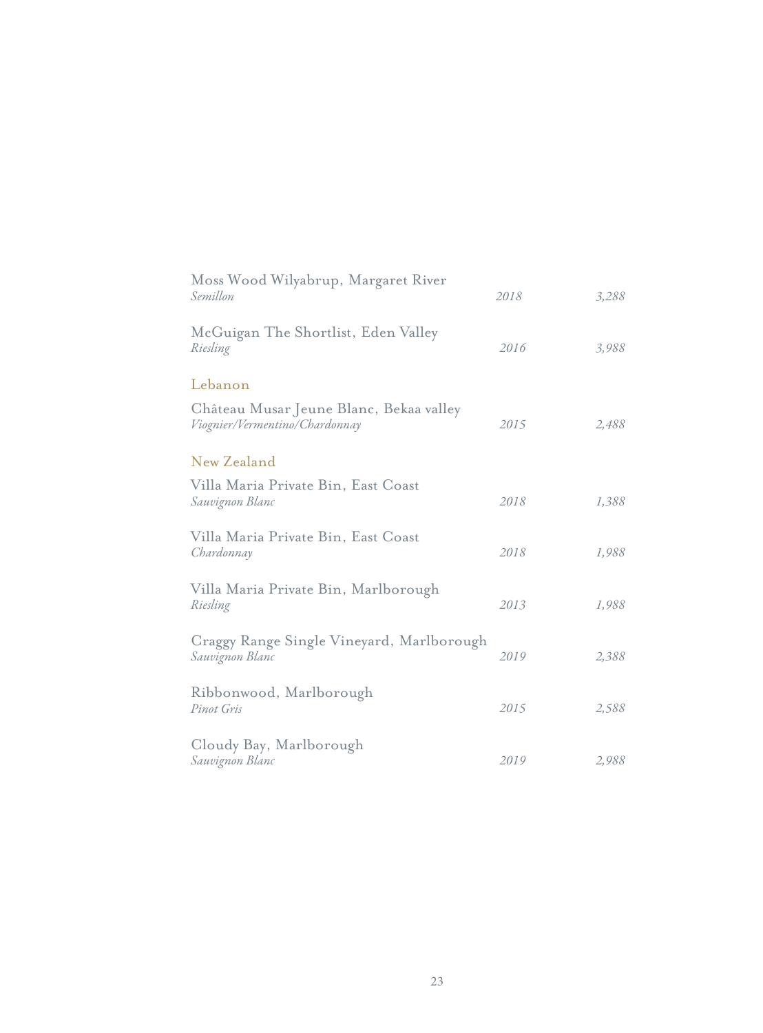Moss Wood Wilyabrup, Margaret River
*Semillon* *2018* *3,288*

McGuigan The Shortlist, Eden Valley
*Riesling* *2016* *3,988*

## Lebanon

Château Musar Jeune Blanc, Bekaa valley
*Viognier/Vermentino/Chardonnay* *2015* *2,488*

## New Zealand

Villa Maria Private Bin, East Coast
*Sauvignon Blanc* *2018* *1,388*

Villa Maria Private Bin, East Coast
*Chardonnay* *2018* *1,988*

Villa Maria Private Bin, Marlborough
*Riesling* *2013* *1,988*

Craggy Range Single Vineyard, Marlborough
*Sauvignon Blanc* *2019* *2,388*

Ribbonwood, Marlborough
*Pinot Gris* *2015* *2,588*

Cloudy Bay, Marlborough
*Sauvignon Blanc* *2019* *2,988*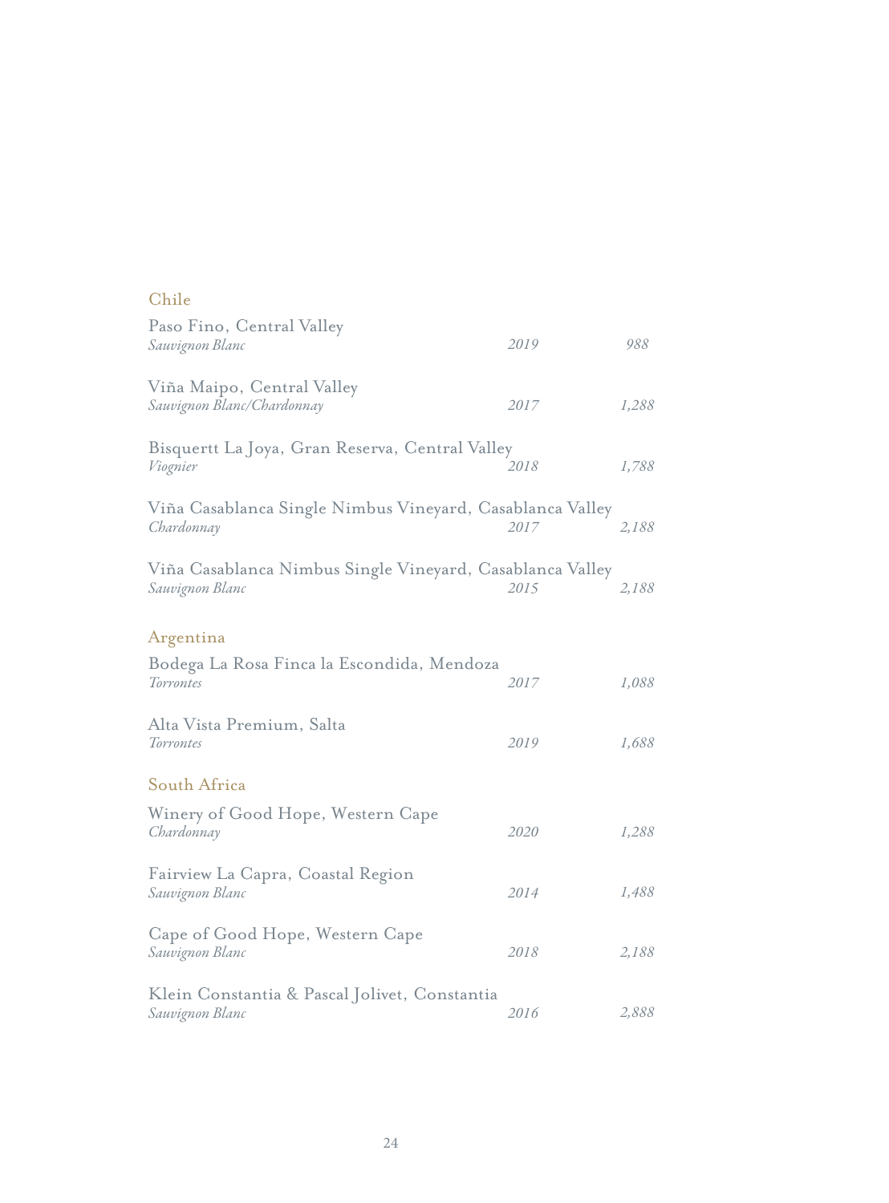## Chile

| Wine | Vintage | Price |
|---|---|---|
| Paso Fino, Central Valley<br>*Sauvignon Blanc* | *2019* | *988* |
| Viña Maipo, Central Valley<br>*Sauvignon Blanc/Chardonnay* | *2017* | *1,288* |
| Bisquertt La Joya, Gran Reserva, Central Valley<br>*Viognier* | *2018* | *1,788* |
| Viña Casablanca Single Nimbus Vineyard, Casablanca Valley<br>*Chardonnay* | *2017* | *2,188* |
| Viña Casablanca Nimbus Single Vineyard, Casablanca Valley<br>*Sauvignon Blanc* | *2015* | *2,188* |

## Argentina

| Wine | Vintage | Price |
|---|---|---|
| Bodega La Rosa Finca la Escondida, Mendoza<br>*Torrontes* | *2017* | *1,088* |
| Alta Vista Premium, Salta<br>*Torrontes* | *2019* | *1,688* |

## South Africa

| Wine | Vintage | Price |
|---|---|---|
| Winery of Good Hope, Western Cape<br>*Chardonnay* | *2020* | *1,288* |
| Fairview La Capra, Coastal Region<br>*Sauvignon Blanc* | *2014* | *1,488* |
| Cape of Good Hope, Western Cape<br>*Sauvignon Blanc* | *2018* | *2,188* |
| Klein Constantia & Pascal Jolivet, Constantia<br>*Sauvignon Blanc* | *2016* | *2,888* |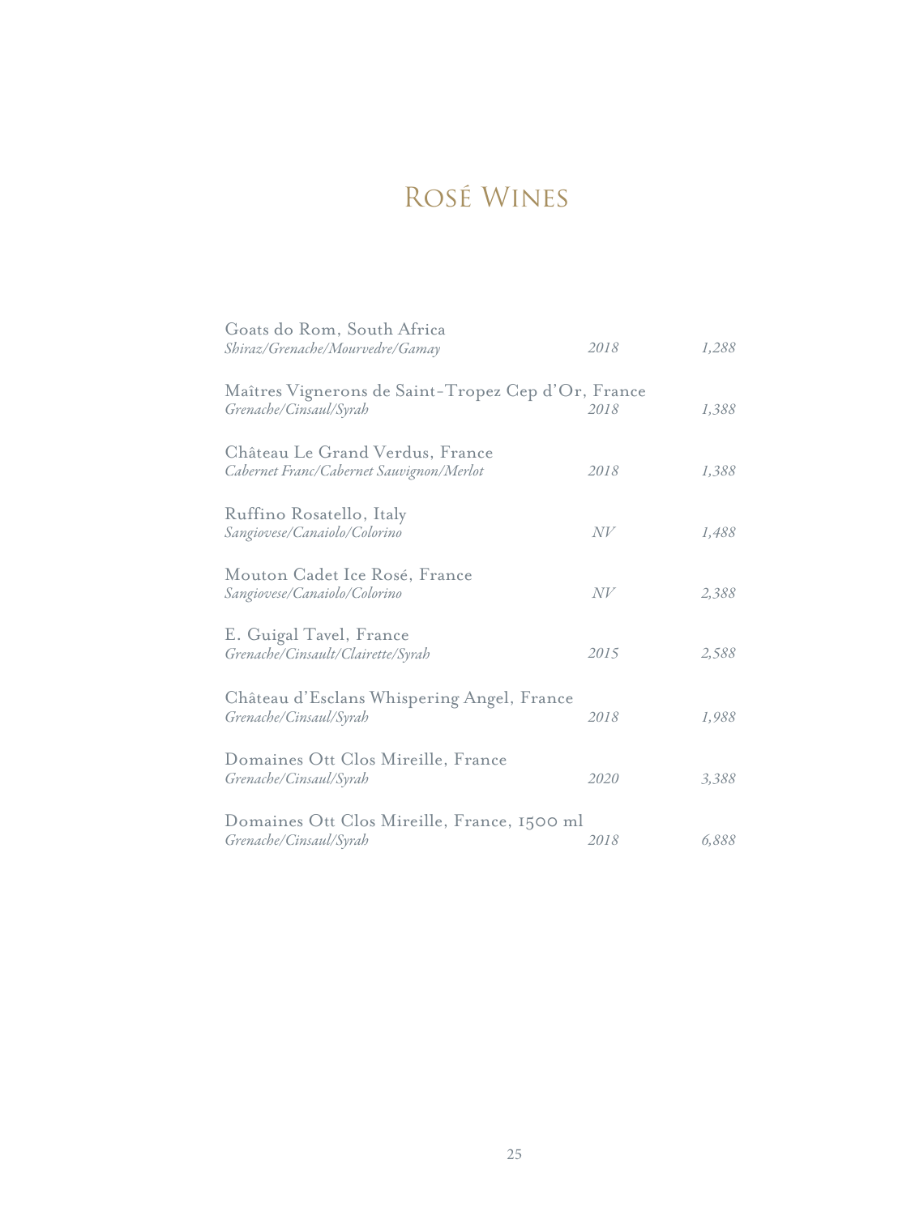# Rosé Wines

Goats do Rom, South Africa
*Shiraz/Grenache/Mourvedre/Gamay* — *2018* — *1,288*

Maîtres Vignerons de Saint-Tropez Cep d'Or, France
*Grenache/Cinsaul/Syrah* — *2018* — *1,388*

Château Le Grand Verdus, France
*Cabernet Franc/Cabernet Sauvignon/Merlot* — *2018* — *1,388*

Ruffino Rosatello, Italy
*Sangiovese/Canaiolo/Colorino* — *NV* — *1,488*

Mouton Cadet Ice Rosé, France
*Sangiovese/Canaiolo/Colorino* — *NV* — *2,388*

E. Guigal Tavel, France
*Grenache/Cinsault/Clairette/Syrah* — *2015* — *2,588*

Château d'Esclans Whispering Angel, France
*Grenache/Cinsaul/Syrah* — *2018* — *1,988*

Domaines Ott Clos Mireille, France
*Grenache/Cinsaul/Syrah* — *2020* — *3,388*

Domaines Ott Clos Mireille, France, 1500 ml
*Grenache/Cinsaul/Syrah* — *2018* — *6,888*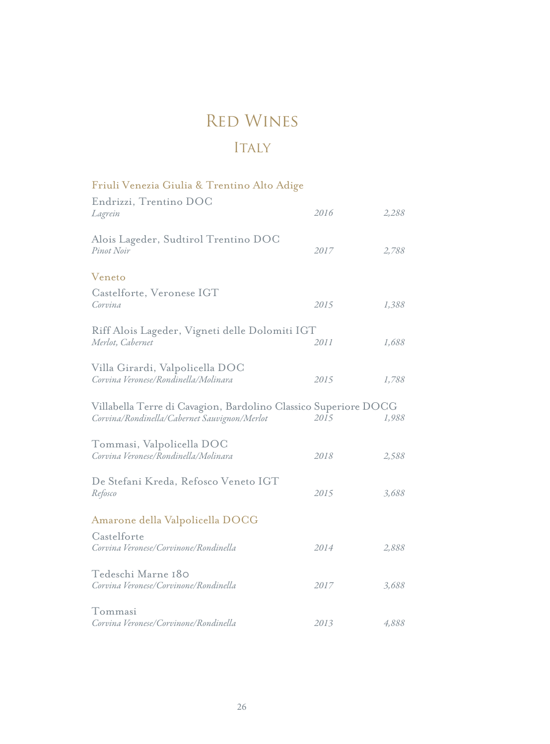# Red Wines

## Italy

### Friuli Venezia Giulia & Trentino Alto Adige

Endrizzi, Trentino DOC
*Lagrein* — *2016* — *2,288*

Alois Lageder, Sudtirol Trentino DOC
*Pinot Noir* — *2017* — *2,788*

### Veneto

Castelforte, Veronese IGT
*Corvina* — *2015* — *1,388*

Riff Alois Lageder, Vigneti delle Dolomiti IGT
*Merlot, Cabernet* — *2011* — *1,688*

Villa Girardi, Valpolicella DOC
*Corvina Veronese/Rondinella/Molinara* — *2015* — *1,788*

Villabella Terre di Cavagion, Bardolino Classico Superiore DOCG
*Corvina/Rondinella/Cabernet Sauvignon/Merlot* — *2015* — *1,988*

Tommasi, Valpolicella DOC
*Corvina Veronese/Rondinella/Molinara* — *2018* — *2,588*

De Stefani Kreda, Refosco Veneto IGT
*Refosco* — *2015* — *3,688*

### Amarone della Valpolicella DOCG

Castelforte
*Corvina Veronese/Corvinone/Rondinella* — *2014* — *2,888*

Tedeschi Marne 180
*Corvina Veronese/Corvinone/Rondinella* — *2017* — *3,688*

Tommasi
*Corvina Veronese/Corvinone/Rondinella* — *2013* — *4,888*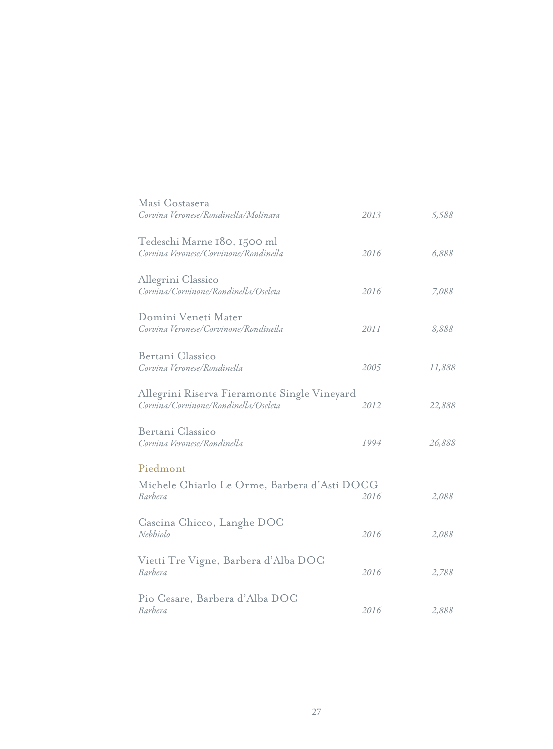Masi Costasera
*Corvina Veronese/Rondinella/Molinara* — *2013* — *5,588*

Tedeschi Marne 180, 1500 ml
*Corvina Veronese/Corvinone/Rondinella* — *2016* — *6,888*

Allegrini Classico
*Corvina/Corvinone/Rondinella/Oseleta* — *2016* — *7,088*

Domini Veneti Mater
*Corvina Veronese/Corvinone/Rondinella* — *2011* — *8,888*

Bertani Classico
*Corvina Veronese/Rondinella* — *2005* — *11,888*

Allegrini Riserva Fieramonte Single Vineyard
*Corvina/Corvinone/Rondinella/Oseleta* — *2012* — *22,888*

Bertani Classico
*Corvina Veronese/Rondinella* — *1994* — *26,888*

## Piedmont

Michele Chiarlo Le Orme, Barbera d'Asti DOCG
*Barbera* — *2016* — *2,088*

Cascina Chicco, Langhe DOC
*Nebbiolo* — *2016* — *2,088*

Vietti Tre Vigne, Barbera d'Alba DOC
*Barbera* — *2016* — *2,788*

Pio Cesare, Barbera d'Alba DOC
*Barbera* — *2016* — *2,888*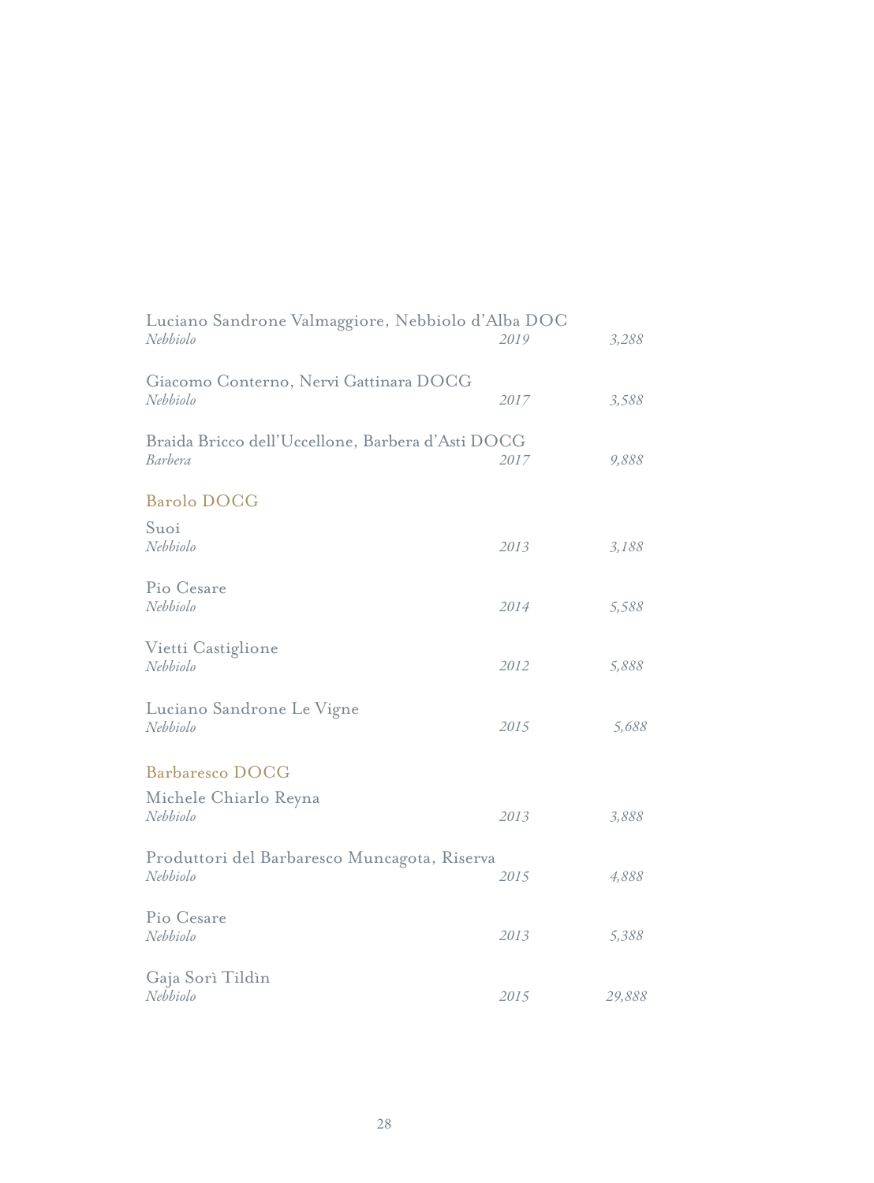Luciano Sandrone Valmaggiore, Nebbiolo d'Alba DOC
*Nebbiolo* *2019* *3,288*

Giacomo Conterno, Nervi Gattinara DOCG
*Nebbiolo* *2017* *3,588*

Braida Bricco dell'Uccellone, Barbera d'Asti DOCG
*Barbera* *2017* *9,888*

## Barolo DOCG

Suoi
*Nebbiolo* *2013* *3,188*

Pio Cesare
*Nebbiolo* *2014* *5,588*

Vietti Castiglione
*Nebbiolo* *2012* *5,888*

Luciano Sandrone Le Vigne
*Nebbiolo* *2015* *5,688*

## Barbaresco DOCG

Michele Chiarlo Reyna
*Nebbiolo* *2013* *3,888*

Produttori del Barbaresco Muncagota, Riserva
*Nebbiolo* *2015* *4,888*

Pio Cesare
*Nebbiolo* *2013* *5,388*

Gaja Sorì Tildìn
*Nebbiolo* *2015* *29,888*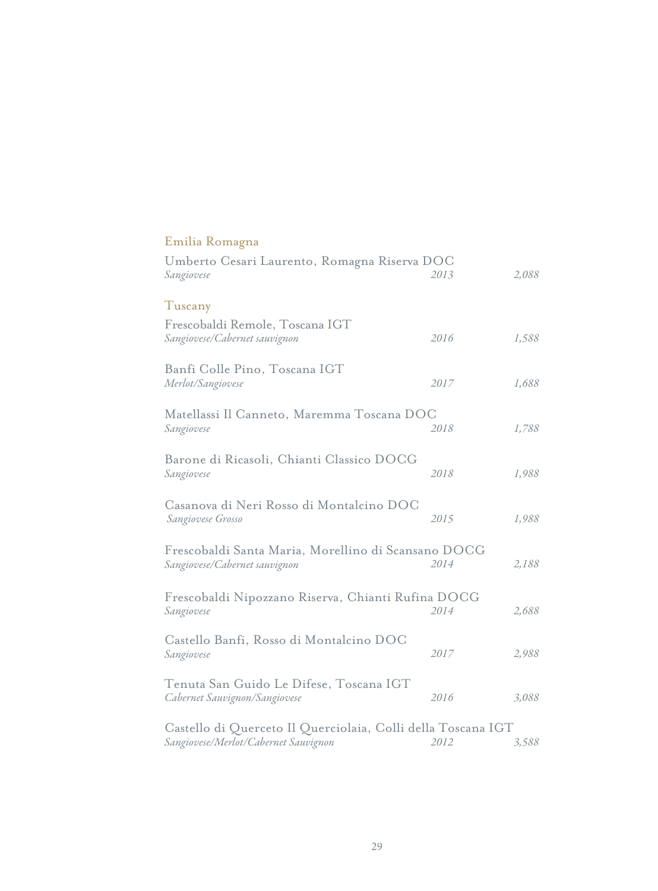## Emilia Romagna

Umberto Cesari Laurento, Romagna Riserva DOC
*Sangiovese* *2013* *2,088*

## Tuscany

Frescobaldi Remole, Toscana IGT
*Sangiovese/Cabernet sauvignon* *2016* *1,588*

Banfi Colle Pino, Toscana IGT
*Merlot/Sangiovese* *2017* *1,688*

Matellassi Il Canneto, Maremma Toscana DOC
*Sangiovese* *2018* *1,788*

Barone di Ricasoli, Chianti Classico DOCG
*Sangiovese* *2018* *1,988*

Casanova di Neri Rosso di Montalcino DOC
*Sangiovese Grosso* *2015* *1,988*

Frescobaldi Santa Maria, Morellino di Scansano DOCG
*Sangiovese/Cabernet sauvignon* *2014* *2,188*

Frescobaldi Nipozzano Riserva, Chianti Rufina DOCG
*Sangiovese* *2014* *2,688*

Castello Banfi, Rosso di Montalcino DOC
*Sangiovese* *2017* *2,988*

Tenuta San Guido Le Difese, Toscana IGT
*Cabernet Sauvignon/Sangiovese* *2016* *3,088*

Castello di Querceto Il Querciolaia, Colli della Toscana IGT
*Sangiovese/Merlot/Cabernet Sauvignon* *2012* *3,588*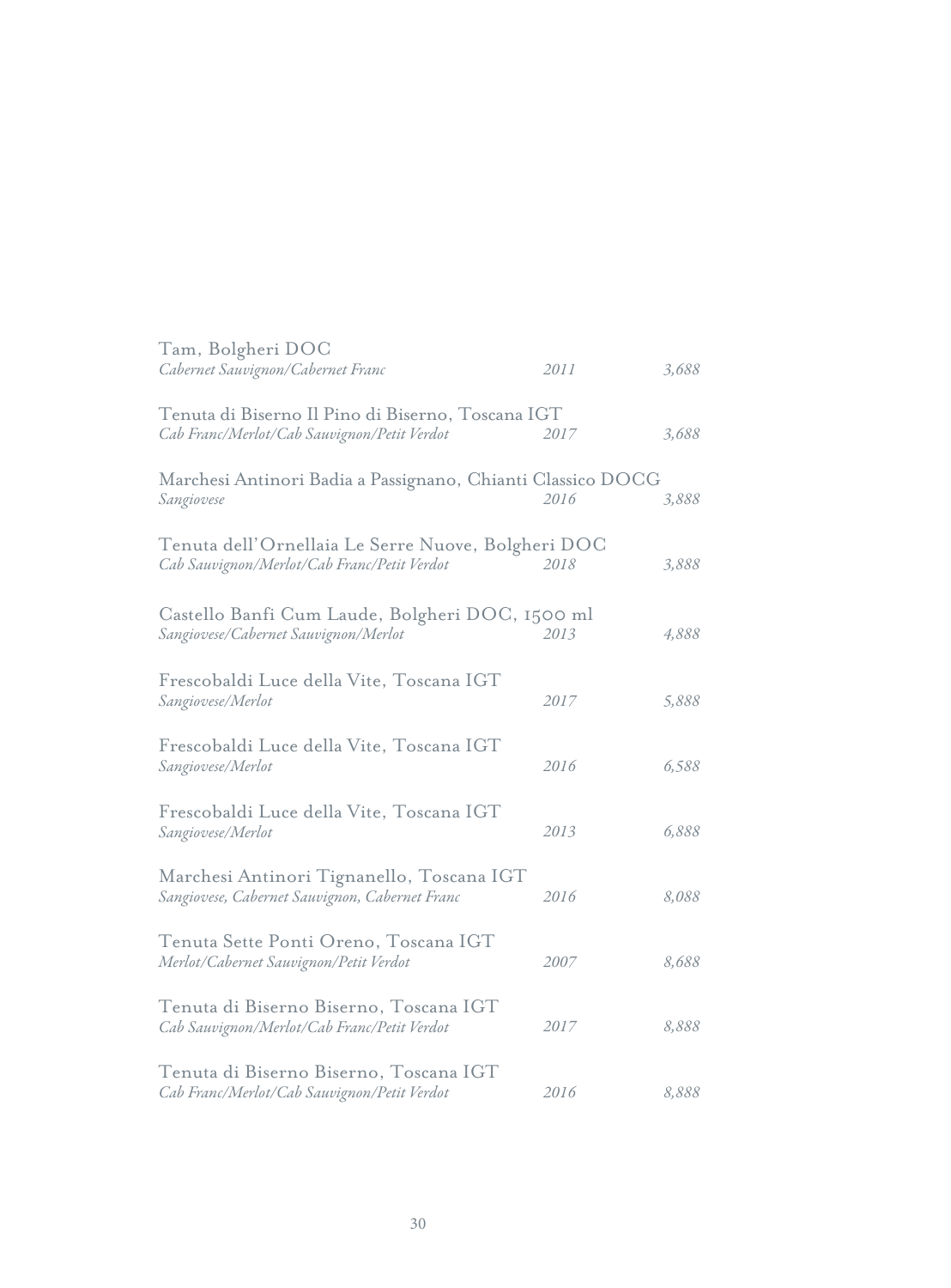Tam, Bolgheri DOC
*Cabernet Sauvignon/Cabernet Franc* *2011* *3,688*

Tenuta di Biserno Il Pino di Biserno, Toscana IGT
*Cab Franc/Merlot/Cab Sauvignon/Petit Verdot* *2017* *3,688*

Marchesi Antinori Badia a Passignano, Chianti Classico DOCG
*Sangiovese* *2016* *3,888*

Tenuta dell'Ornellaia Le Serre Nuove, Bolgheri DOC
*Cab Sauvignon/Merlot/Cab Franc/Petit Verdot* *2018* *3,888*

Castello Banfi Cum Laude, Bolgheri DOC, 1500 ml
*Sangiovese/Cabernet Sauvignon/Merlot* *2013* *4,888*

Frescobaldi Luce della Vite, Toscana IGT
*Sangiovese/Merlot* *2017* *5,888*

Frescobaldi Luce della Vite, Toscana IGT
*Sangiovese/Merlot* *2016* *6,588*

Frescobaldi Luce della Vite, Toscana IGT
*Sangiovese/Merlot* *2013* *6,888*

Marchesi Antinori Tignanello, Toscana IGT
*Sangiovese, Cabernet Sauvignon, Cabernet Franc* *2016* *8,088*

Tenuta Sette Ponti Oreno, Toscana IGT
*Merlot/Cabernet Sauvignon/Petit Verdot* *2007* *8,688*

Tenuta di Biserno Biserno, Toscana IGT
*Cab Sauvignon/Merlot/Cab Franc/Petit Verdot* *2017* *8,888*

Tenuta di Biserno Biserno, Toscana IGT
*Cab Franc/Merlot/Cab Sauvignon/Petit Verdot* *2016* *8,888*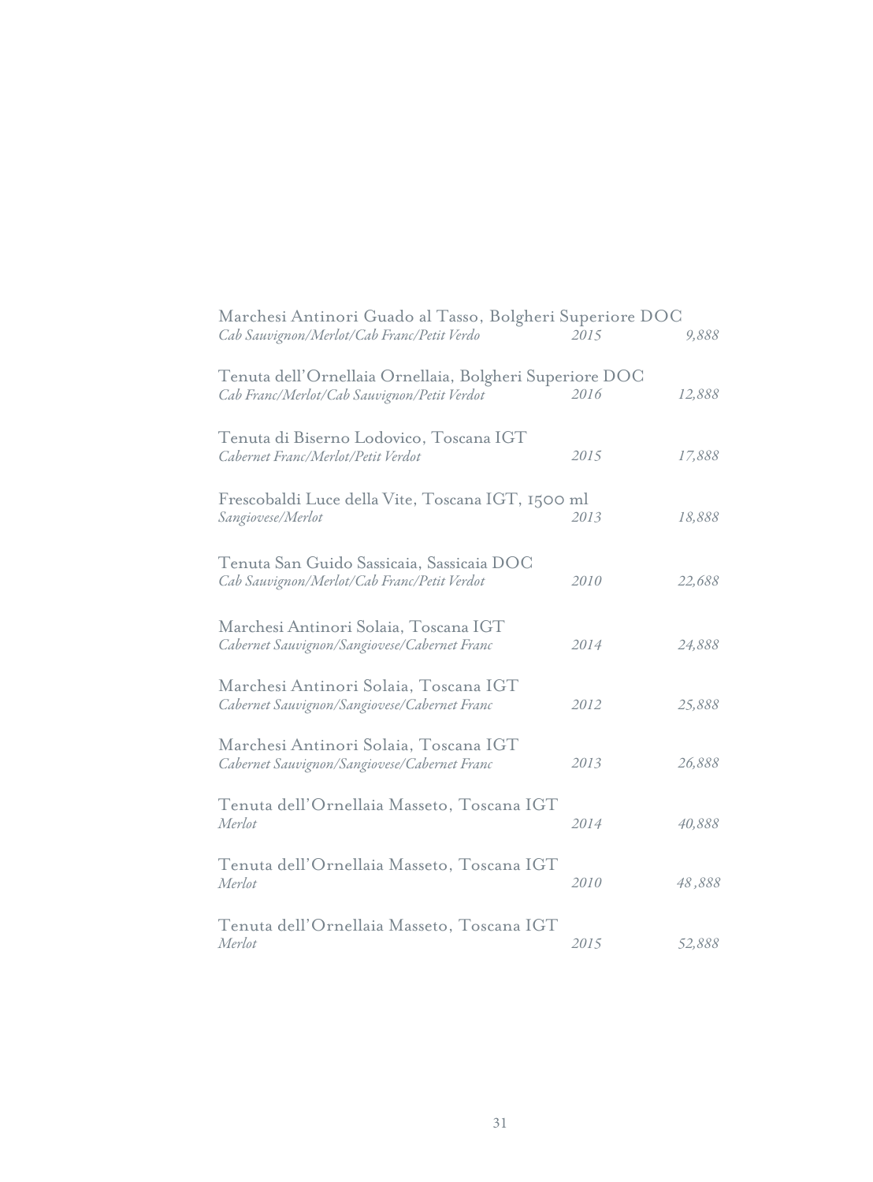Marchesi Antinori Guado al Tasso, Bolgheri Superiore DOC
*Cab Sauvignon/Merlot/Cab Franc/Petit Verdo* *2015* *9,888*

Tenuta dell'Ornellaia Ornellaia, Bolgheri Superiore DOC
*Cab Franc/Merlot/Cab Sauvignon/Petit Verdot* *2016* *12,888*

Tenuta di Biserno Lodovico, Toscana IGT
*Cabernet Franc/Merlot/Petit Verdot* *2015* *17,888*

Frescobaldi Luce della Vite, Toscana IGT, 1500 ml
*Sangiovese/Merlot* *2013* *18,888*

Tenuta San Guido Sassicaia, Sassicaia DOC
*Cab Sauvignon/Merlot/Cab Franc/Petit Verdot* *2010* *22,688*

Marchesi Antinori Solaia, Toscana IGT
*Cabernet Sauvignon/Sangiovese/Cabernet Franc* *2014* *24,888*

Marchesi Antinori Solaia, Toscana IGT
*Cabernet Sauvignon/Sangiovese/Cabernet Franc* *2012* *25,888*

Marchesi Antinori Solaia, Toscana IGT
*Cabernet Sauvignon/Sangiovese/Cabernet Franc* *2013* *26,888*

Tenuta dell'Ornellaia Masseto, Toscana IGT
*Merlot* *2014* *40,888*

Tenuta dell'Ornellaia Masseto, Toscana IGT
*Merlot* *2010* *48,888*

Tenuta dell'Ornellaia Masseto, Toscana IGT
*Merlot* *2015* *52,888*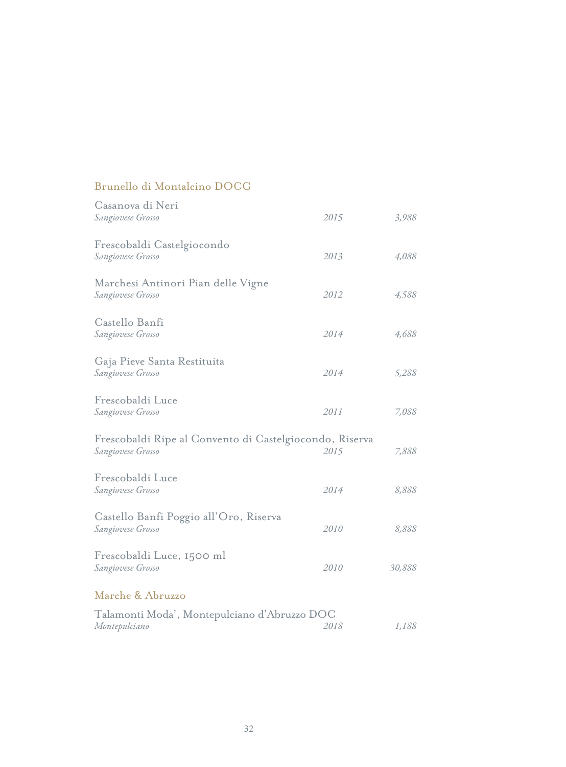## Brunello di Montalcino DOCG

Casanova di Neri
*Sangiovese Grosso* — *2015* — *3,988*

Frescobaldi Castelgiocondo
*Sangiovese Grosso* — *2013* — *4,088*

Marchesi Antinori Pian delle Vigne
*Sangiovese Grosso* — *2012* — *4,588*

Castello Banfi
*Sangiovese Grosso* — *2014* — *4,688*

Gaja Pieve Santa Restituita
*Sangiovese Grosso* — *2014* — *5,288*

Frescobaldi Luce
*Sangiovese Grosso* — *2011* — *7,088*

Frescobaldi Ripe al Convento di Castelgiocondo, Riserva
*Sangiovese Grosso* — *2015* — *7,888*

Frescobaldi Luce
*Sangiovese Grosso* — *2014* — *8,888*

Castello Banfi Poggio all'Oro, Riserva
*Sangiovese Grosso* — *2010* — *8,888*

Frescobaldi Luce, 1500 ml
*Sangiovese Grosso* — *2010* — *30,888*

## Marche & Abruzzo

Talamonti Moda', Montepulciano d'Abruzzo DOC
*Montepulciano* — *2018* — *1,188*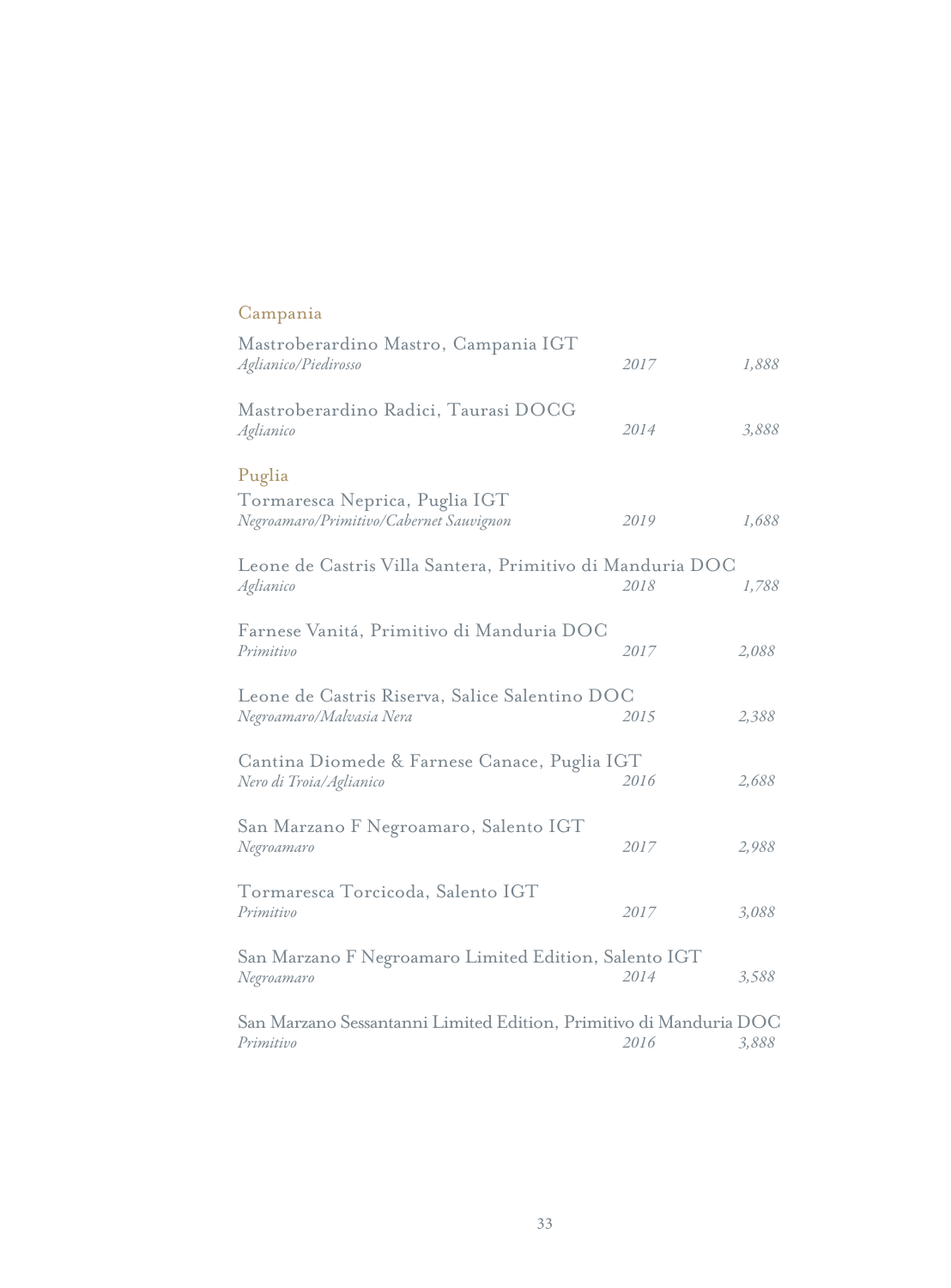## Campania

Mastroberardino Mastro, Campania IGT
*Aglianico/Piedirosso* — *2017* — *1,888*

Mastroberardino Radici, Taurasi DOCG
*Aglianico* — *2014* — *3,888*

## Puglia

Tormaresca Neprica, Puglia IGT
*Negroamaro/Primitivo/Cabernet Sauvignon* — *2019* — *1,688*

Leone de Castris Villa Santera, Primitivo di Manduria DOC
*Aglianico* — *2018* — *1,788*

Farnese Vanitá, Primitivo di Manduria DOC
*Primitivo* — *2017* — *2,088*

Leone de Castris Riserva, Salice Salentino DOC
*Negroamaro/Malvasia Nera* — *2015* — *2,388*

Cantina Diomede & Farnese Canace, Puglia IGT
*Nero di Troia/Aglianico* — *2016* — *2,688*

San Marzano F Negroamaro, Salento IGT
*Negroamaro* — *2017* — *2,988*

Tormaresca Torcicoda, Salento IGT
*Primitivo* — *2017* — *3,088*

San Marzano F Negroamaro Limited Edition, Salento IGT
*Negroamaro* — *2014* — *3,588*

San Marzano Sessantanni Limited Edition, Primitivo di Manduria DOC
*Primitivo* — *2016* — *3,888*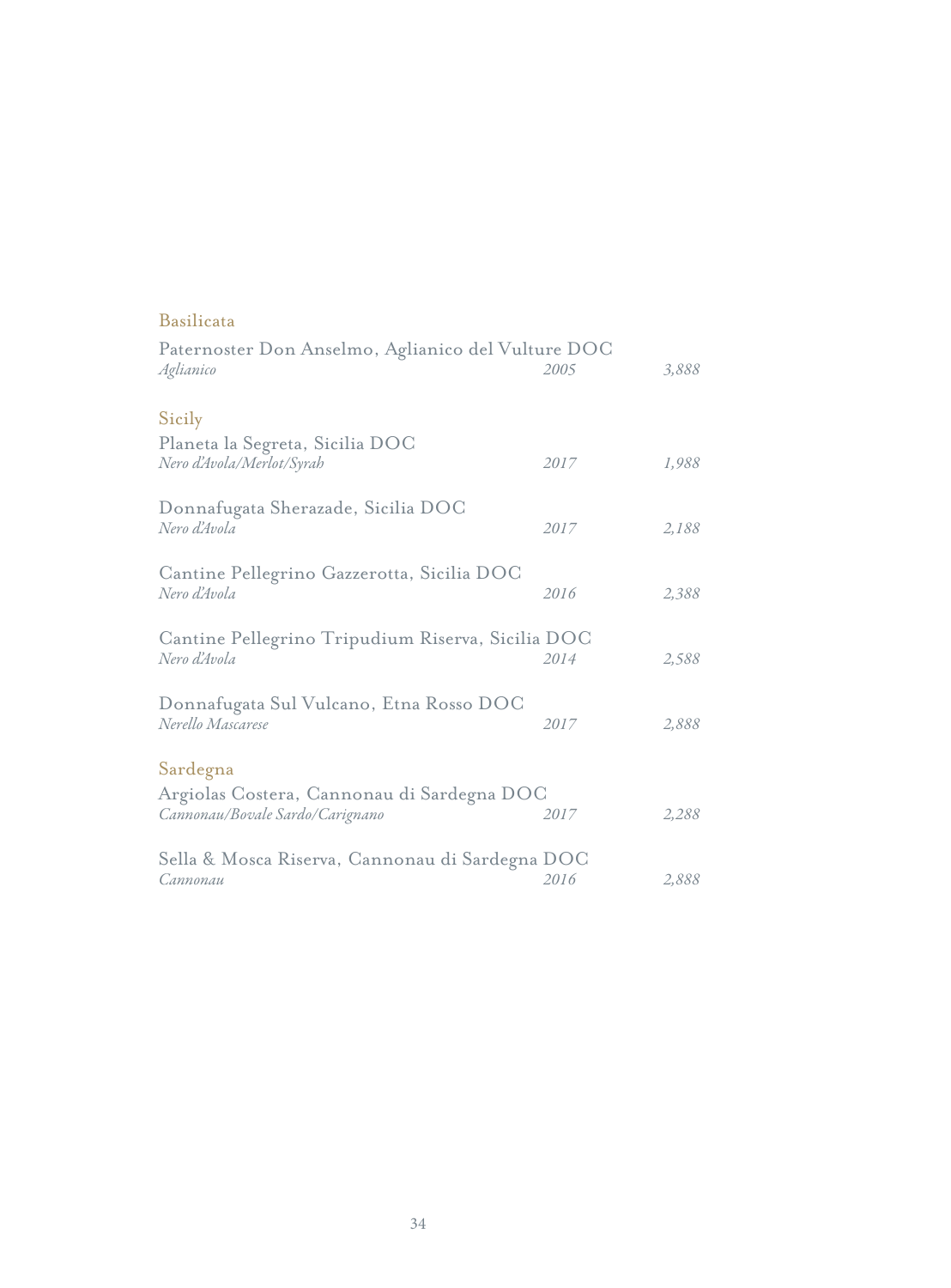## Basilicata

Paternoster Don Anselmo, Aglianico del Vulture DOC
*Aglianico* — *2005* — *3,888*

## Sicily

Planeta la Segreta, Sicilia DOC
*Nero d'Avola/Merlot/Syrah* — *2017* — *1,988*

Donnafugata Sherazade, Sicilia DOC
*Nero d'Avola* — *2017* — *2,188*

Cantine Pellegrino Gazzerotta, Sicilia DOC
*Nero d'Avola* — *2016* — *2,388*

Cantine Pellegrino Tripudium Riserva, Sicilia DOC
*Nero d'Avola* — *2014* — *2,588*

Donnafugata Sul Vulcano, Etna Rosso DOC
*Nerello Mascarese* — *2017* — *2,888*

## Sardegna

Argiolas Costera, Cannonau di Sardegna DOC
*Cannonau/Bovale Sardo/Carignano* — *2017* — *2,288*

Sella & Mosca Riserva, Cannonau di Sardegna DOC
*Cannonau* — *2016* — *2,888*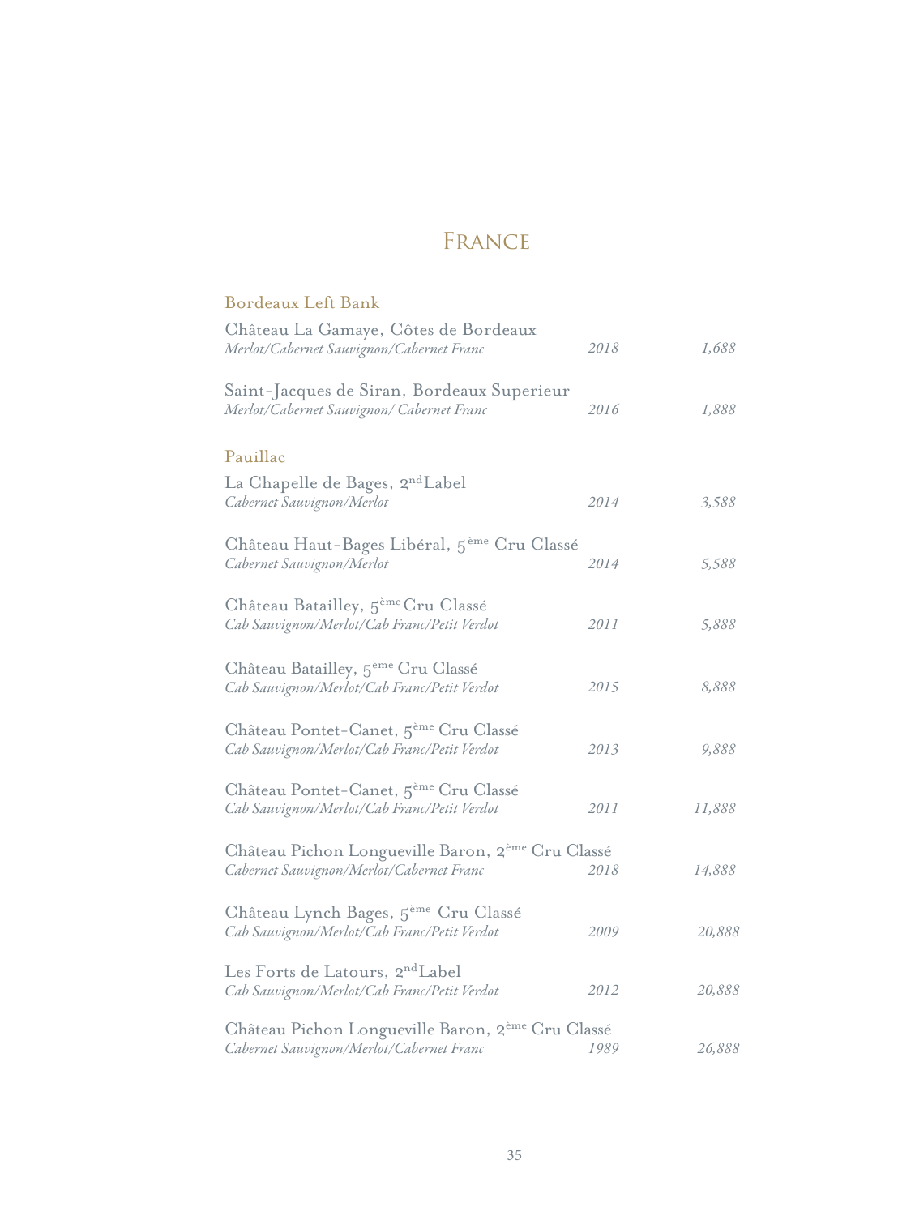# France

## Bordeaux Left Bank

Château La Gamaye, Côtes de Bordeaux
*Merlot/Cabernet Sauvignon/Cabernet Franc* — *2018* — *1,688*

Saint-Jacques de Siran, Bordeaux Superieur
*Merlot/Cabernet Sauvignon/ Cabernet Franc* — *2016* — *1,888*

## Pauillac

La Chapelle de Bages, 2nd Label
*Cabernet Sauvignon/Merlot* — *2014* — *3,588*

Château Haut-Bages Libéral, 5ème Cru Classé
*Cabernet Sauvignon/Merlot* — *2014* — *5,588*

Château Batailley, 5ème Cru Classé
*Cab Sauvignon/Merlot/Cab Franc/Petit Verdot* — *2011* — *5,888*

Château Batailley, 5ème Cru Classé
*Cab Sauvignon/Merlot/Cab Franc/Petit Verdot* — *2015* — *8,888*

Château Pontet-Canet, 5ème Cru Classé
*Cab Sauvignon/Merlot/Cab Franc/Petit Verdot* — *2013* — *9,888*

Château Pontet-Canet, 5ème Cru Classé
*Cab Sauvignon/Merlot/Cab Franc/Petit Verdot* — *2011* — *11,888*

Château Pichon Longueville Baron, 2ème Cru Classé
*Cabernet Sauvignon/Merlot/Cabernet Franc* — *2018* — *14,888*

Château Lynch Bages, 5ème Cru Classé
*Cab Sauvignon/Merlot/Cab Franc/Petit Verdot* — *2009* — *20,888*

Les Forts de Latours, 2nd Label
*Cab Sauvignon/Merlot/Cab Franc/Petit Verdot* — *2012* — *20,888*

Château Pichon Longueville Baron, 2ème Cru Classé
*Cabernet Sauvignon/Merlot/Cabernet Franc* — *1989* — *26,888*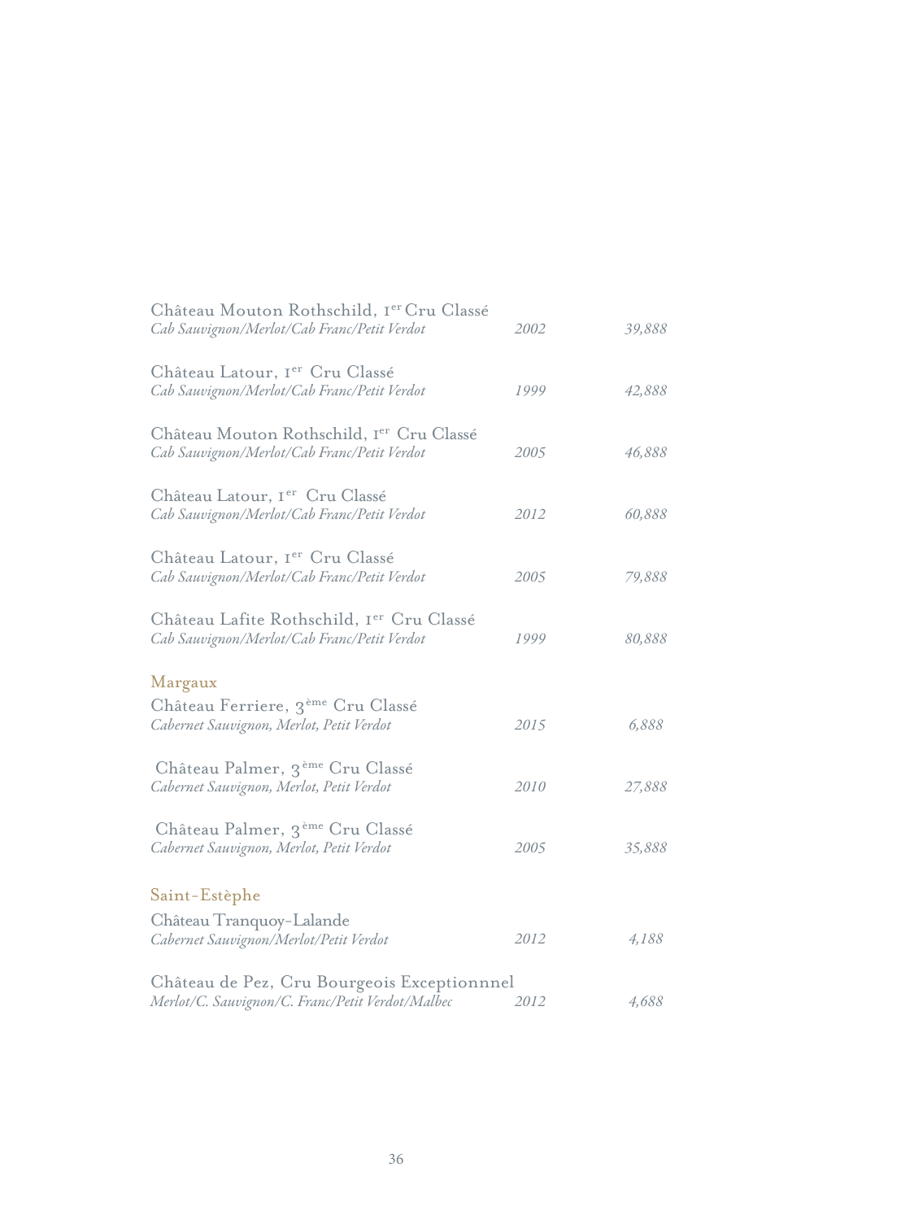Château Mouton Rothschild, I$^{er}$ Cru Classé
*Cab Sauvignon/Merlot/Cab Franc/Petit Verdot* *2002* *39,888*

Château Latour, I$^{er}$ Cru Classé
*Cab Sauvignon/Merlot/Cab Franc/Petit Verdot* *1999* *42,888*

Château Mouton Rothschild, I$^{er}$ Cru Classé
*Cab Sauvignon/Merlot/Cab Franc/Petit Verdot* *2005* *46,888*

Château Latour, I$^{er}$ Cru Classé
*Cab Sauvignon/Merlot/Cab Franc/Petit Verdot* *2012* *60,888*

Château Latour, I$^{er}$ Cru Classé
*Cab Sauvignon/Merlot/Cab Franc/Petit Verdot* *2005* *79,888*

Château Lafite Rothschild, I$^{er}$ Cru Classé
*Cab Sauvignon/Merlot/Cab Franc/Petit Verdot* *1999* *80,888*

## Margaux

Château Ferriere, 3$^{ème}$ Cru Classé
*Cabernet Sauvignon, Merlot, Petit Verdot* *2015* *6,888*

Château Palmer, 3$^{ème}$ Cru Classé
*Cabernet Sauvignon, Merlot, Petit Verdot* *2010* *27,888*

Château Palmer, 3$^{ème}$ Cru Classé
*Cabernet Sauvignon, Merlot, Petit Verdot* *2005* *35,888*

## Saint-Estèphe

Château Tranquoy-Lalande
*Cabernet Sauvignon/Merlot/Petit Verdot* *2012* *4,188*

Château de Pez, Cru Bourgeois Exceptionnnel
*Merlot/C. Sauvignon/C. Franc/Petit Verdot/Malbec* *2012* *4,688*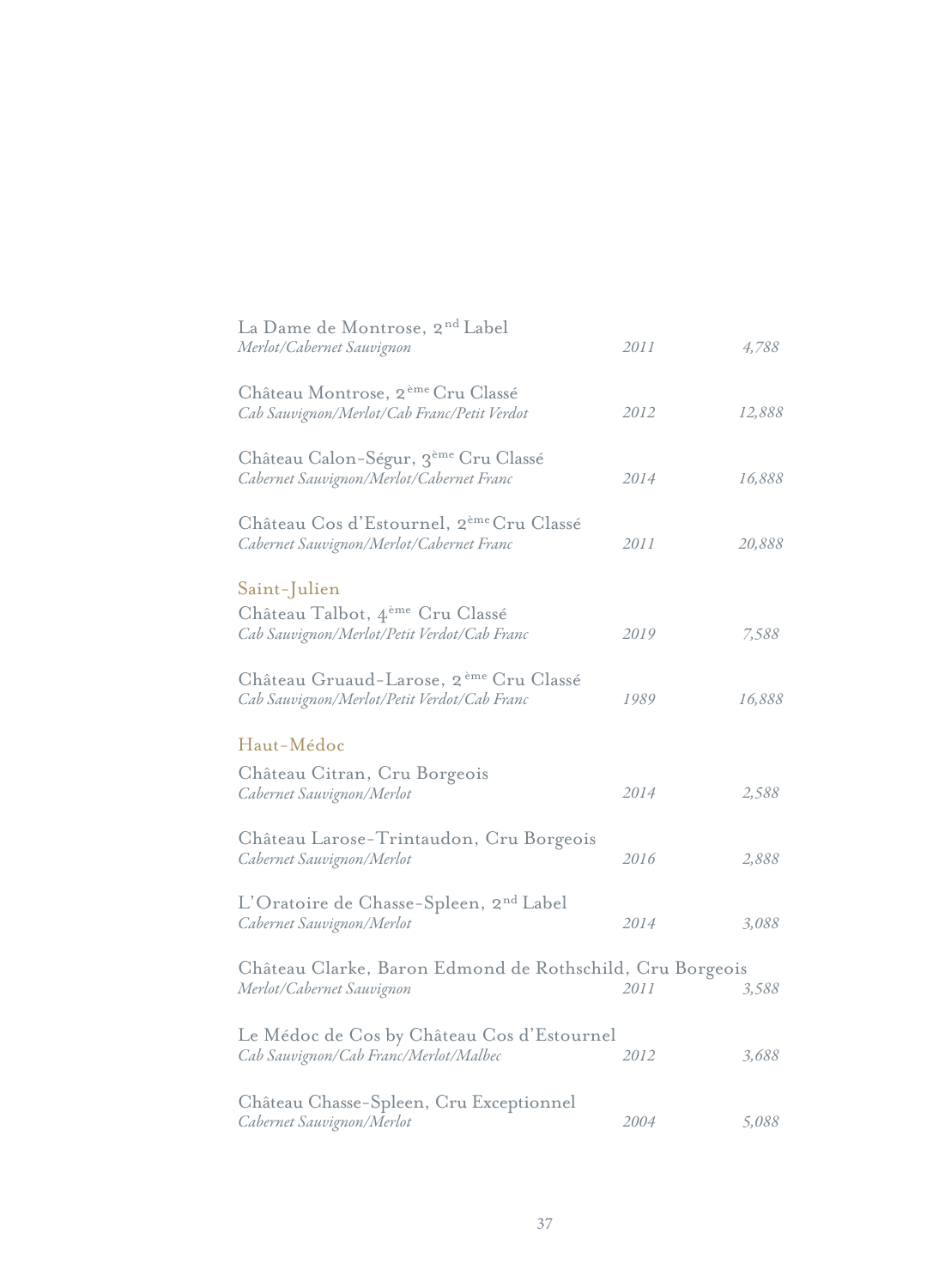| Wine | Vintage | Price |
|---|---|---|
| La Dame de Montrose, 2nd Label<br>*Merlot/Cabernet Sauvignon* | *2011* | *4,788* |
| Château Montrose, 2ème Cru Classé<br>*Cab Sauvignon/Merlot/Cab Franc/Petit Verdot* | *2012* | *12,888* |
| Château Calon-Ségur, 3ème Cru Classé<br>*Cabernet Sauvignon/Merlot/Cabernet Franc* | *2014* | *16,888* |
| Château Cos d'Estournel, 2ème Cru Classé<br>*Cabernet Sauvignon/Merlot/Cabernet Franc* | *2011* | *20,888* |

## Saint-Julien

| Wine | Vintage | Price |
|---|---|---|
| Château Talbot, 4ème Cru Classé<br>*Cab Sauvignon/Merlot/Petit Verdot/Cab Franc* | *2019* | *7,588* |
| Château Gruaud-Larose, 2ème Cru Classé<br>*Cab Sauvignon/Merlot/Petit Verdot/Cab Franc* | *1989* | *16,888* |

## Haut-Médoc

| Wine | Vintage | Price |
|---|---|---|
| Château Citran, Cru Borgeois<br>*Cabernet Sauvignon/Merlot* | *2014* | *2,588* |
| Château Larose-Trintaudon, Cru Borgeois<br>*Cabernet Sauvignon/Merlot* | *2016* | *2,888* |
| L'Oratoire de Chasse-Spleen, 2nd Label<br>*Cabernet Sauvignon/Merlot* | *2014* | *3,088* |
| Château Clarke, Baron Edmond de Rothschild, Cru Borgeois<br>*Merlot/Cabernet Sauvignon* | *2011* | *3,588* |
| Le Médoc de Cos by Château Cos d'Estournel<br>*Cab Sauvignon/Cab Franc/Merlot/Malbec* | *2012* | *3,688* |
| Château Chasse-Spleen, Cru Exceptionnel<br>*Cabernet Sauvignon/Merlot* | *2004* | *5,088* |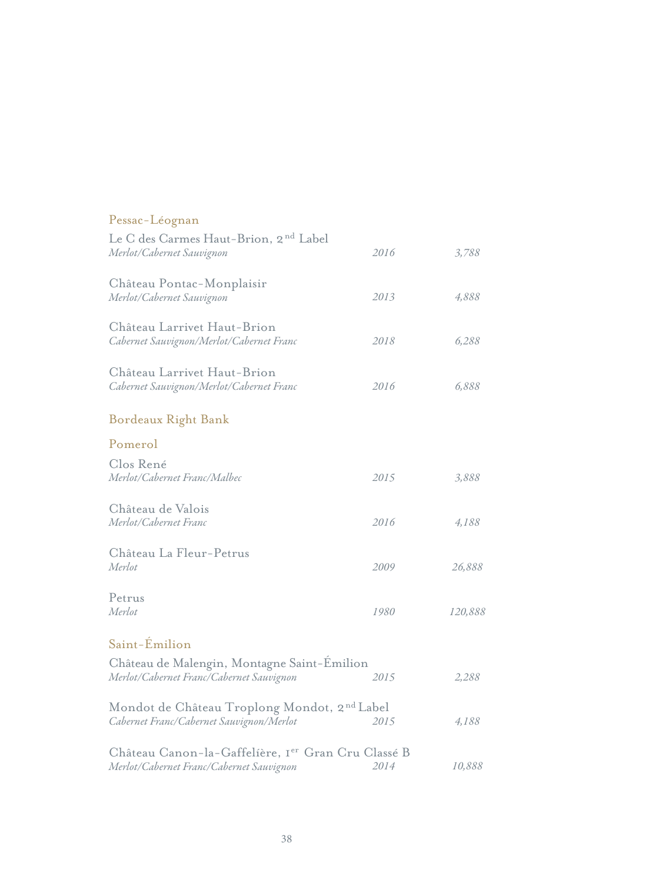## Pessac-Léognan

| Wine | Vintage | Price |
|---|---|---|
| Le C des Carmes Haut-Brion, 2nd Label<br>*Merlot/Cabernet Sauvignon* | *2016* | *3,788* |
| Château Pontac-Monplaisir<br>*Merlot/Cabernet Sauvignon* | *2013* | *4,888* |
| Château Larrivet Haut-Brion<br>*Cabernet Sauvignon/Merlot/Cabernet Franc* | *2018* | *6,288* |
| Château Larrivet Haut-Brion<br>*Cabernet Sauvignon/Merlot/Cabernet Franc* | *2016* | *6,888* |

## Bordeaux Right Bank

### Pomerol

| Wine | Vintage | Price |
|---|---|---|
| Clos René<br>*Merlot/Cabernet Franc/Malbec* | *2015* | *3,888* |
| Château de Valois<br>*Merlot/Cabernet Franc* | *2016* | *4,188* |
| Château La Fleur-Petrus<br>*Merlot* | *2009* | *26,888* |
| Petrus<br>*Merlot* | *1980* | *120,888* |

### Saint-Émilion

| Wine | Vintage | Price |
|---|---|---|
| Château de Malengin, Montagne Saint-Émilion<br>*Merlot/Cabernet Franc/Cabernet Sauvignon* | *2015* | *2,288* |
| Mondot de Château Troplong Mondot, 2nd Label<br>*Cabernet Franc/Cabernet Sauvignon/Merlot* | *2015* | *4,188* |
| Château Canon-la-Gaffelíère, 1er Gran Cru Classé B<br>*Merlot/Cabernet Franc/Cabernet Sauvignon* | *2014* | *10,888* |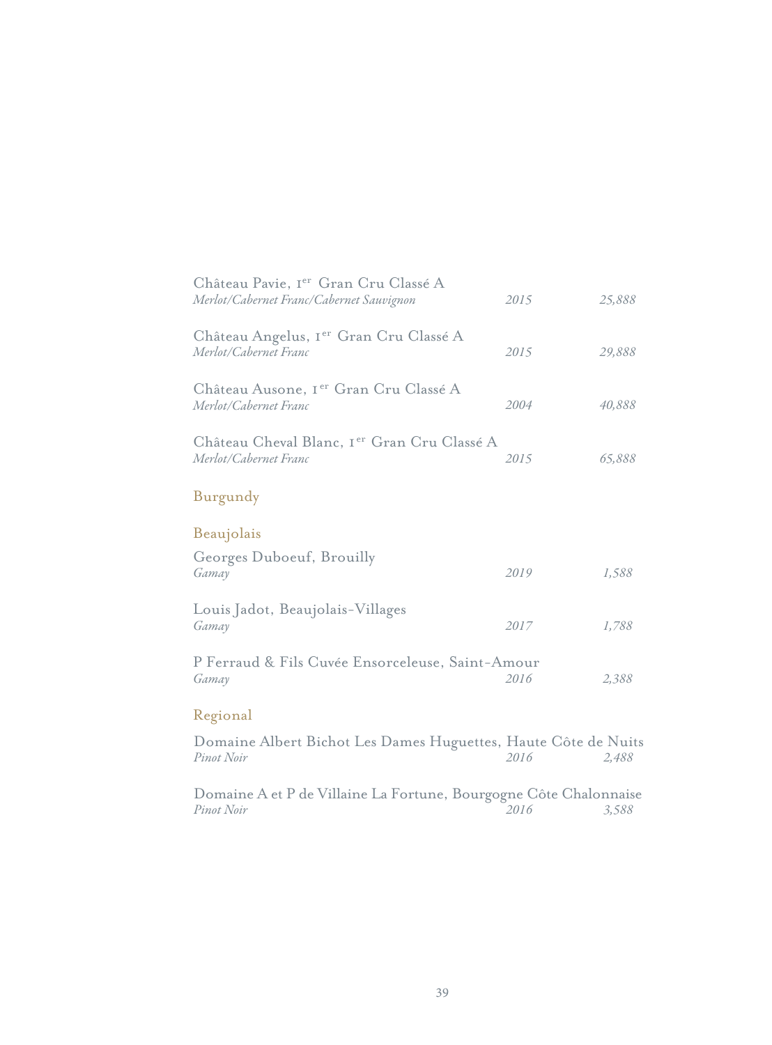Château Pavie, 1er Gran Cru Classé A
*Merlot/Cabernet Franc/Cabernet Sauvignon* — *2015* — *25,888*

Château Angelus, 1er Gran Cru Classé A
*Merlot/Cabernet Franc* — *2015* — *29,888*

Château Ausone, 1er Gran Cru Classé A
*Merlot/Cabernet Franc* — *2004* — *40,888*

Château Cheval Blanc, 1er Gran Cru Classé A
*Merlot/Cabernet Franc* — *2015* — *65,888*

## Burgundy

### Beaujolais

Georges Duboeuf, Brouilly
*Gamay* — *2019* — *1,588*

Louis Jadot, Beaujolais-Villages
*Gamay* — *2017* — *1,788*

P Ferraud & Fils Cuvée Ensorceleuse, Saint-Amour
*Gamay* — *2016* — *2,388*

### Regional

Domaine Albert Bichot Les Dames Huguettes, Haute Côte de Nuits
*Pinot Noir* — *2016* — *2,488*

Domaine A et P de Villaine La Fortune, Bourgogne Côte Chalonnaise
*Pinot Noir* — *2016* — *3,588*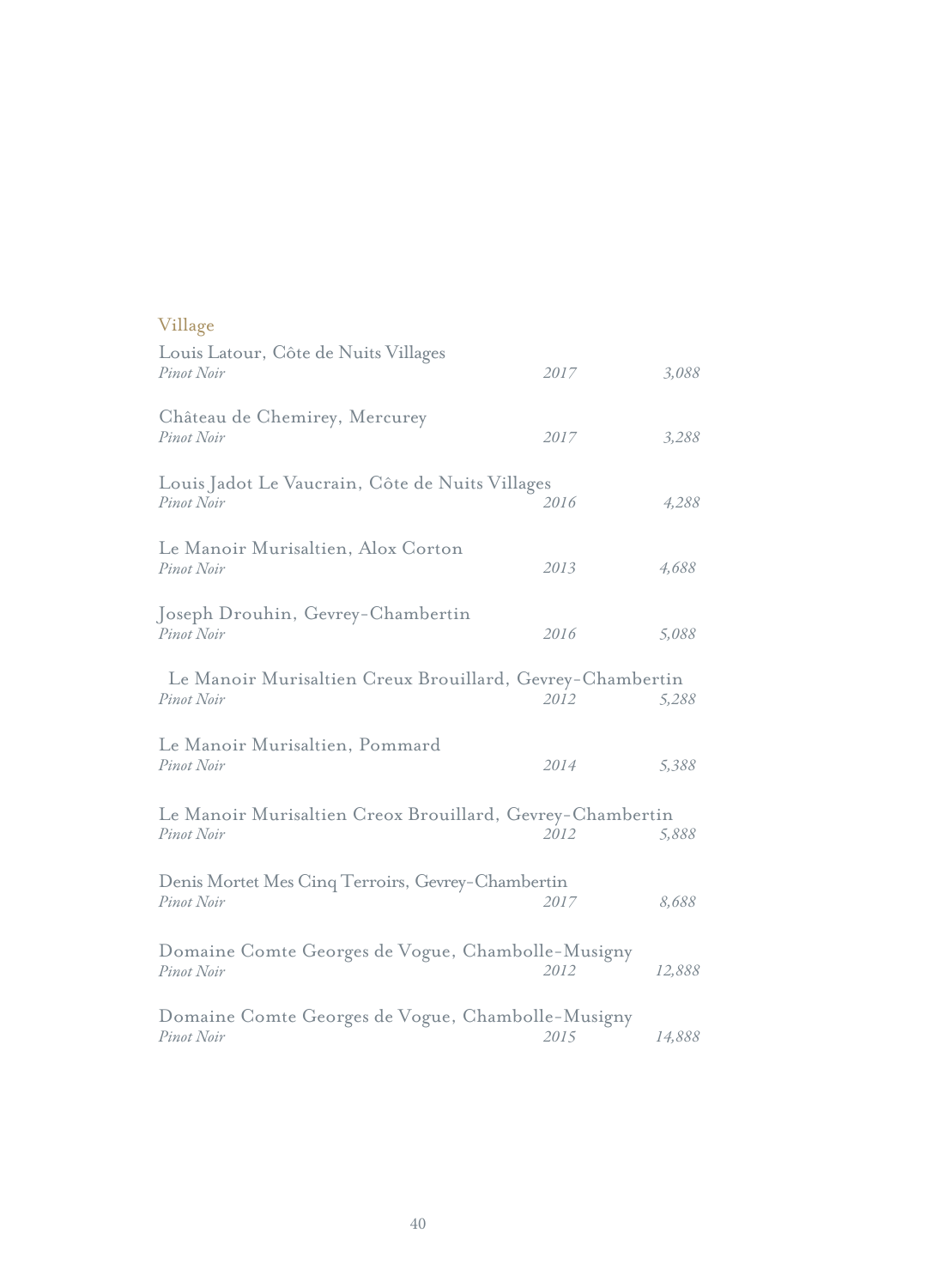## Village

Louis Latour, Côte de Nuits Villages
*Pinot Noir* *2017* *3,088*

Château de Chemirey, Mercurey
*Pinot Noir* *2017* *3,288*

Louis Jadot Le Vaucrain, Côte de Nuits Villages
*Pinot Noir* *2016* *4,288*

Le Manoir Murisaltien, Alox Corton
*Pinot Noir* *2013* *4,688*

Joseph Drouhin, Gevrey-Chambertin
*Pinot Noir* *2016* *5,088*

Le Manoir Murisaltien Creux Brouillard, Gevrey-Chambertin
*Pinot Noir* *2012* *5,288*

Le Manoir Murisaltien, Pommard
*Pinot Noir* *2014* *5,388*

Le Manoir Murisaltien Creox Brouillard, Gevrey-Chambertin
*Pinot Noir* *2012* *5,888*

Denis Mortet Mes Cinq Terroirs, Gevrey-Chambertin
*Pinot Noir* *2017* *8,688*

Domaine Comte Georges de Vogue, Chambolle-Musigny
*Pinot Noir* *2012* *12,888*

Domaine Comte Georges de Vogue, Chambolle-Musigny
*Pinot Noir* *2015* *14,888*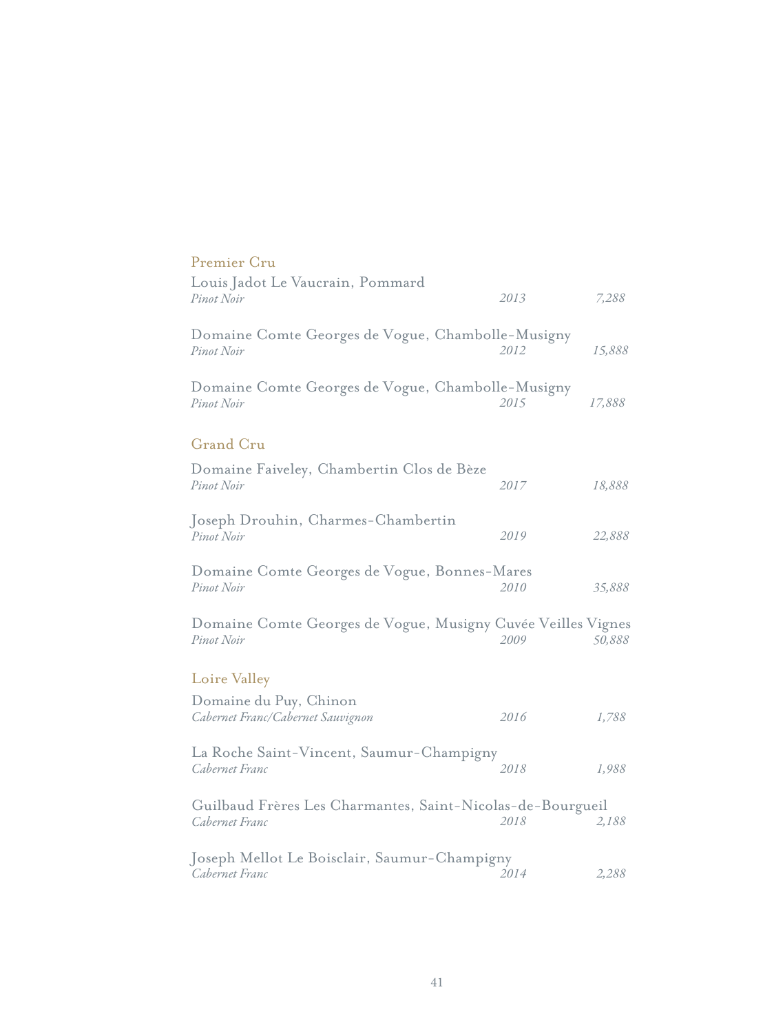## Premier Cru

Louis Jadot Le Vaucrain, Pommard
*Pinot Noir* *2013* *7,288*

Domaine Comte Georges de Vogue, Chambolle-Musigny
*Pinot Noir* *2012* *15,888*

Domaine Comte Georges de Vogue, Chambolle-Musigny
*Pinot Noir* *2015* *17,888*

## Grand Cru

Domaine Faiveley, Chambertin Clos de Bèze
*Pinot Noir* *2017* *18,888*

Joseph Drouhin, Charmes-Chambertin
*Pinot Noir* *2019* *22,888*

Domaine Comte Georges de Vogue, Bonnes-Mares
*Pinot Noir* *2010* *35,888*

Domaine Comte Georges de Vogue, Musigny Cuvée Veilles Vignes
*Pinot Noir* *2009* *50,888*

## Loire Valley

Domaine du Puy, Chinon
*Cabernet Franc/Cabernet Sauvignon* *2016* *1,788*

La Roche Saint-Vincent, Saumur-Champigny
*Cabernet Franc* *2018* *1,988*

Guilbaud Frères Les Charmantes, Saint-Nicolas-de-Bourgueil
*Cabernet Franc* *2018* *2,188*

Joseph Mellot Le Boisclair, Saumur-Champigny
*Cabernet Franc* *2014* *2,288*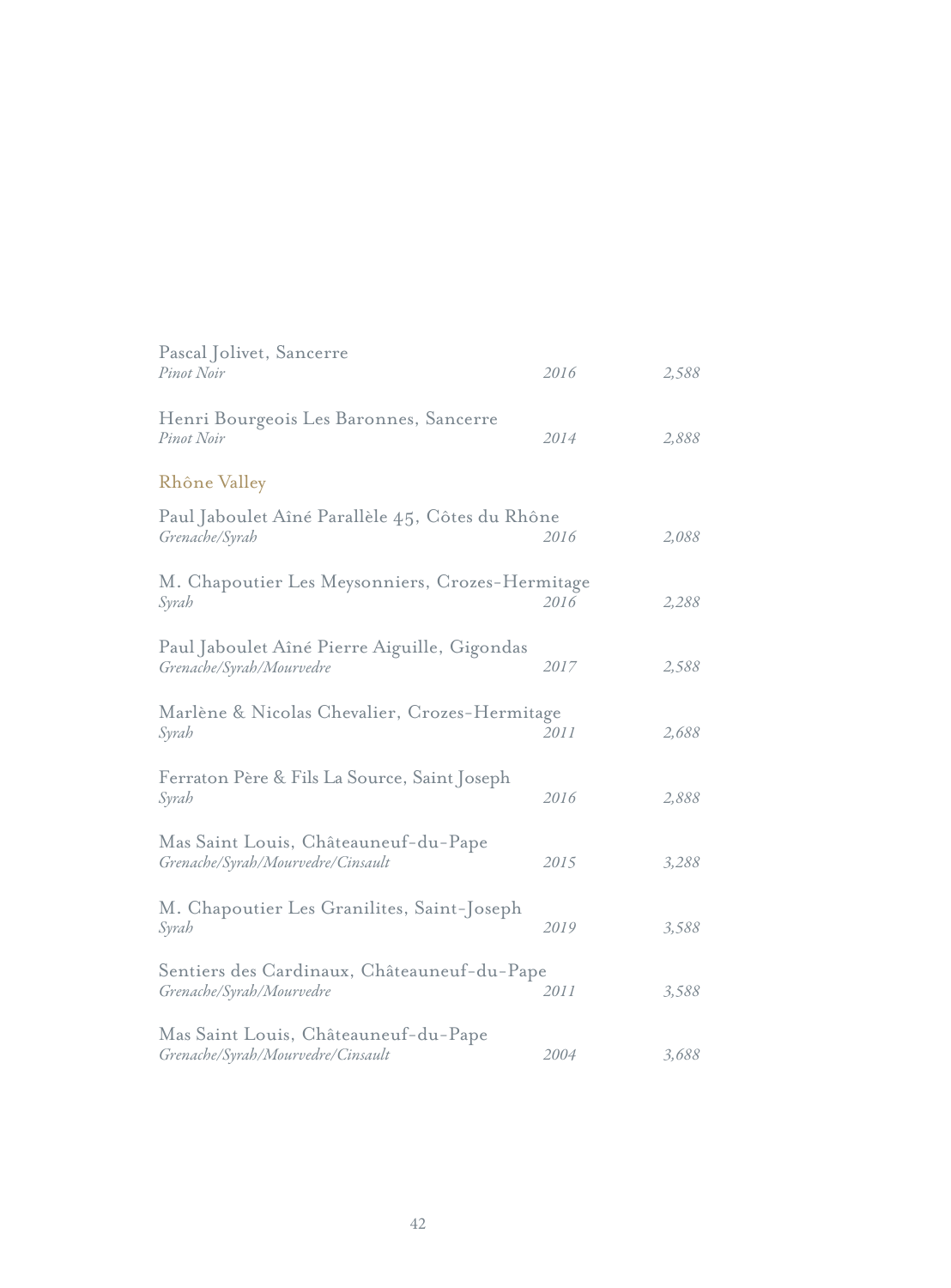Pascal Jolivet, Sancerre
*Pinot Noir* *2016* *2,588*

Henri Bourgeois Les Baronnes, Sancerre
*Pinot Noir* *2014* *2,888*

## Rhône Valley

Paul Jaboulet Aîné Parallèle 45, Côtes du Rhône
*Grenache/Syrah* *2016* *2,088*

M. Chapoutier Les Meysonniers, Crozes-Hermitage
*Syrah* *2016* *2,288*

Paul Jaboulet Aîné Pierre Aiguille, Gigondas
*Grenache/Syrah/Mourvedre* *2017* *2,588*

Marlène & Nicolas Chevalier, Crozes-Hermitage
*Syrah* *2011* *2,688*

Ferraton Père & Fils La Source, Saint Joseph
*Syrah* *2016* *2,888*

Mas Saint Louis, Châteauneuf-du-Pape
*Grenache/Syrah/Mourvedre/Cinsault* *2015* *3,288*

M. Chapoutier Les Granilites, Saint-Joseph
*Syrah* *2019* *3,588*

Sentiers des Cardinaux, Châteauneuf-du-Pape
*Grenache/Syrah/Mourvedre* *2011* *3,588*

Mas Saint Louis, Châteauneuf-du-Pape
*Grenache/Syrah/Mourvedre/Cinsault* *2004* *3,688*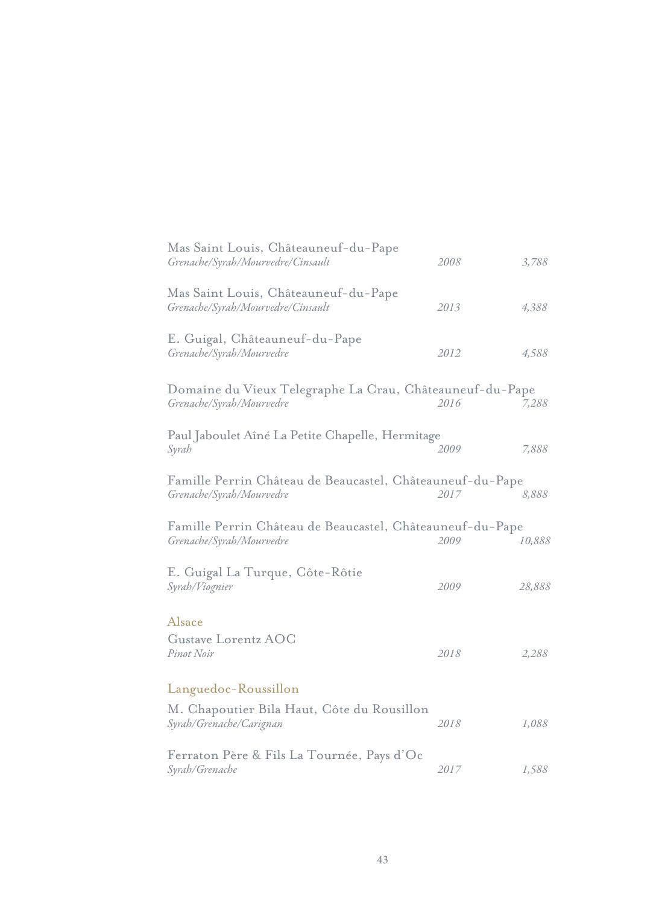Mas Saint Louis, Châteauneuf-du-Pape
*Grenache/Syrah/Mourvedre/Cinsault* *2008* *3,788*

Mas Saint Louis, Châteauneuf-du-Pape
*Grenache/Syrah/Mourvedre/Cinsault* *2013* *4,388*

E. Guigal, Châteauneuf-du-Pape
*Grenache/Syrah/Mourvedre* *2012* *4,588*

Domaine du Vieux Telegraphe La Crau, Châteauneuf-du-Pape
*Grenache/Syrah/Mourvedre* *2016* *7,288*

Paul Jaboulet Aîné La Petite Chapelle, Hermitage
*Syrah* *2009* *7,888*

Famille Perrin Château de Beaucastel, Châteauneuf-du-Pape
*Grenache/Syrah/Mourvedre* *2017* *8,888*

Famille Perrin Château de Beaucastel, Châteauneuf-du-Pape
*Grenache/Syrah/Mourvedre* *2009* *10,888*

E. Guigal La Turque, Côte-Rôtie
*Syrah/Viognier* *2009* *28,888*

## Alsace

Gustave Lorentz AOC
*Pinot Noir* *2018* *2,288*

## Languedoc-Roussillon

M. Chapoutier Bila Haut, Côte du Rousillon
*Syrah/Grenache/Carignan* *2018* *1,088*

Ferraton Père & Fils La Tournée, Pays d'Oc
*Syrah/Grenache* *2017* *1,588*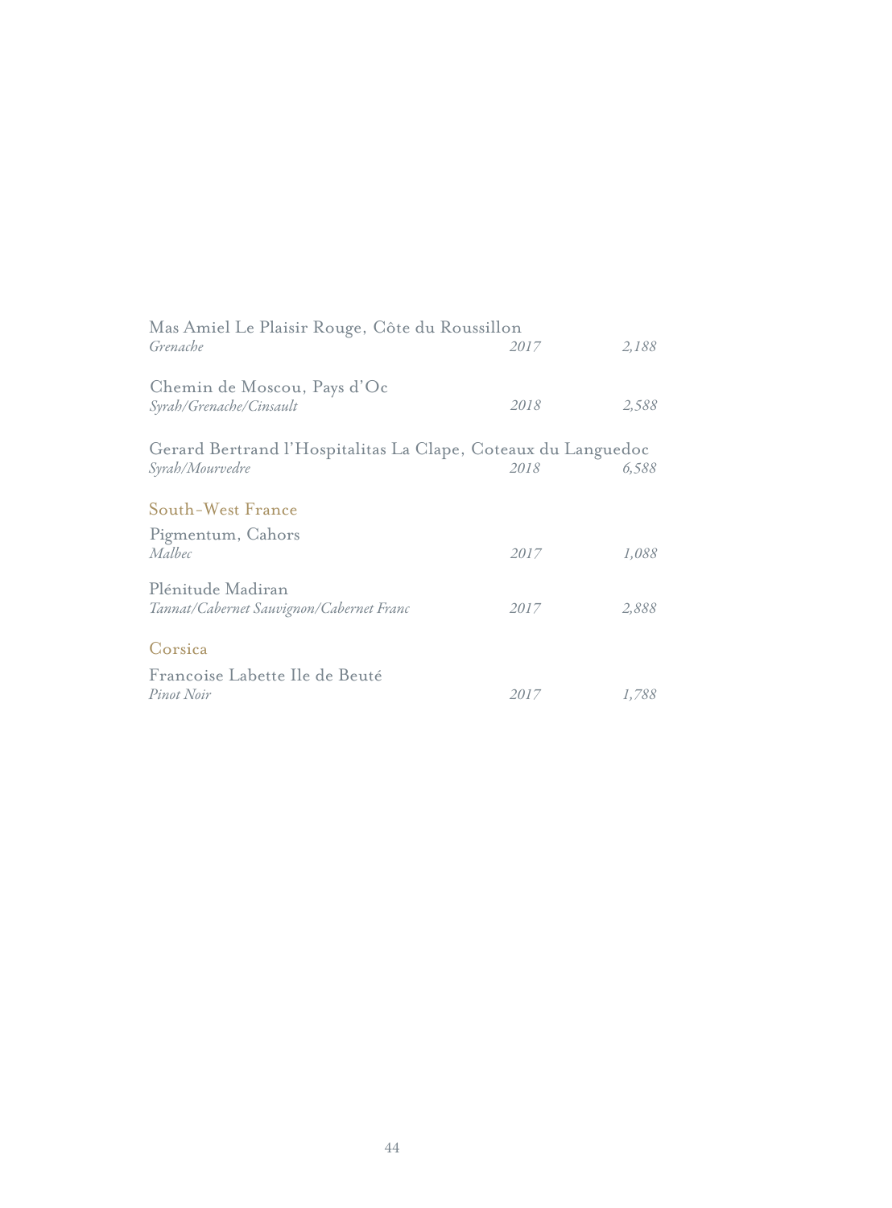Mas Amiel Le Plaisir Rouge, Côte du Roussillon
*Grenache* *2017* *2,188*

Chemin de Moscou, Pays d'Oc
*Syrah/Grenache/Cinsault* *2018* *2,588*

Gerard Bertrand l'Hospitalitas La Clape, Coteaux du Languedoc
*Syrah/Mourvedre* *2018* *6,588*

## South-West France

Pigmentum, Cahors
*Malbec* *2017* *1,088*

Plénitude Madiran
*Tannat/Cabernet Sauvignon/Cabernet Franc* *2017* *2,888*

## Corsica

Francoise Labette Ile de Beuté
*Pinot Noir* *2017* *1,788*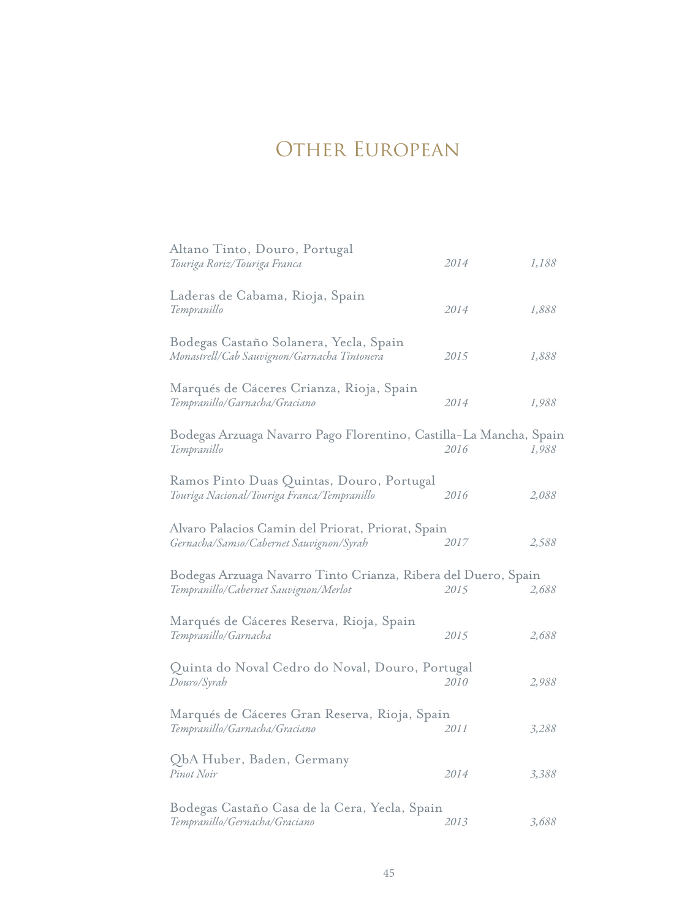# Other European

| Wine | Vintage | Price |
| --- | --- | --- |
| Altano Tinto, Douro, Portugal<br>*Touriga Roriz/Touriga Franca* | *2014* | *1,188* |
| Laderas de Cabama, Rioja, Spain<br>*Tempranillo* | *2014* | *1,888* |
| Bodegas Castaño Solanera, Yecla, Spain<br>*Monastrell/Cab Sauvignon/Garnacha Tintonera* | *2015* | *1,888* |
| Marqués de Cáceres Crianza, Rioja, Spain<br>*Tempranillo/Garnacha/Graciano* | *2014* | *1,988* |
| Bodegas Arzuaga Navarro Pago Florentino, Castilla-La Mancha, Spain<br>*Tempranillo* | *2016* | *1,988* |
| Ramos Pinto Duas Quintas, Douro, Portugal<br>*Touriga Nacional/Touriga Franca/Tempranillo* | *2016* | *2,088* |
| Alvaro Palacios Camin del Priorat, Priorat, Spain<br>*Gernacha/Samso/Cabernet Sauvignon/Syrah* | *2017* | *2,588* |
| Bodegas Arzuaga Navarro Tinto Crianza, Ribera del Duero, Spain<br>*Tempranillo/Cabernet Sauvignon/Merlot* | *2015* | *2,688* |
| Marqués de Cáceres Reserva, Rioja, Spain<br>*Tempranillo/Garnacha* | *2015* | *2,688* |
| Quinta do Noval Cedro do Noval, Douro, Portugal<br>*Douro/Syrah* | *2010* | *2,988* |
| Marqués de Cáceres Gran Reserva, Rioja, Spain<br>*Tempranillo/Garnacha/Graciano* | *2011* | *3,288* |
| QbA Huber, Baden, Germany<br>*Pinot Noir* | *2014* | *3,388* |
| Bodegas Castaño Casa de la Cera, Yecla, Spain<br>*Tempranillo/Gernacha/Graciano* | *2013* | *3,688* |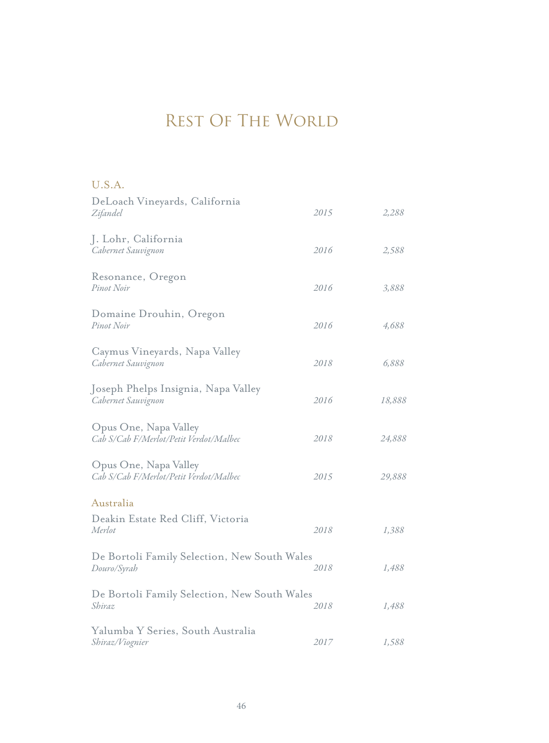# Rest Of The World

## U.S.A.

DeLoach Vineyards, California
*Zifandel* *2015* *2,288*

J. Lohr, California
*Cabernet Sauvignon* *2016* *2,588*

Resonance, Oregon
*Pinot Noir* *2016* *3,888*

Domaine Drouhin, Oregon
*Pinot Noir* *2016* *4,688*

Caymus Vineyards, Napa Valley
*Cabernet Sauvignon* *2018* *6,888*

Joseph Phelps Insignia, Napa Valley
*Cabernet Sauvignon* *2016* *18,888*

Opus One, Napa Valley
*Cab S/Cab F/Merlot/Petit Verdot/Malbec* *2018* *24,888*

Opus One, Napa Valley
*Cab S/Cab F/Merlot/Petit Verdot/Malbec* *2015* *29,888*

## Australia

Deakin Estate Red Cliff, Victoria
*Merlot* *2018* *1,388*

De Bortoli Family Selection, New South Wales
*Douro/Syrah* *2018* *1,488*

De Bortoli Family Selection, New South Wales
*Shiraz* *2018* *1,488*

Yalumba Y Series, South Australia
*Shiraz/Viognier* *2017* *1,588*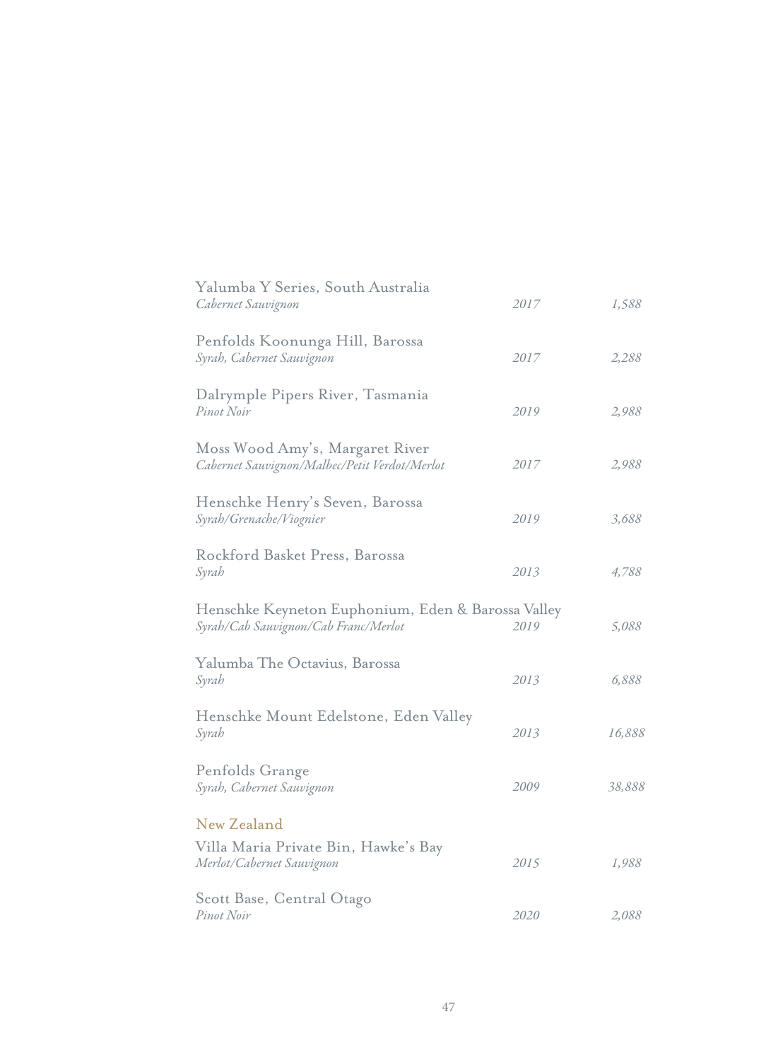Yalumba Y Series, South Australia
*Cabernet Sauvignon* *2017* *1,588*

Penfolds Koonunga Hill, Barossa
*Syrah, Cabernet Sauvignon* *2017* *2,288*

Dalrymple Pipers River, Tasmania
*Pinot Noir* *2019* *2,988*

Moss Wood Amy's, Margaret River
*Cabernet Sauvignon/Malbec/Petit Verdot/Merlot* *2017* *2,988*

Henschke Henry's Seven, Barossa
*Syrah/Grenache/Viognier* *2019* *3,688*

Rockford Basket Press, Barossa
*Syrah* *2013* *4,788*

Henschke Keyneton Euphonium, Eden & Barossa Valley
*Syrah/Cab Sauvignon/Cab Franc/Merlot* *2019* *5,088*

Yalumba The Octavius, Barossa
*Syrah* *2013* *6,888*

Henschke Mount Edelstone, Eden Valley
*Syrah* *2013* *16,888*

Penfolds Grange
*Syrah, Cabernet Sauvignon* *2009* *38,888*

## New Zealand

Villa Maria Private Bin, Hawke's Bay
*Merlot/Cabernet Sauvignon* *2015* *1,988*

Scott Base, Central Otago
*Pinot Noir* *2020* *2,088*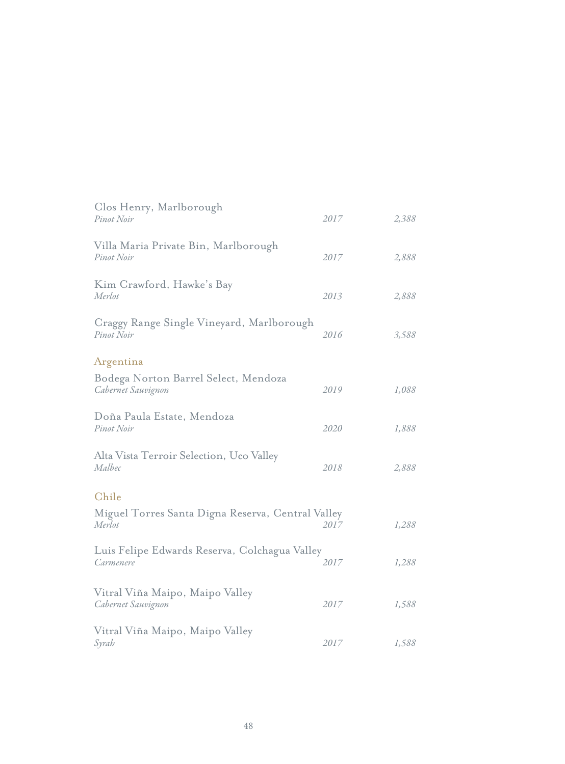Clos Henry, Marlborough
*Pinot Noir* — *2017* — *2,388*

Villa Maria Private Bin, Marlborough
*Pinot Noir* — *2017* — *2,888*

Kim Crawford, Hawke's Bay
*Merlot* — *2013* — *2,888*

Craggy Range Single Vineyard, Marlborough
*Pinot Noir* — *2016* — *3,588*

## Argentina

Bodega Norton Barrel Select, Mendoza
*Cabernet Sauvignon* — *2019* — *1,088*

Doña Paula Estate, Mendoza
*Pinot Noir* — *2020* — *1,888*

Alta Vista Terroir Selection, Uco Valley
*Malbec* — *2018* — *2,888*

## Chile

Miguel Torres Santa Digna Reserva, Central Valley
*Merlot* — *2017* — *1,288*

Luis Felipe Edwards Reserva, Colchagua Valley
*Carmenere* — *2017* — *1,288*

Vitral Viña Maipo, Maipo Valley
*Cabernet Sauvignon* — *2017* — *1,588*

Vitral Viña Maipo, Maipo Valley
*Syrah* — *2017* — *1,588*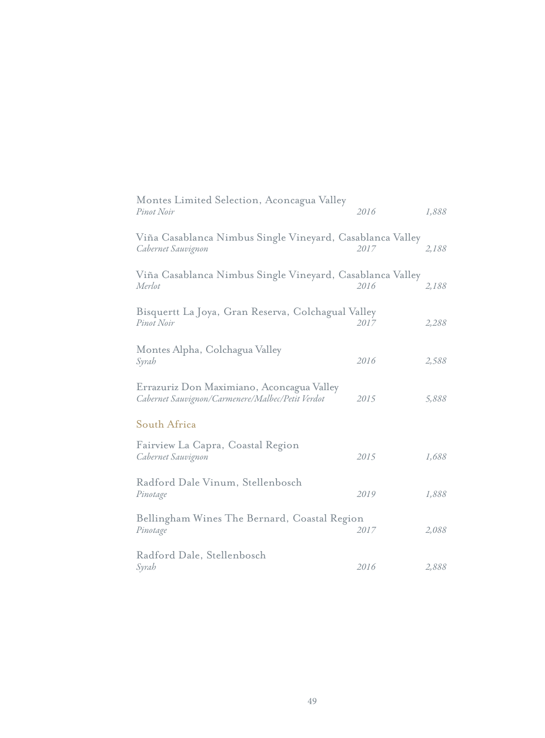Montes Limited Selection, Aconcagua Valley
*Pinot Noir* *2016* *1,888*

Viña Casablanca Nimbus Single Vineyard, Casablanca Valley
*Cabernet Sauvignon* *2017* *2,188*

Viña Casablanca Nimbus Single Vineyard, Casablanca Valley
*Merlot* *2016* *2,188*

Bisquertt La Joya, Gran Reserva, Colchagual Valley
*Pinot Noir* *2017* *2,288*

Montes Alpha, Colchagua Valley
*Syrah* *2016* *2,588*

Errazuriz Don Maximiano, Aconcagua Valley
*Cabernet Sauvignon/Carmenere/Malbec/Petit Verdot* *2015* *5,888*

## South Africa

Fairview La Capra, Coastal Region
*Cabernet Sauvignon* *2015* *1,688*

Radford Dale Vinum, Stellenbosch
*Pinotage* *2019* *1,888*

Bellingham Wines The Bernard, Coastal Region
*Pinotage* *2017* *2,088*

Radford Dale, Stellenbosch
*Syrah* *2016* *2,888*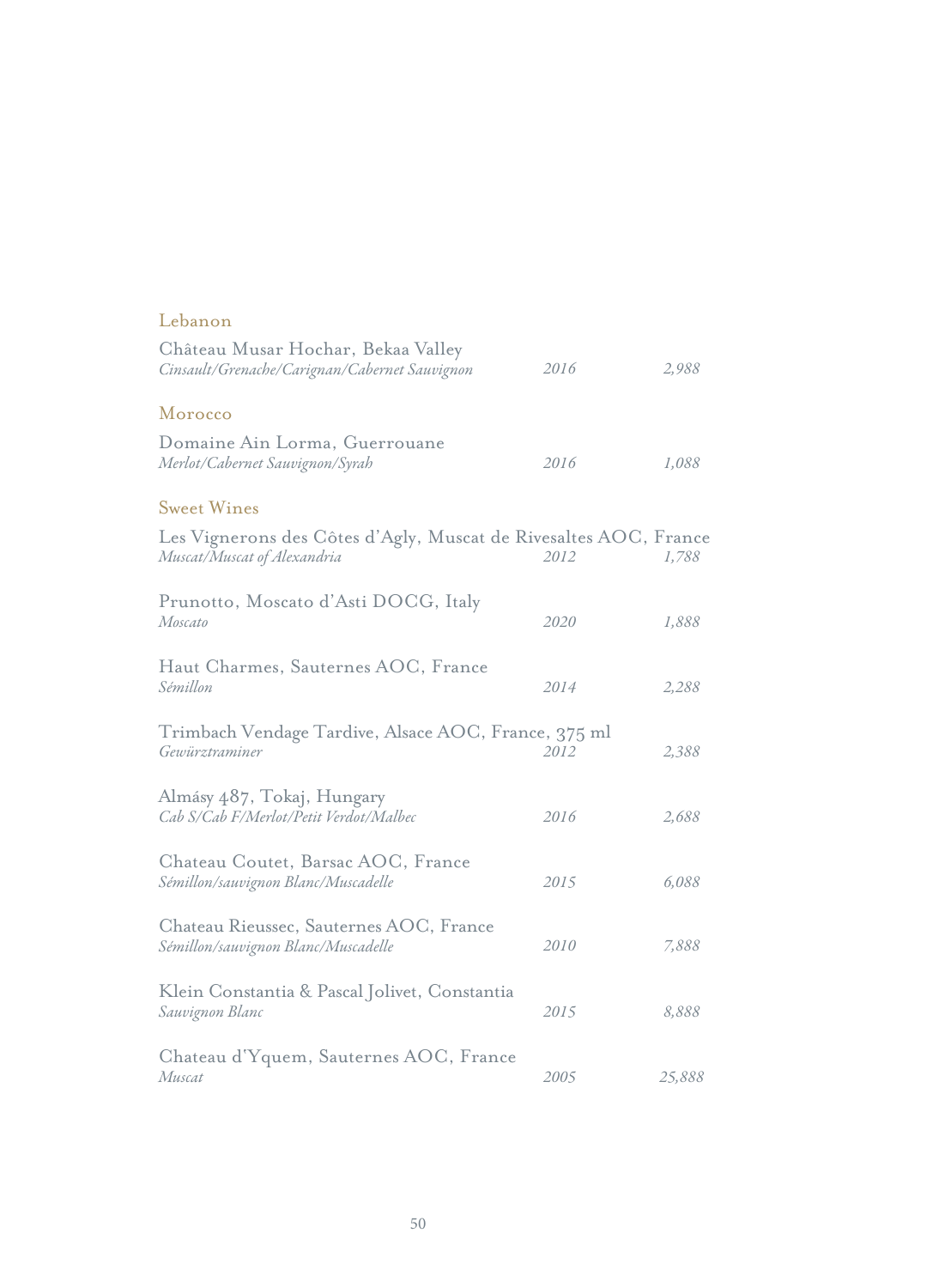## Lebanon

Château Musar Hochar, Bekaa Valley
*Cinsault/Grenache/Carignan/Cabernet Sauvignon* *2016* *2,988*

## Morocco

Domaine Ain Lorma, Guerrouane
*Merlot/Cabernet Sauvignon/Syrah* *2016* *1,088*

## Sweet Wines

Les Vignerons des Côtes d'Agly, Muscat de Rivesaltes AOC, France
*Muscat/Muscat of Alexandria* *2012* *1,788*

Prunotto, Moscato d'Asti DOCG, Italy
*Moscato* *2020* *1,888*

Haut Charmes, Sauternes AOC, France
*Sémillon* *2014* *2,288*

Trimbach Vendage Tardive, Alsace AOC, France, 375 ml
*Gewürztraminer* *2012* *2,388*

Almásy 487, Tokaj, Hungary
*Cab S/Cab F/Merlot/Petit Verdot/Malbec* *2016* *2,688*

Chateau Coutet, Barsac AOC, France
*Sémillon/sauvignon Blanc/Muscadelle* *2015* *6,088*

Chateau Rieussec, Sauternes AOC, France
*Sémillon/sauvignon Blanc/Muscadelle* *2010* *7,888*

Klein Constantia & Pascal Jolivet, Constantia
*Sauvignon Blanc* *2015* *8,888*

Chateau d'Yquem, Sauternes AOC, France
*Muscat* *2005* *25,888*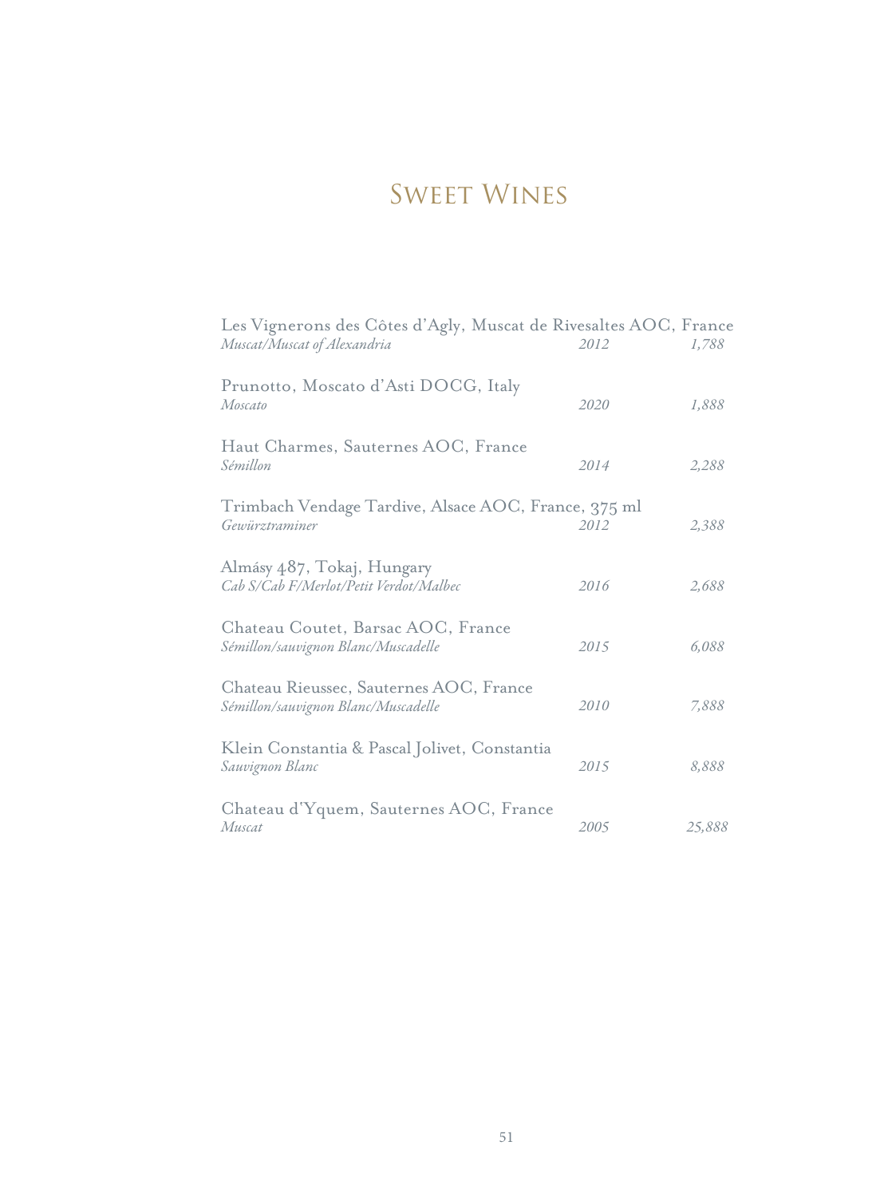# Sweet Wines

Les Vignerons des Côtes d'Agly, Muscat de Rivesaltes AOC, France
*Muscat/Muscat of Alexandria* *2012* *1,788*

Prunotto, Moscato d'Asti DOCG, Italy
*Moscato* *2020* *1,888*

Haut Charmes, Sauternes AOC, France
*Sémillon* *2014* *2,288*

Trimbach Vendage Tardive, Alsace AOC, France, 375 ml
*Gewürztraminer* *2012* *2,388*

Almásy 487, Tokaj, Hungary
*Cab S/Cab F/Merlot/Petit Verdot/Malbec* *2016* *2,688*

Chateau Coutet, Barsac AOC, France
*Sémillon/sauvignon Blanc/Muscadelle* *2015* *6,088*

Chateau Rieussec, Sauternes AOC, France
*Sémillon/sauvignon Blanc/Muscadelle* *2010* *7,888*

Klein Constantia & Pascal Jolivet, Constantia
*Sauvignon Blanc* *2015* *8,888*

Chateau d'Yquem, Sauternes AOC, France
*Muscat* *2005* *25,888*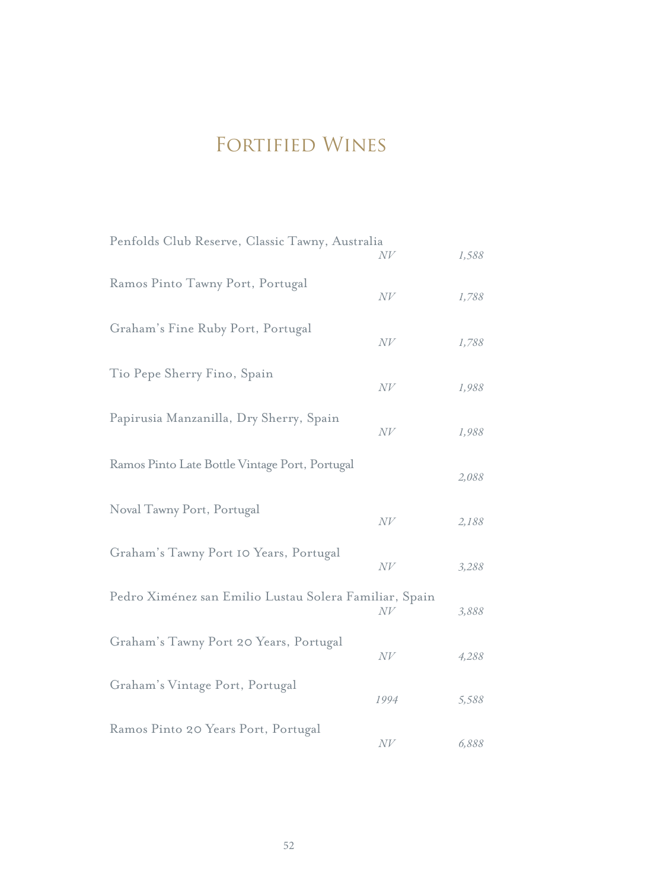# Fortified Wines

| Wine | Vintage | Price |
|---|---|---|
| Penfolds Club Reserve, Classic Tawny, Australia | *NV* | *1,588* |
| Ramos Pinto Tawny Port, Portugal | *NV* | *1,788* |
| Graham's Fine Ruby Port, Portugal | *NV* | *1,788* |
| Tio Pepe Sherry Fino, Spain | *NV* | *1,988* |
| Papirusia Manzanilla, Dry Sherry, Spain | *NV* | *1,988* |
| Ramos Pinto Late Bottle Vintage Port, Portugal | | *2,088* |
| Noval Tawny Port, Portugal | *NV* | *2,188* |
| Graham's Tawny Port 10 Years, Portugal | *NV* | *3,288* |
| Pedro Ximénez san Emilio Lustau Solera Familiar, Spain | *NV* | *3,888* |
| Graham's Tawny Port 20 Years, Portugal | *NV* | *4,288* |
| Graham's Vintage Port, Portugal | *1994* | *5,588* |
| Ramos Pinto 20 Years Port, Portugal | *NV* | *6,888* |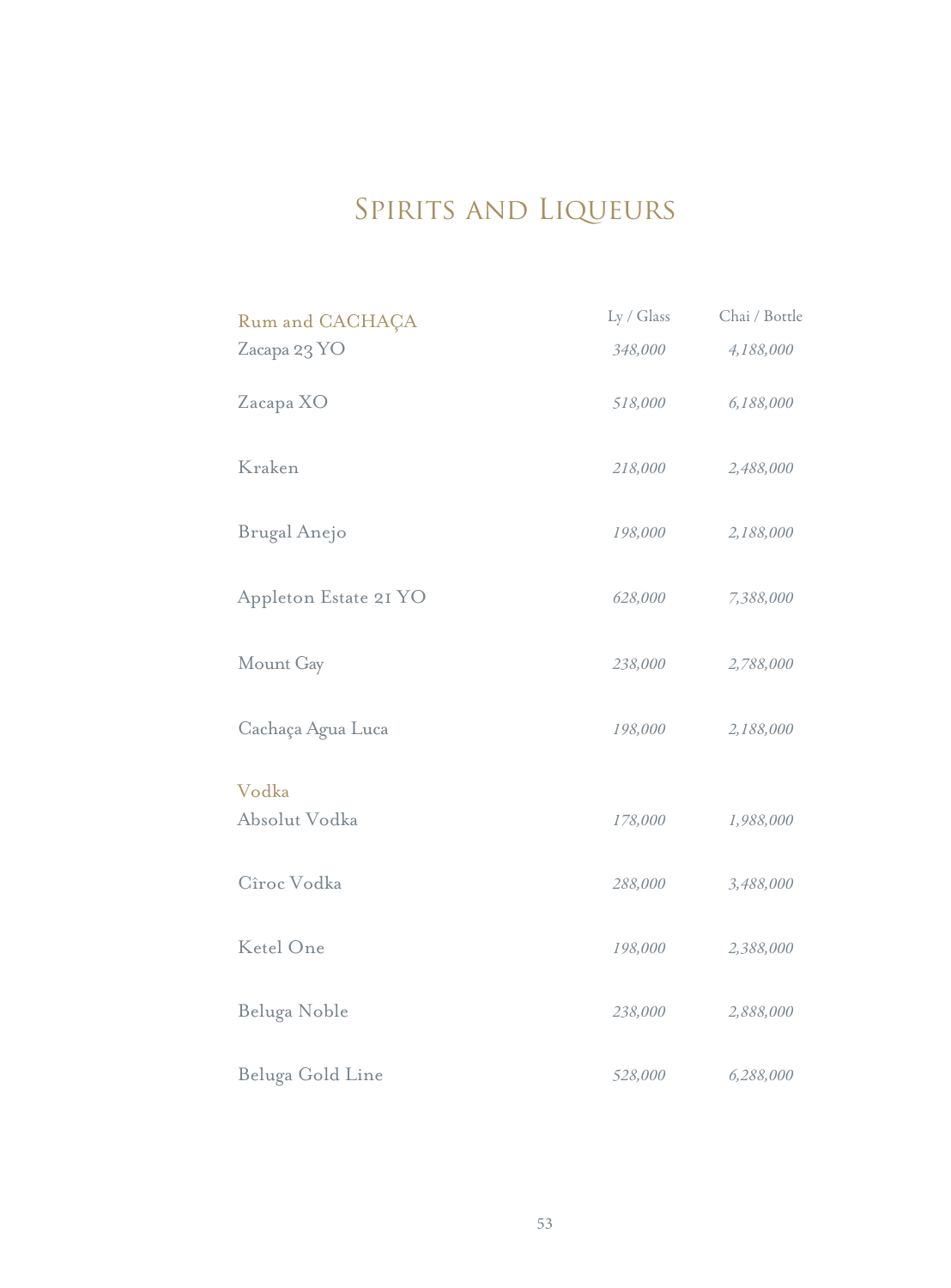# Spirits and Liqueurs

| Rum and CACHAÇA | Ly / Glass | Chai / Bottle |
|---|---|---|
| Zacapa 23 YO | *348,000* | *4,188,000* |
| Zacapa XO | *518,000* | *6,188,000* |
| Kraken | *218,000* | *2,488,000* |
| Brugal Anejo | *198,000* | *2,188,000* |
| Appleton Estate 21 YO | *628,000* | *7,388,000* |
| Mount Gay | *238,000* | *2,788,000* |
| Cachaça Agua Luca | *198,000* | *2,188,000* |
| **Vodka** | | |
| Absolut Vodka | *178,000* | *1,988,000* |
| Cîroc Vodka | *288,000* | *3,488,000* |
| Ketel One | *198,000* | *2,388,000* |
| Beluga Noble | *238,000* | *2,888,000* |
| Beluga Gold Line | *528,000* | *6,288,000* |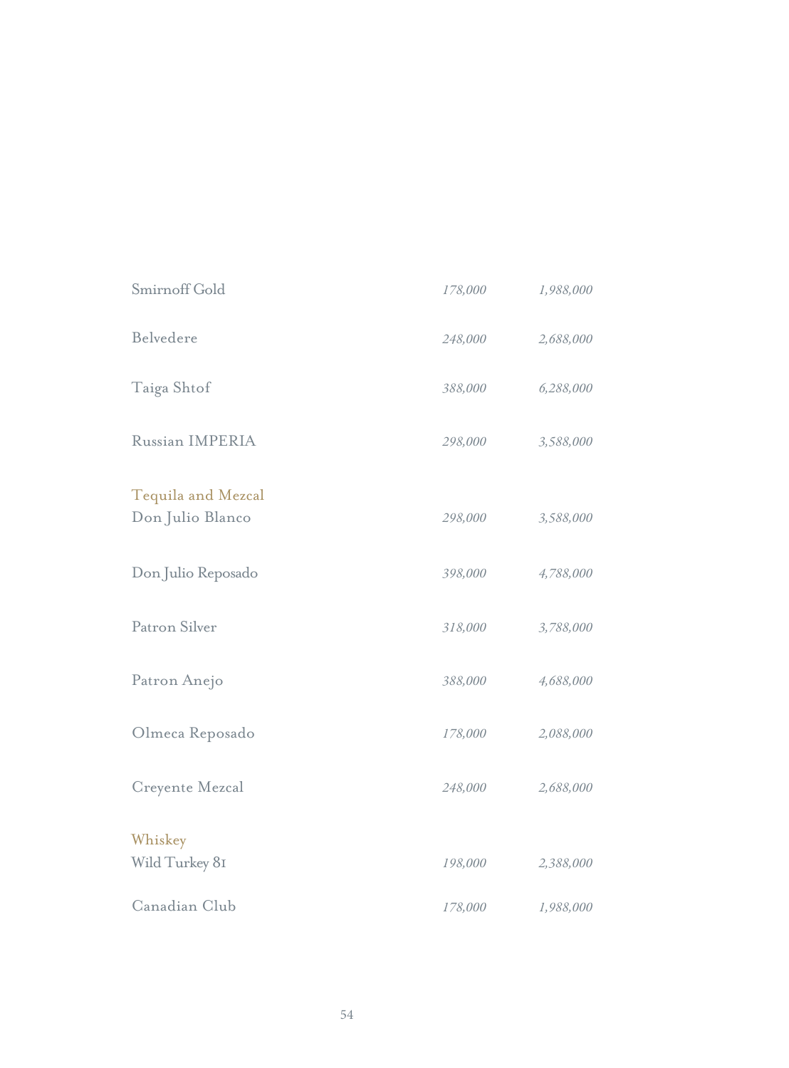| | | |
|---|---|---|
| Smirnoff Gold | *178,000* | *1,988,000* |
| Belvedere | *248,000* | *2,688,000* |
| Taiga Shtof | *388,000* | *6,288,000* |
| Russian IMPERIA | *298,000* | *3,588,000* |

## Tequila and Mezcal

| | | |
|---|---|---|
| Don Julio Blanco | *298,000* | *3,588,000* |
| Don Julio Reposado | *398,000* | *4,788,000* |
| Patron Silver | *318,000* | *3,788,000* |
| Patron Anejo | *388,000* | *4,688,000* |
| Olmeca Reposado | *178,000* | *2,088,000* |
| Creyente Mezcal | *248,000* | *2,688,000* |

## Whiskey

| | | |
|---|---|---|
| Wild Turkey 81 | *198,000* | *2,388,000* |
| Canadian Club | *178,000* | *1,988,000* |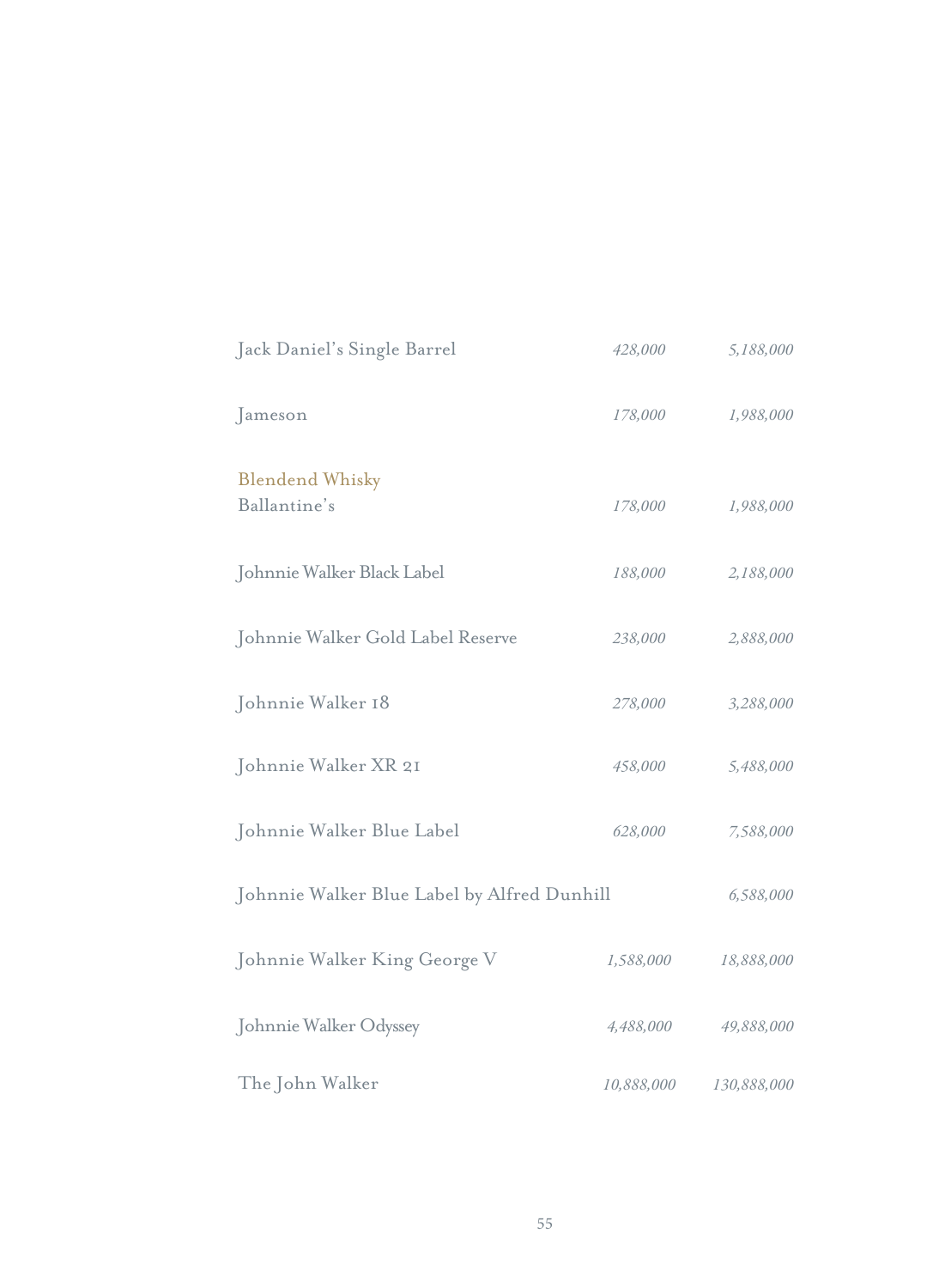| | | |
|---|---|---|
| Jack Daniel's Single Barrel | *428,000* | *5,188,000* |
| Jameson | *178,000* | *1,988,000* |

### Blendend Whisky

| | | |
|---|---|---|
| Ballantine's | *178,000* | *1,988,000* |
| Johnnie Walker Black Label | *188,000* | *2,188,000* |
| Johnnie Walker Gold Label Reserve | *238,000* | *2,888,000* |
| Johnnie Walker 18 | *278,000* | *3,288,000* |
| Johnnie Walker XR 21 | *458,000* | *5,488,000* |
| Johnnie Walker Blue Label | *628,000* | *7,588,000* |
| Johnnie Walker Blue Label by Alfred Dunhill | | *6,588,000* |
| Johnnie Walker King George V | *1,588,000* | *18,888,000* |
| Johnnie Walker Odyssey | *4,488,000* | *49,888,000* |
| The John Walker | *10,888,000* | *130,888,000* |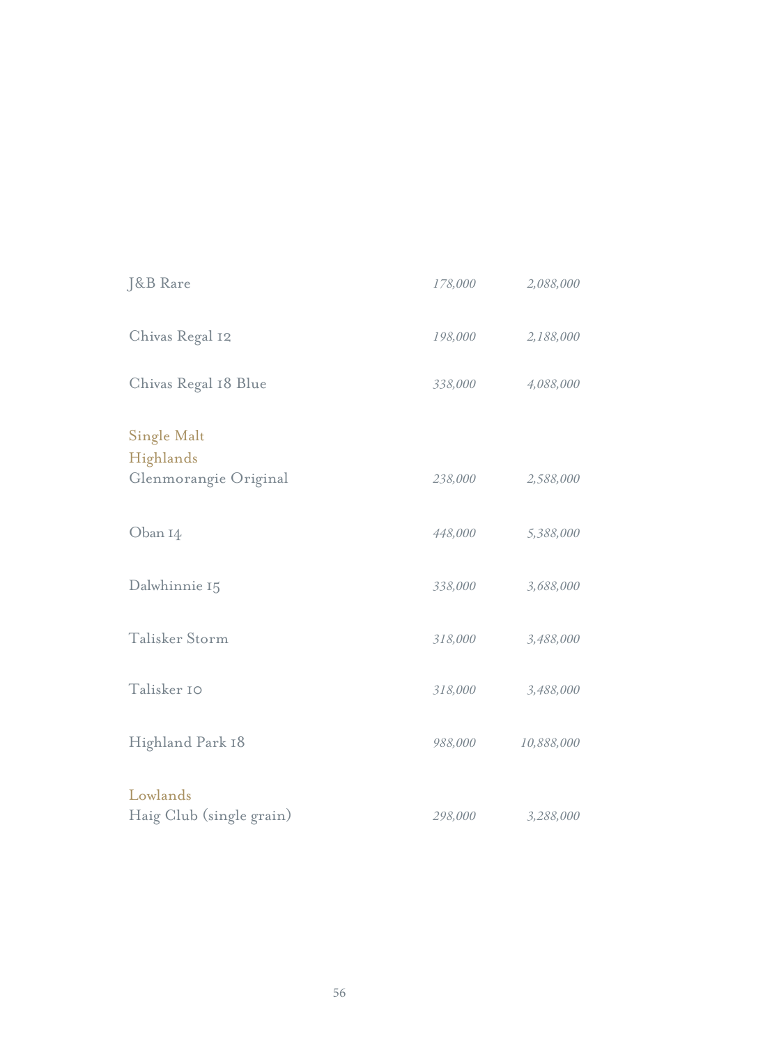| | | |
|---|---|---|
| J&B Rare | *178,000* | *2,088,000* |
| Chivas Regal 12 | *198,000* | *2,188,000* |
| Chivas Regal 18 Blue | *338,000* | *4,088,000* |

### Single Malt

#### Highlands

| | | |
|---|---|---|
| Glenmorangie Original | *238,000* | *2,588,000* |
| Oban 14 | *448,000* | *5,388,000* |
| Dalwhinnie 15 | *338,000* | *3,688,000* |
| Talisker Storm | *318,000* | *3,488,000* |
| Talisker 10 | *318,000* | *3,488,000* |
| Highland Park 18 | *988,000* | *10,888,000* |

#### Lowlands

| | | |
|---|---|---|
| Haig Club (single grain) | *298,000* | *3,288,000* |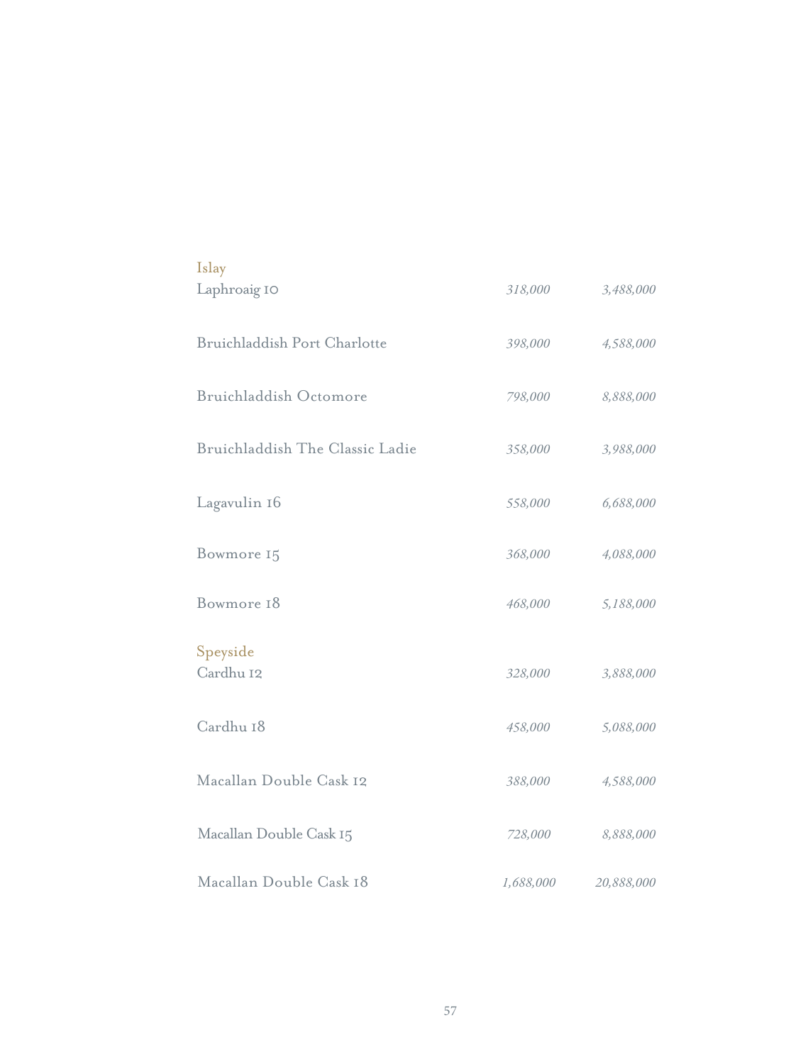## Islay

| | | |
|---|---|---|
| Laphroaig 10 | *318,000* | *3,488,000* |
| Bruichladdish Port Charlotte | *398,000* | *4,588,000* |
| Bruichladdish Octomore | *798,000* | *8,888,000* |
| Bruichladdish The Classic Ladie | *358,000* | *3,988,000* |
| Lagavulin 16 | *558,000* | *6,688,000* |
| Bowmore 15 | *368,000* | *4,088,000* |
| Bowmore 18 | *468,000* | *5,188,000* |

## Speyside

| | | |
|---|---|---|
| Cardhu 12 | *328,000* | *3,888,000* |
| Cardhu 18 | *458,000* | *5,088,000* |
| Macallan Double Cask 12 | *388,000* | *4,588,000* |
| Macallan Double Cask 15 | *728,000* | *8,888,000* |
| Macallan Double Cask 18 | *1,688,000* | *20,888,000* |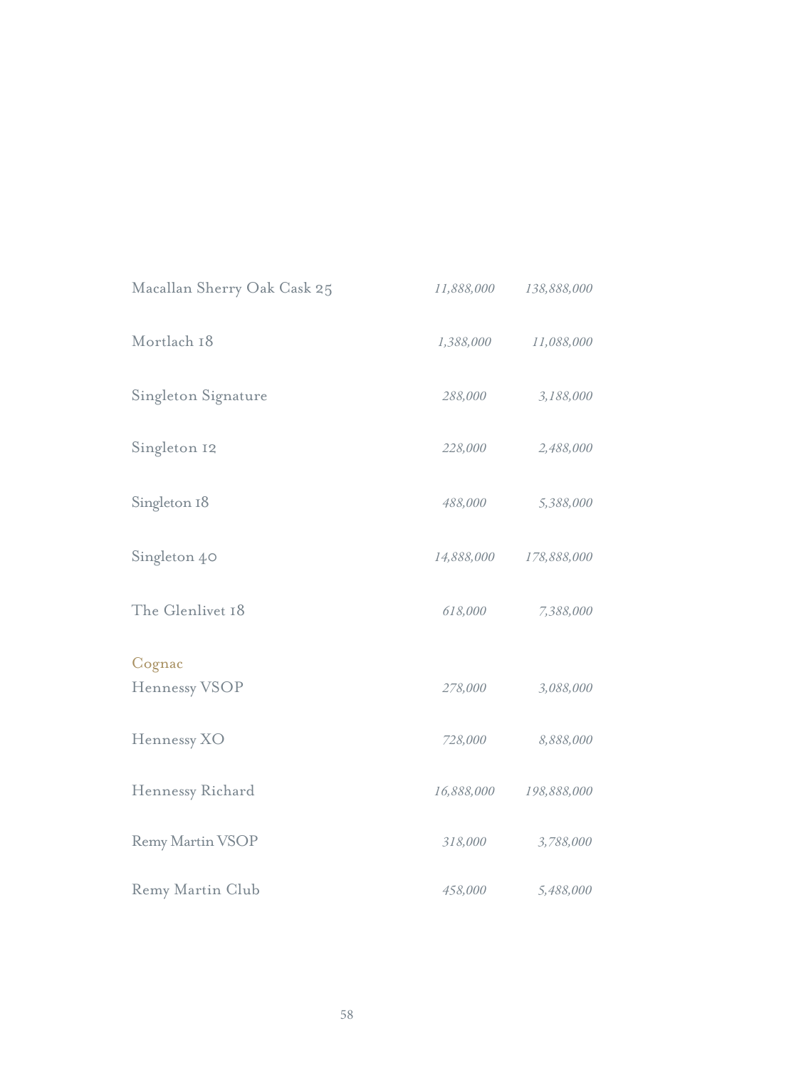| | | |
|---|---|---|
| Macallan Sherry Oak Cask 25 | *11,888,000* | *138,888,000* |
| Mortlach 18 | *1,388,000* | *11,088,000* |
| Singleton Signature | *288,000* | *3,188,000* |
| Singleton 12 | *228,000* | *2,488,000* |
| Singleton 18 | *488,000* | *5,388,000* |
| Singleton 40 | *14,888,000* | *178,888,000* |
| The Glenlivet 18 | *618,000* | *7,388,000* |

## Cognac

| | | |
|---|---|---|
| Hennessy VSOP | *278,000* | *3,088,000* |
| Hennessy XO | *728,000* | *8,888,000* |
| Hennessy Richard | *16,888,000* | *198,888,000* |
| Remy Martin VSOP | *318,000* | *3,788,000* |
| Remy Martin Club | *458,000* | *5,488,000* |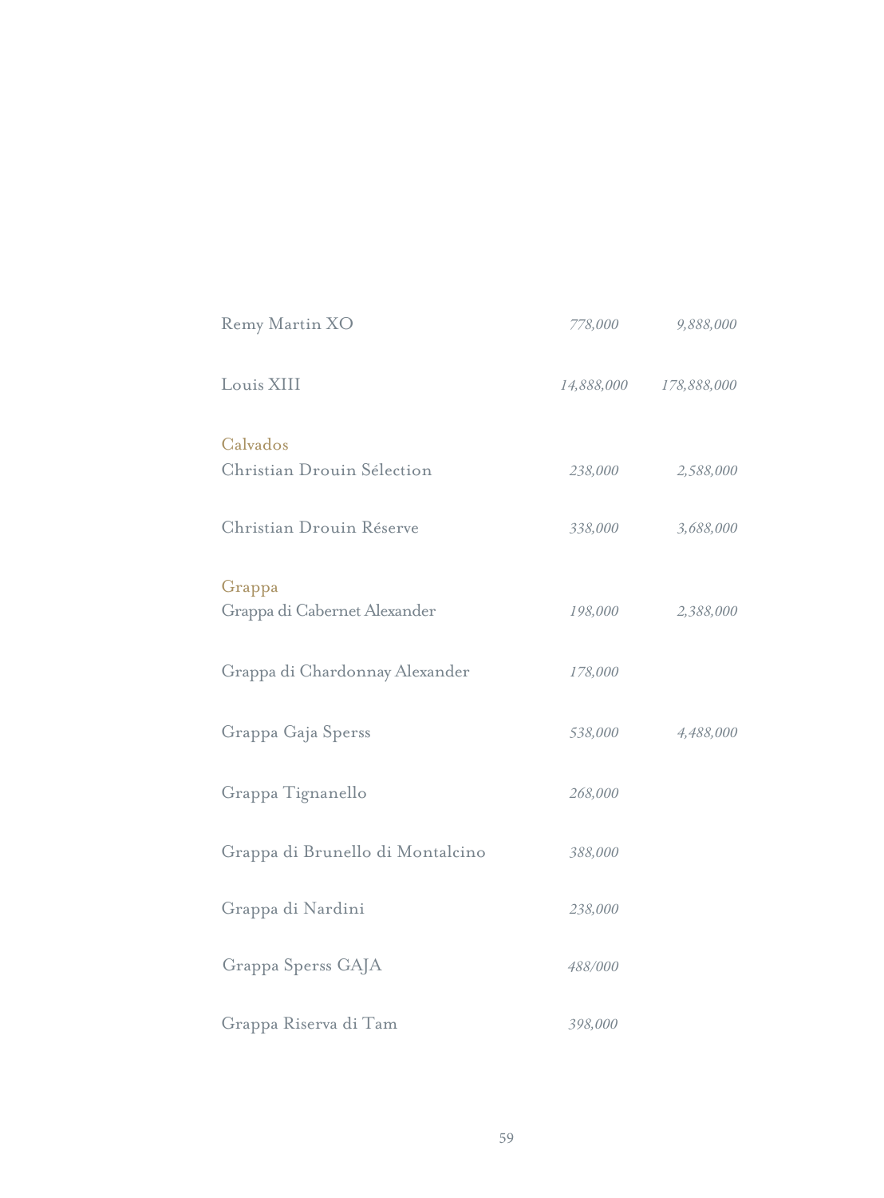| | | |
|---|---|---|
| Remy Martin XO | *778,000* | *9,888,000* |
| Louis XIII | *14,888,000* | *178,888,000* |

### Calvados

| | | |
|---|---|---|
| Christian Drouin Sélection | *238,000* | *2,588,000* |
| Christian Drouin Réserve | *338,000* | *3,688,000* |

### Grappa

| | | |
|---|---|---|
| Grappa di Cabernet Alexander | *198,000* | *2,388,000* |
| Grappa di Chardonnay Alexander | *178,000* | |
| Grappa Gaja Sperss | *538,000* | *4,488,000* |
| Grappa Tignanello | *268,000* | |
| Grappa di Brunello di Montalcino | *388,000* | |
| Grappa di Nardini | *238,000* | |
| Grappa Sperss GAJA | *488/000* | |
| Grappa Riserva di Tam | *398,000* | |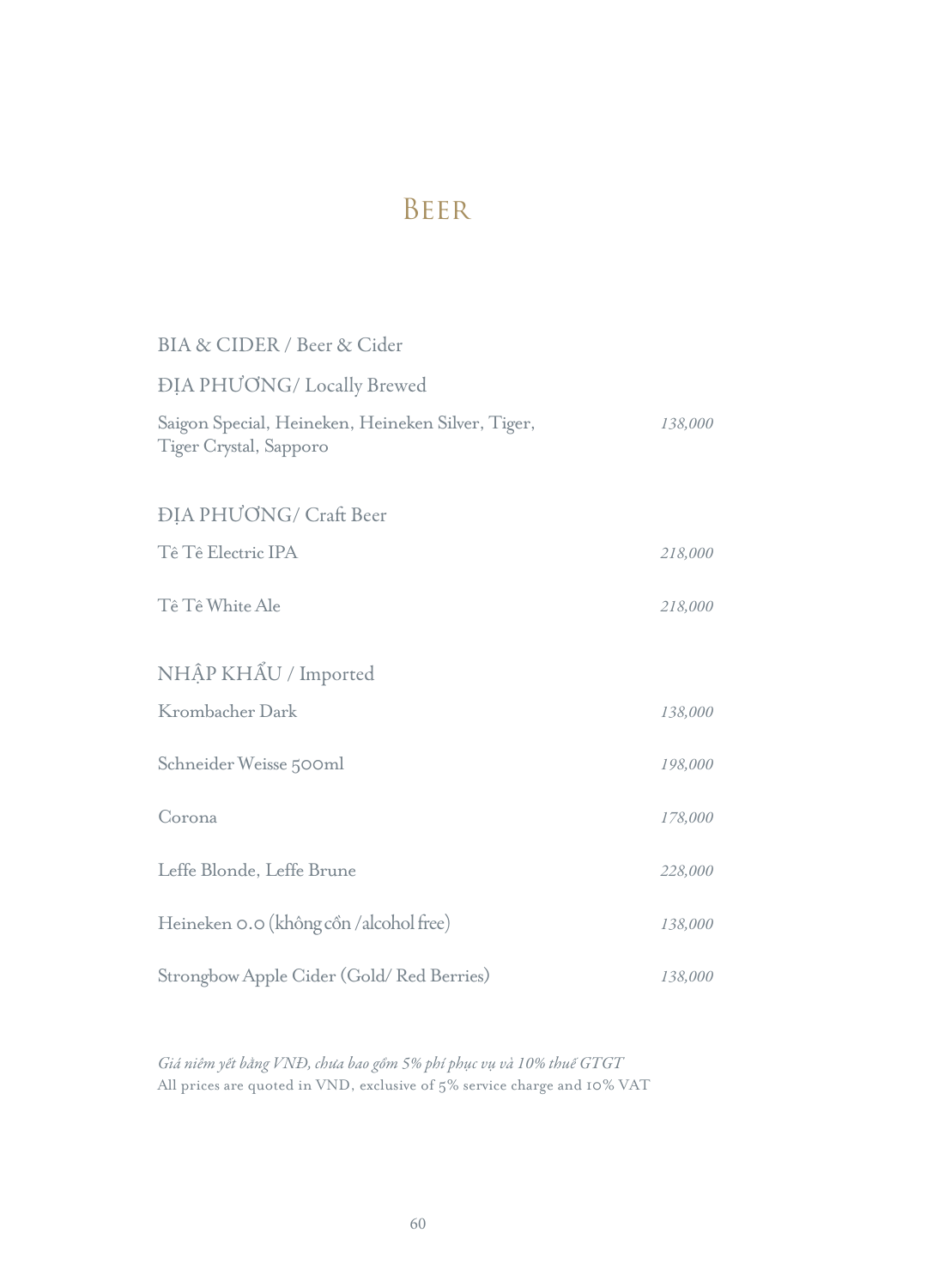# Beer

## BIA & CIDER / Beer & Cider

### ĐỊA PHƯƠNG/ Locally Brewed

| | |
|---|---|
| Saigon Special, Heineken, Heineken Silver, Tiger, Tiger Crystal, Sapporo | *138,000* |

### ĐỊA PHƯƠNG/ Craft Beer

| | |
|---|---|
| Tê Tê Electric IPA | *218,000* |
| Tê Tê White Ale | *218,000* |

### NHẬP KHẨU / Imported

| | |
|---|---|
| Krombacher Dark | *138,000* |
| Schneider Weisse 500ml | *198,000* |
| Corona | *178,000* |
| Leffe Blonde, Leffe Brune | *228,000* |
| Heineken 0.0 (không cồn /alcohol free) | *138,000* |
| Strongbow Apple Cider (Gold/ Red Berries) | *138,000* |

*Giá niêm yết bằng VNĐ, chưa bao gồm 5% phí phục vụ và 10% thuế GTGT*

All prices are quoted in VND, exclusive of 5% service charge and 10% VAT